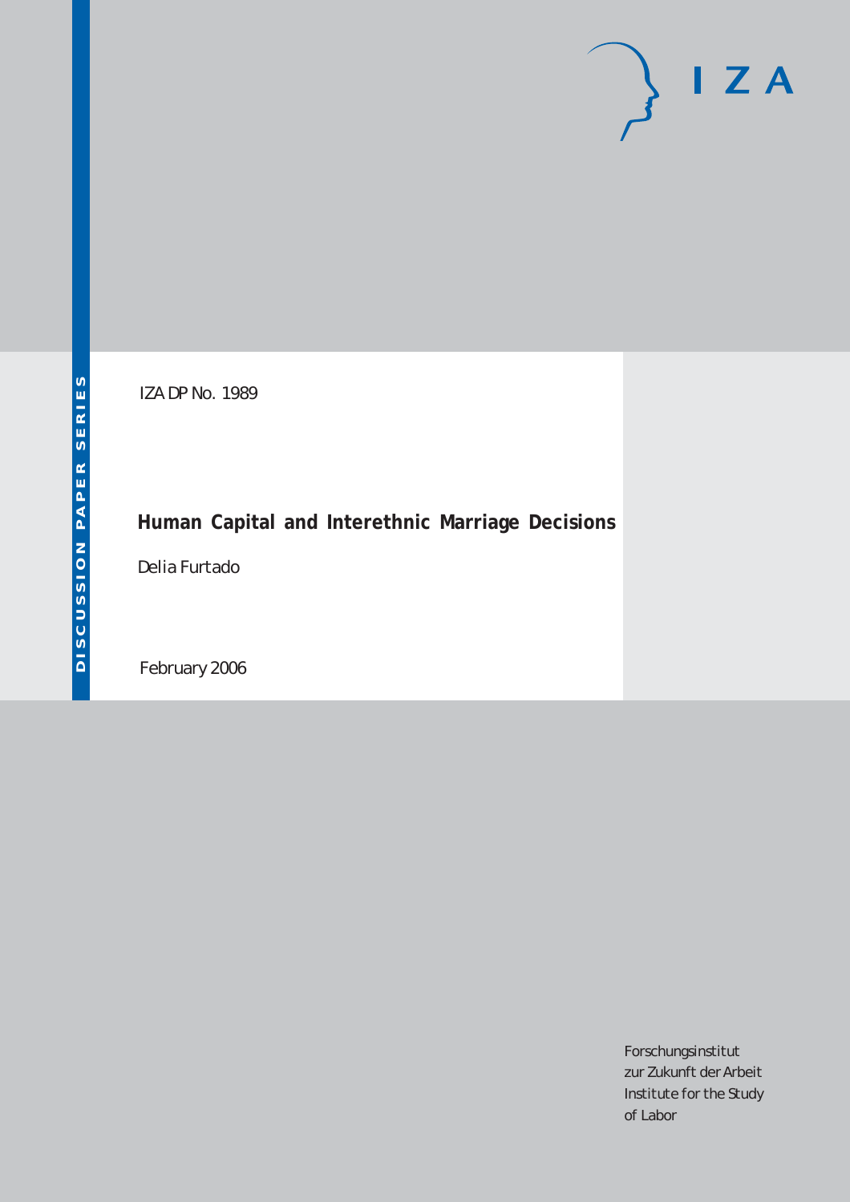IZA DP No. 1989

# Human Capital and Interethnic Marriage Decisions

Delia Furtado

February 2006

DISCUSSION PAPER SERIES

I Z A

Forschungsinstitut
zur Zukunft der Arbeit
Institute for the Study
of Labor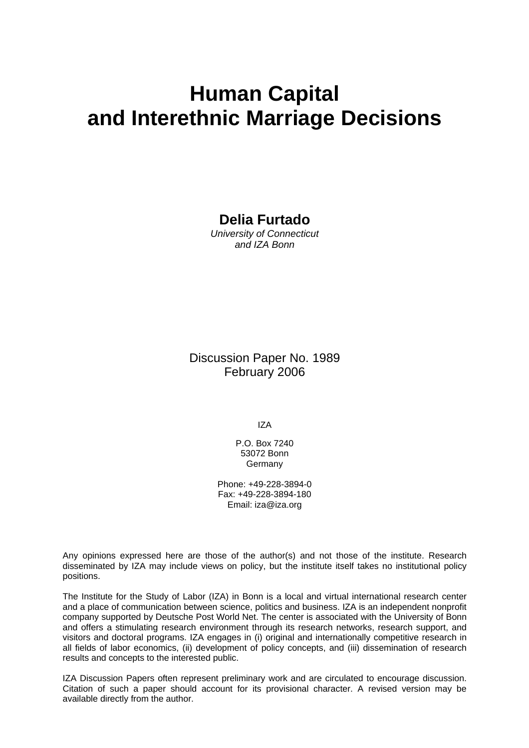# Human Capital and Interethnic Marriage Decisions

**Delia Furtado**
*University of Connecticut and IZA Bonn*

Discussion Paper No. 1989
February 2006

IZA

P.O. Box 7240
53072 Bonn
Germany

Phone: +49-228-3894-0
Fax: +49-228-3894-180
Email: iza@iza.org

Any opinions expressed here are those of the author(s) and not those of the institute. Research disseminated by IZA may include views on policy, but the institute itself takes no institutional policy positions.

The Institute for the Study of Labor (IZA) in Bonn is a local and virtual international research center and a place of communication between science, politics and business. IZA is an independent nonprofit company supported by Deutsche Post World Net. The center is associated with the University of Bonn and offers a stimulating research environment through its research networks, research support, and visitors and doctoral programs. IZA engages in (i) original and internationally competitive research in all fields of labor economics, (ii) development of policy concepts, and (iii) dissemination of research results and concepts to the interested public.

IZA Discussion Papers often represent preliminary work and are circulated to encourage discussion. Citation of such a paper should account for its provisional character. A revised version may be available directly from the author.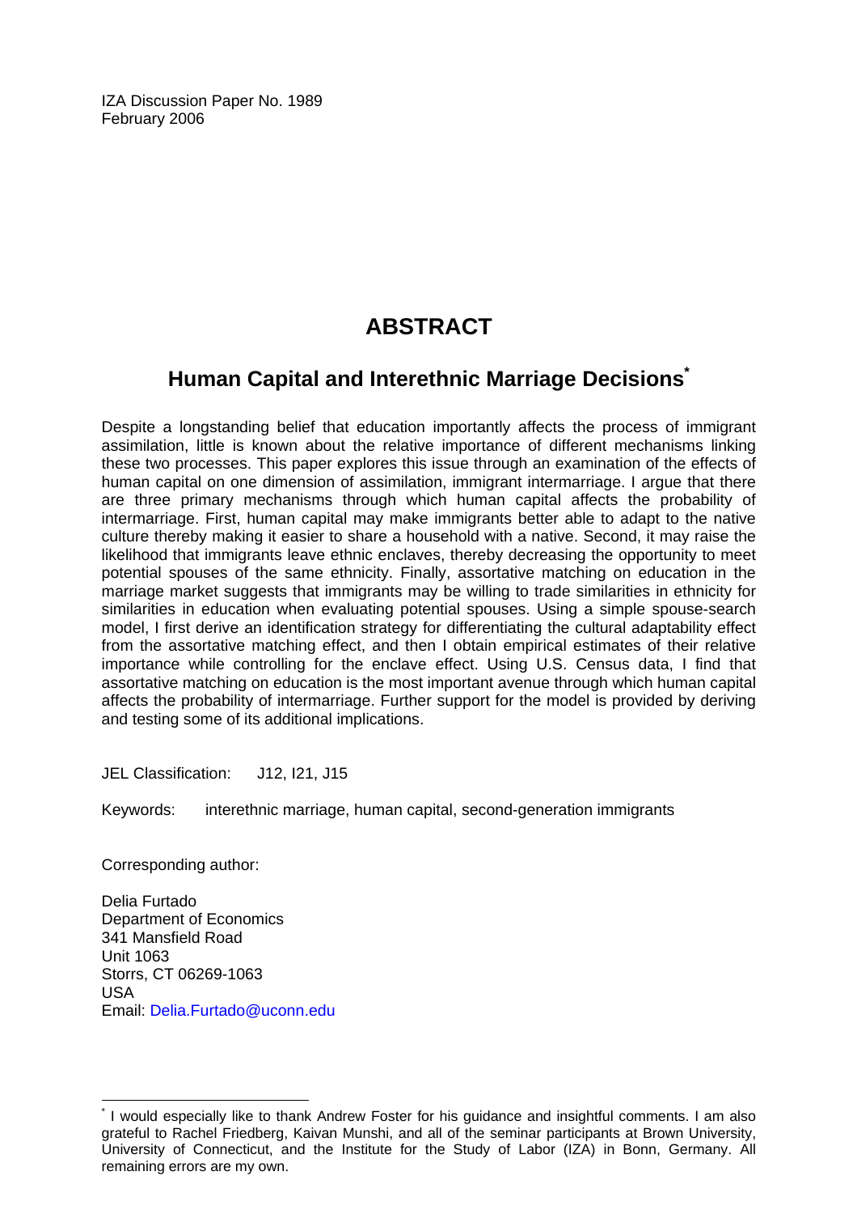IZA Discussion Paper No. 1989
February 2006

# ABSTRACT

## Human Capital and Interethnic Marriage Decisions*

Despite a longstanding belief that education importantly affects the process of immigrant assimilation, little is known about the relative importance of different mechanisms linking these two processes. This paper explores this issue through an examination of the effects of human capital on one dimension of assimilation, immigrant intermarriage. I argue that there are three primary mechanisms through which human capital affects the probability of intermarriage. First, human capital may make immigrants better able to adapt to the native culture thereby making it easier to share a household with a native. Second, it may raise the likelihood that immigrants leave ethnic enclaves, thereby decreasing the opportunity to meet potential spouses of the same ethnicity. Finally, assortative matching on education in the marriage market suggests that immigrants may be willing to trade similarities in ethnicity for similarities in education when evaluating potential spouses. Using a simple spouse-search model, I first derive an identification strategy for differentiating the cultural adaptability effect from the assortative matching effect, and then I obtain empirical estimates of their relative importance while controlling for the enclave effect. Using U.S. Census data, I find that assortative matching on education is the most important avenue through which human capital affects the probability of intermarriage. Further support for the model is provided by deriving and testing some of its additional implications.

JEL Classification: J12, I21, J15

Keywords: interethnic marriage, human capital, second-generation immigrants

Corresponding author:

Delia Furtado
Department of Economics
341 Mansfield Road
Unit 1063
Storrs, CT 06269-1063
USA
Email: Delia.Furtado@uconn.edu

* I would especially like to thank Andrew Foster for his guidance and insightful comments. I am also grateful to Rachel Friedberg, Kaivan Munshi, and all of the seminar participants at Brown University, University of Connecticut, and the Institute for the Study of Labor (IZA) in Bonn, Germany. All remaining errors are my own.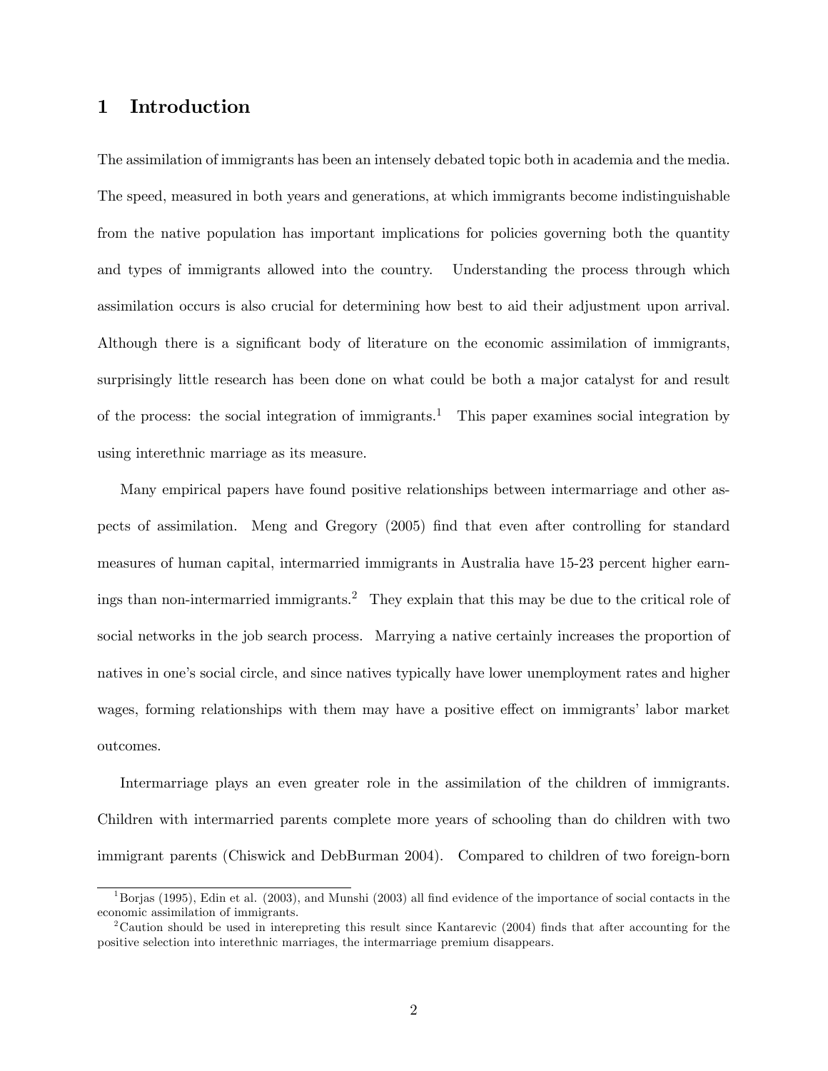# 1 Introduction

The assimilation of immigrants has been an intensely debated topic both in academia and the media. The speed, measured in both years and generations, at which immigrants become indistinguishable from the native population has important implications for policies governing both the quantity and types of immigrants allowed into the country. Understanding the process through which assimilation occurs is also crucial for determining how best to aid their adjustment upon arrival. Although there is a significant body of literature on the economic assimilation of immigrants, surprisingly little research has been done on what could be both a major catalyst for and result of the process: the social integration of immigrants.[1] This paper examines social integration by using interethnic marriage as its measure.

Many empirical papers have found positive relationships between intermarriage and other aspects of assimilation. Meng and Gregory (2005) find that even after controlling for standard measures of human capital, intermarried immigrants in Australia have 15-23 percent higher earnings than non-intermarried immigrants.[2] They explain that this may be due to the critical role of social networks in the job search process. Marrying a native certainly increases the proportion of natives in one's social circle, and since natives typically have lower unemployment rates and higher wages, forming relationships with them may have a positive effect on immigrants' labor market outcomes.

Intermarriage plays an even greater role in the assimilation of the children of immigrants. Children with intermarried parents complete more years of schooling than do children with two immigrant parents (Chiswick and DebBurman 2004). Compared to children of two foreign-born

[1] Borjas (1995), Edin et al. (2003), and Munshi (2003) all find evidence of the importance of social contacts in the economic assimilation of immigrants.

[2] Caution should be used in interepreting this result since Kantarevic (2004) finds that after accounting for the positive selection into interethnic marriages, the intermarriage premium disappears.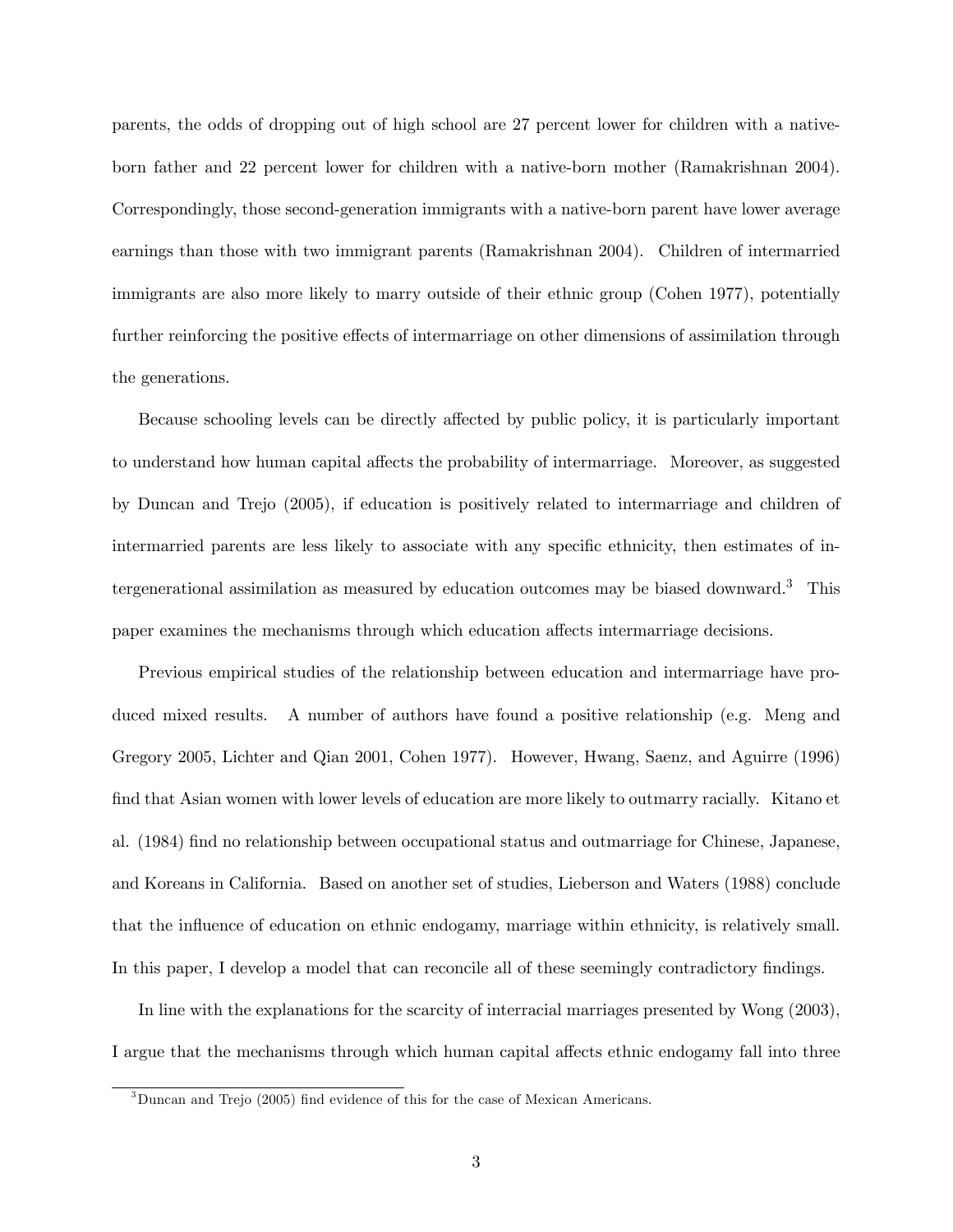parents, the odds of dropping out of high school are 27 percent lower for children with a native-born father and 22 percent lower for children with a native-born mother (Ramakrishnan 2004). Correspondingly, those second-generation immigrants with a native-born parent have lower average earnings than those with two immigrant parents (Ramakrishnan 2004). Children of intermarried immigrants are also more likely to marry outside of their ethnic group (Cohen 1977), potentially further reinforcing the positive effects of intermarriage on other dimensions of assimilation through the generations.

Because schooling levels can be directly affected by public policy, it is particularly important to understand how human capital affects the probability of intermarriage. Moreover, as suggested by Duncan and Trejo (2005), if education is positively related to intermarriage and children of intermarried parents are less likely to associate with any specific ethnicity, then estimates of intergenerational assimilation as measured by education outcomes may be biased downward.[3] This paper examines the mechanisms through which education affects intermarriage decisions.

Previous empirical studies of the relationship between education and intermarriage have produced mixed results. A number of authors have found a positive relationship (e.g. Meng and Gregory 2005, Lichter and Qian 2001, Cohen 1977). However, Hwang, Saenz, and Aguirre (1996) find that Asian women with lower levels of education are more likely to outmarry racially. Kitano et al. (1984) find no relationship between occupational status and outmarriage for Chinese, Japanese, and Koreans in California. Based on another set of studies, Lieberson and Waters (1988) conclude that the influence of education on ethnic endogamy, marriage within ethnicity, is relatively small. In this paper, I develop a model that can reconcile all of these seemingly contradictory findings.

In line with the explanations for the scarcity of interracial marriages presented by Wong (2003), I argue that the mechanisms through which human capital affects ethnic endogamy fall into three

[3] Duncan and Trejo (2005) find evidence of this for the case of Mexican Americans.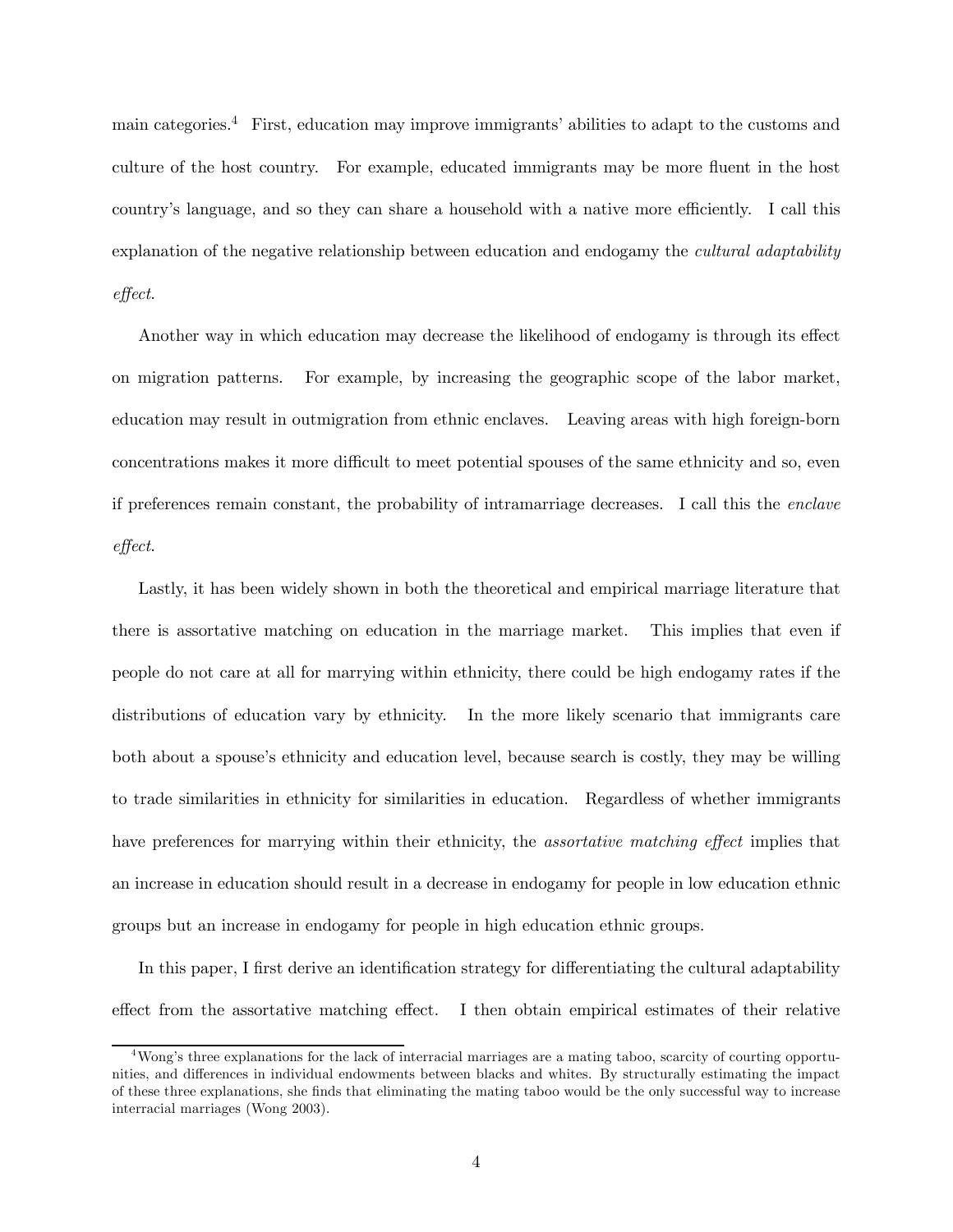main categories.[4] First, education may improve immigrants' abilities to adapt to the customs and culture of the host country. For example, educated immigrants may be more fluent in the host country's language, and so they can share a household with a native more efficiently. I call this explanation of the negative relationship between education and endogamy the *cultural adaptability effect*.

Another way in which education may decrease the likelihood of endogamy is through its effect on migration patterns. For example, by increasing the geographic scope of the labor market, education may result in outmigration from ethnic enclaves. Leaving areas with high foreign-born concentrations makes it more difficult to meet potential spouses of the same ethnicity and so, even if preferences remain constant, the probability of intramarriage decreases. I call this the *enclave effect*.

Lastly, it has been widely shown in both the theoretical and empirical marriage literature that there is assortative matching on education in the marriage market. This implies that even if people do not care at all for marrying within ethnicity, there could be high endogamy rates if the distributions of education vary by ethnicity. In the more likely scenario that immigrants care both about a spouse's ethnicity and education level, because search is costly, they may be willing to trade similarities in ethnicity for similarities in education. Regardless of whether immigrants have preferences for marrying within their ethnicity, the *assortative matching effect* implies that an increase in education should result in a decrease in endogamy for people in low education ethnic groups but an increase in endogamy for people in high education ethnic groups.

In this paper, I first derive an identification strategy for differentiating the cultural adaptability effect from the assortative matching effect. I then obtain empirical estimates of their relative

[4] Wong's three explanations for the lack of interracial marriages are a mating taboo, scarcity of courting opportunities, and differences in individual endowments between blacks and whites. By structurally estimating the impact of these three explanations, she finds that eliminating the mating taboo would be the only successful way to increase interracial marriages (Wong 2003).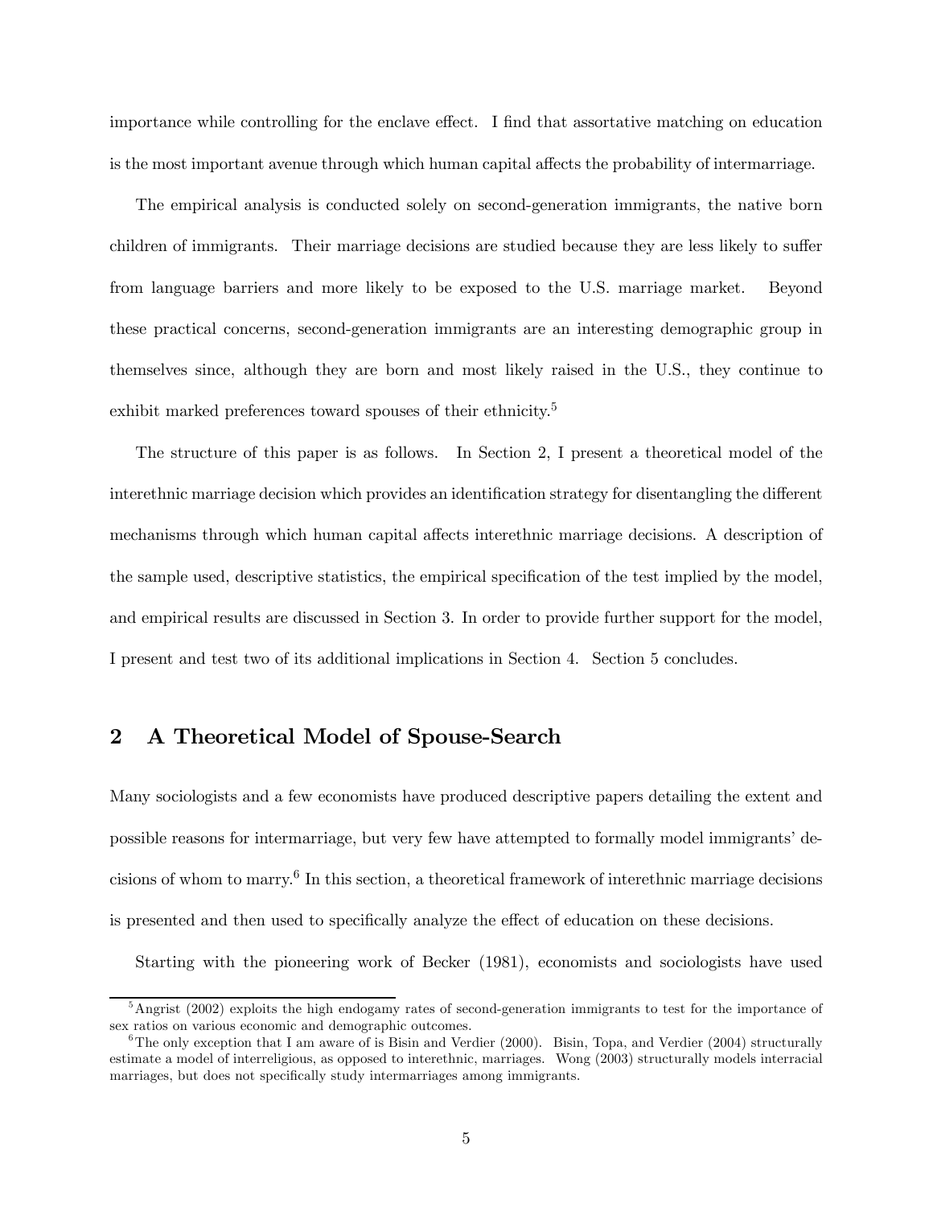importance while controlling for the enclave effect. I find that assortative matching on education is the most important avenue through which human capital affects the probability of intermarriage.

The empirical analysis is conducted solely on second-generation immigrants, the native born children of immigrants. Their marriage decisions are studied because they are less likely to suffer from language barriers and more likely to be exposed to the U.S. marriage market. Beyond these practical concerns, second-generation immigrants are an interesting demographic group in themselves since, although they are born and most likely raised in the U.S., they continue to exhibit marked preferences toward spouses of their ethnicity.[5]

The structure of this paper is as follows. In Section 2, I present a theoretical model of the interethnic marriage decision which provides an identification strategy for disentangling the different mechanisms through which human capital affects interethnic marriage decisions. A description of the sample used, descriptive statistics, the empirical specification of the test implied by the model, and empirical results are discussed in Section 3. In order to provide further support for the model, I present and test two of its additional implications in Section 4. Section 5 concludes.

## 2 A Theoretical Model of Spouse-Search

Many sociologists and a few economists have produced descriptive papers detailing the extent and possible reasons for intermarriage, but very few have attempted to formally model immigrants' decisions of whom to marry.[6] In this section, a theoretical framework of interethnic marriage decisions is presented and then used to specifically analyze the effect of education on these decisions.

Starting with the pioneering work of Becker (1981), economists and sociologists have used

[5] Angrist (2002) exploits the high endogamy rates of second-generation immigrants to test for the importance of sex ratios on various economic and demographic outcomes.

[6] The only exception that I am aware of is Bisin and Verdier (2000). Bisin, Topa, and Verdier (2004) structurally estimate a model of interreligious, as opposed to interethnic, marriages. Wong (2003) structurally models interracial marriages, but does not specifically study intermarriages among immigrants.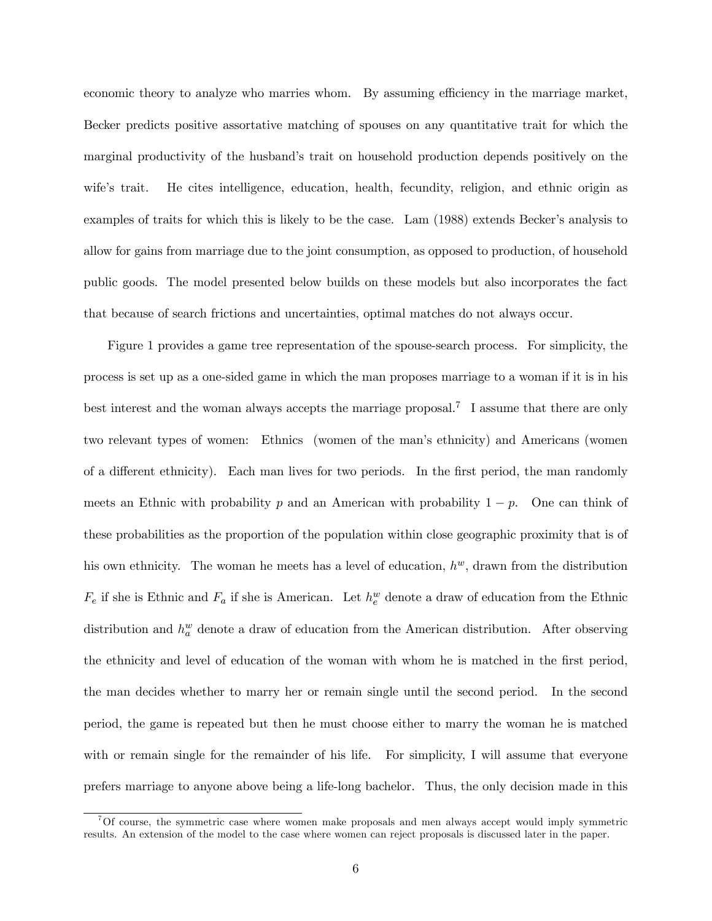economic theory to analyze who marries whom. By assuming efficiency in the marriage market, Becker predicts positive assortative matching of spouses on any quantitative trait for which the marginal productivity of the husband's trait on household production depends positively on the wife's trait. He cites intelligence, education, health, fecundity, religion, and ethnic origin as examples of traits for which this is likely to be the case. Lam (1988) extends Becker's analysis to allow for gains from marriage due to the joint consumption, as opposed to production, of household public goods. The model presented below builds on these models but also incorporates the fact that because of search frictions and uncertainties, optimal matches do not always occur.

Figure 1 provides a game tree representation of the spouse-search process. For simplicity, the process is set up as a one-sided game in which the man proposes marriage to a woman if it is in his best interest and the woman always accepts the marriage proposal.[7] I assume that there are only two relevant types of women: Ethnics (women of the man's ethnicity) and Americans (women of a different ethnicity). Each man lives for two periods. In the first period, the man randomly meets an Ethnic with probability $p$ and an American with probability $1 - p$. One can think of these probabilities as the proportion of the population within close geographic proximity that is of his own ethnicity. The woman he meets has a level of education, $h^w$, drawn from the distribution $F_e$ if she is Ethnic and $F_a$ if she is American. Let $h_e^w$ denote a draw of education from the Ethnic distribution and $h_a^w$ denote a draw of education from the American distribution. After observing the ethnicity and level of education of the woman with whom he is matched in the first period, the man decides whether to marry her or remain single until the second period. In the second period, the game is repeated but then he must choose either to marry the woman he is matched with or remain single for the remainder of his life. For simplicity, I will assume that everyone prefers marriage to anyone above being a life-long bachelor. Thus, the only decision made in this

[7] Of course, the symmetric case where women make proposals and men always accept would imply symmetric results. An extension of the model to the case where women can reject proposals is discussed later in the paper.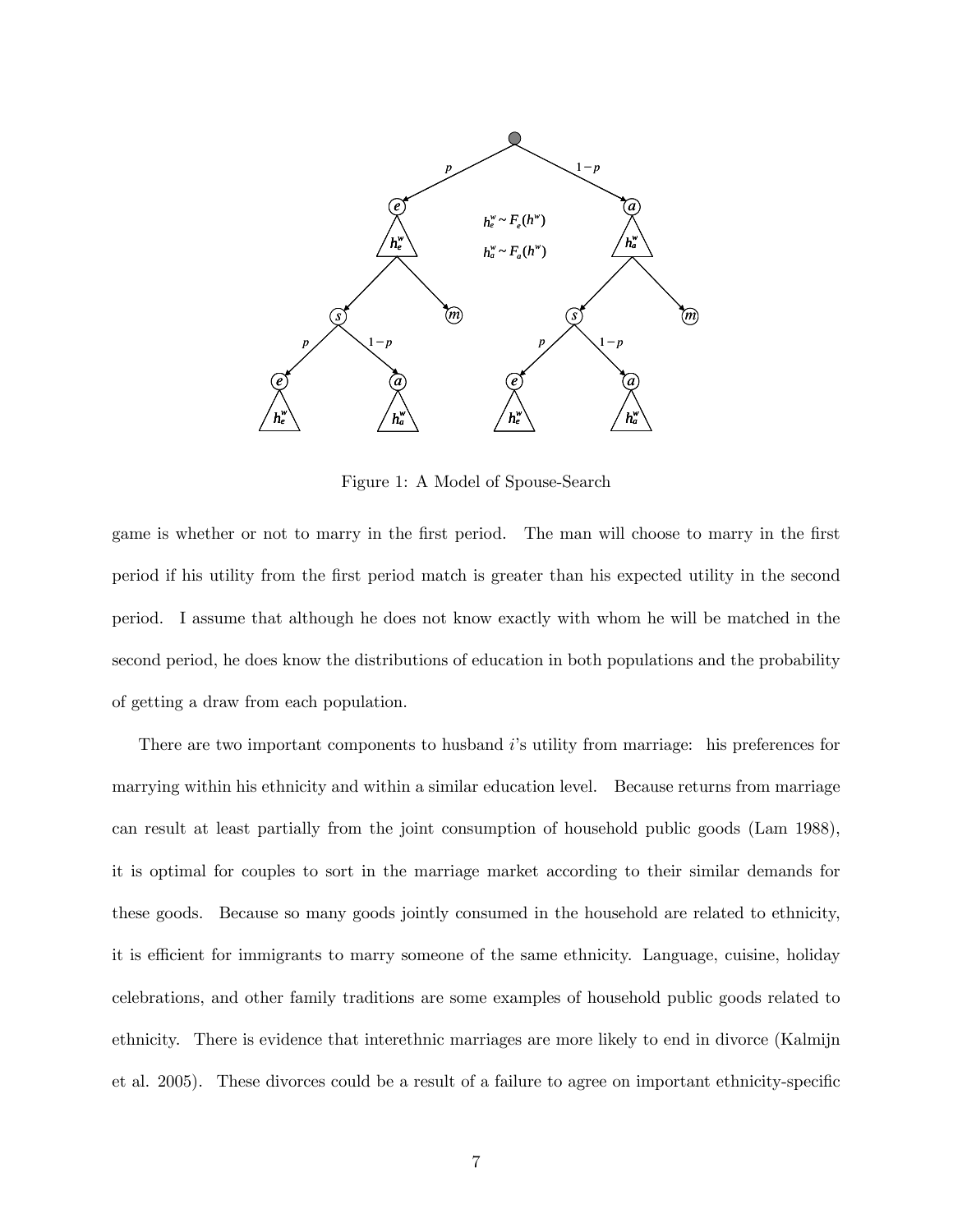Figure 1: A Model of Spouse-Search

game is whether or not to marry in the first period. The man will choose to marry in the first period if his utility from the first period match is greater than his expected utility in the second period. I assume that although he does not know exactly with whom he will be matched in the second period, he does know the distributions of education in both populations and the probability of getting a draw from each population.

There are two important components to husband $i$'s utility from marriage: his preferences for marrying within his ethnicity and within a similar education level. Because returns from marriage can result at least partially from the joint consumption of household public goods (Lam 1988), it is optimal for couples to sort in the marriage market according to their similar demands for these goods. Because so many goods jointly consumed in the household are related to ethnicity, it is efficient for immigrants to marry someone of the same ethnicity. Language, cuisine, holiday celebrations, and other family traditions are some examples of household public goods related to ethnicity. There is evidence that interethnic marriages are more likely to end in divorce (Kalmijn et al. 2005). These divorces could be a result of a failure to agree on important ethnicity-specific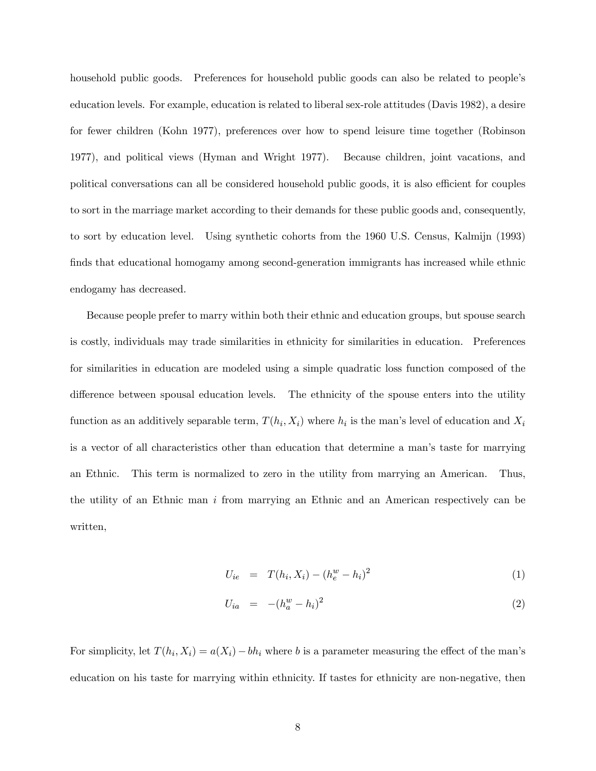household public goods. Preferences for household public goods can also be related to people's education levels. For example, education is related to liberal sex-role attitudes (Davis 1982), a desire for fewer children (Kohn 1977), preferences over how to spend leisure time together (Robinson 1977), and political views (Hyman and Wright 1977). Because children, joint vacations, and political conversations can all be considered household public goods, it is also efficient for couples to sort in the marriage market according to their demands for these public goods and, consequently, to sort by education level. Using synthetic cohorts from the 1960 U.S. Census, Kalmijn (1993) finds that educational homogamy among second-generation immigrants has increased while ethnic endogamy has decreased.

Because people prefer to marry within both their ethnic and education groups, but spouse search is costly, individuals may trade similarities in ethnicity for similarities in education. Preferences for similarities in education are modeled using a simple quadratic loss function composed of the difference between spousal education levels. The ethnicity of the spouse enters into the utility function as an additively separable term, $T(h_i, X_i)$ where $h_i$ is the man's level of education and $X_i$ is a vector of all characteristics other than education that determine a man's taste for marrying an Ethnic. This term is normalized to zero in the utility from marrying an American. Thus, the utility of an Ethnic man $i$ from marrying an Ethnic and an American respectively can be written,

$$U_{ie} = T(h_i, X_i) - (h_e^w - h_i)^2 \tag{1}$$

$$U_{ia} = -(h_a^w - h_i)^2 \tag{2}$$

For simplicity, let $T(h_i, X_i) = a(X_i) - bh_i$ where $b$ is a parameter measuring the effect of the man's education on his taste for marrying within ethnicity. If tastes for ethnicity are non-negative, then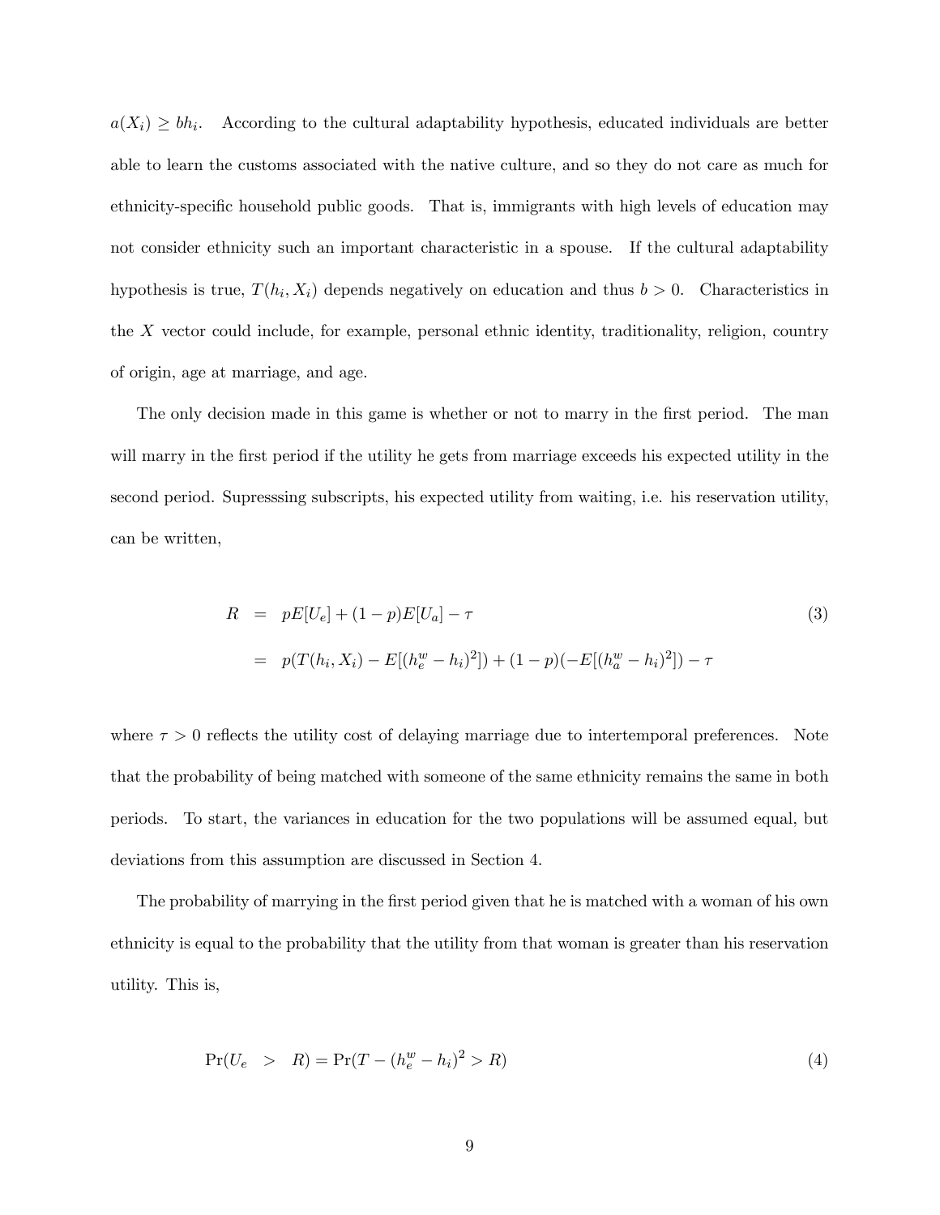$a(X_i) \geq bh_i$. According to the cultural adaptability hypothesis, educated individuals are better able to learn the customs associated with the native culture, and so they do not care as much for ethnicity-specific household public goods. That is, immigrants with high levels of education may not consider ethnicity such an important characteristic in a spouse. If the cultural adaptability hypothesis is true, $T(h_i, X_i)$ depends negatively on education and thus $b > 0$. Characteristics in the $X$ vector could include, for example, personal ethnic identity, traditionality, religion, country of origin, age at marriage, and age.

The only decision made in this game is whether or not to marry in the first period. The man will marry in the first period if the utility he gets from marriage exceeds his expected utility in the second period. Supresssing subscripts, his expected utility from waiting, i.e. his reservation utility, can be written,

$$
\begin{aligned}
R &= pE[U_e] + (1-p)E[U_a] - \tau \qquad (3) \\
&= p(T(h_i, X_i) - E[(h_e^w - h_i)^2]) + (1-p)(-E[(h_a^w - h_i)^2]) - \tau
\end{aligned}
$$

where $\tau > 0$ reflects the utility cost of delaying marriage due to intertemporal preferences. Note that the probability of being matched with someone of the same ethnicity remains the same in both periods. To start, the variances in education for the two populations will be assumed equal, but deviations from this assumption are discussed in Section 4.

The probability of marrying in the first period given that he is matched with a woman of his own ethnicity is equal to the probability that the utility from that woman is greater than his reservation utility. This is,

$$
\Pr(U_e > R) = \Pr(T - (h_e^w - h_i)^2 > R) \qquad (4)
$$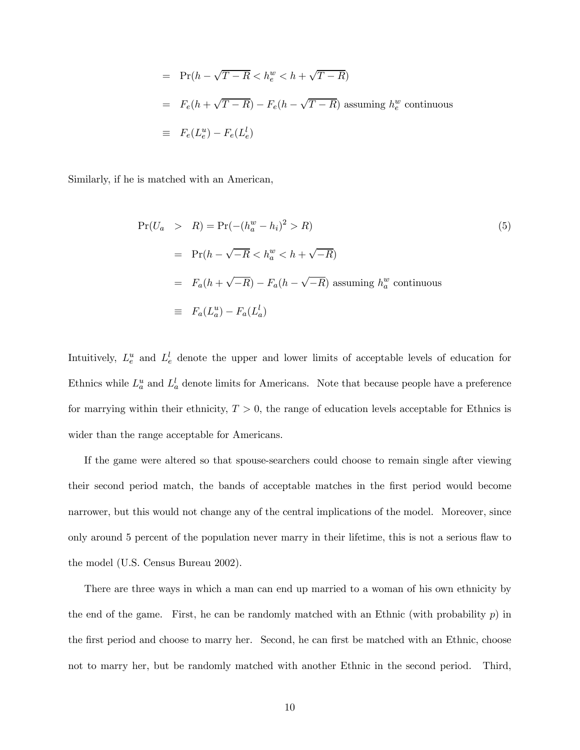$$
\begin{aligned}
&= \Pr(h - \sqrt{T-R} < h_e^w < h + \sqrt{T-R}) \\
&= F_e(h + \sqrt{T-R}) - F_e(h - \sqrt{T-R}) \text{ assuming } h_e^w \text{ continuous} \\
&\equiv F_e(L_e^u) - F_e(L_e^l)
\end{aligned}
$$

Similarly, if he is matched with an American,

$$
\begin{aligned}
\Pr(U_a &> R) = \Pr(-(h_a^w - h_i)^2 > R) \qquad (5) \\
&= \Pr(h - \sqrt{-R} < h_a^w < h + \sqrt{-R}) \\
&= F_a(h + \sqrt{-R}) - F_a(h - \sqrt{-R}) \text{ assuming } h_a^w \text{ continuous} \\
&\equiv F_a(L_a^u) - F_a(L_a^l)
\end{aligned}
$$

Intuitively, $L_e^u$ and $L_e^l$ denote the upper and lower limits of acceptable levels of education for Ethnics while $L_a^u$ and $L_a^l$ denote limits for Americans. Note that because people have a preference for marrying within their ethnicity, $T > 0$, the range of education levels acceptable for Ethnics is wider than the range acceptable for Americans.

If the game were altered so that spouse-searchers could choose to remain single after viewing their second period match, the bands of acceptable matches in the first period would become narrower, but this would not change any of the central implications of the model. Moreover, since only around 5 percent of the population never marry in their lifetime, this is not a serious flaw to the model (U.S. Census Bureau 2002).

There are three ways in which a man can end up married to a woman of his own ethnicity by the end of the game. First, he can be randomly matched with an Ethnic (with probability $p$) in the first period and choose to marry her. Second, he can first be matched with an Ethnic, choose not to marry her, but be randomly matched with another Ethnic in the second period. Third,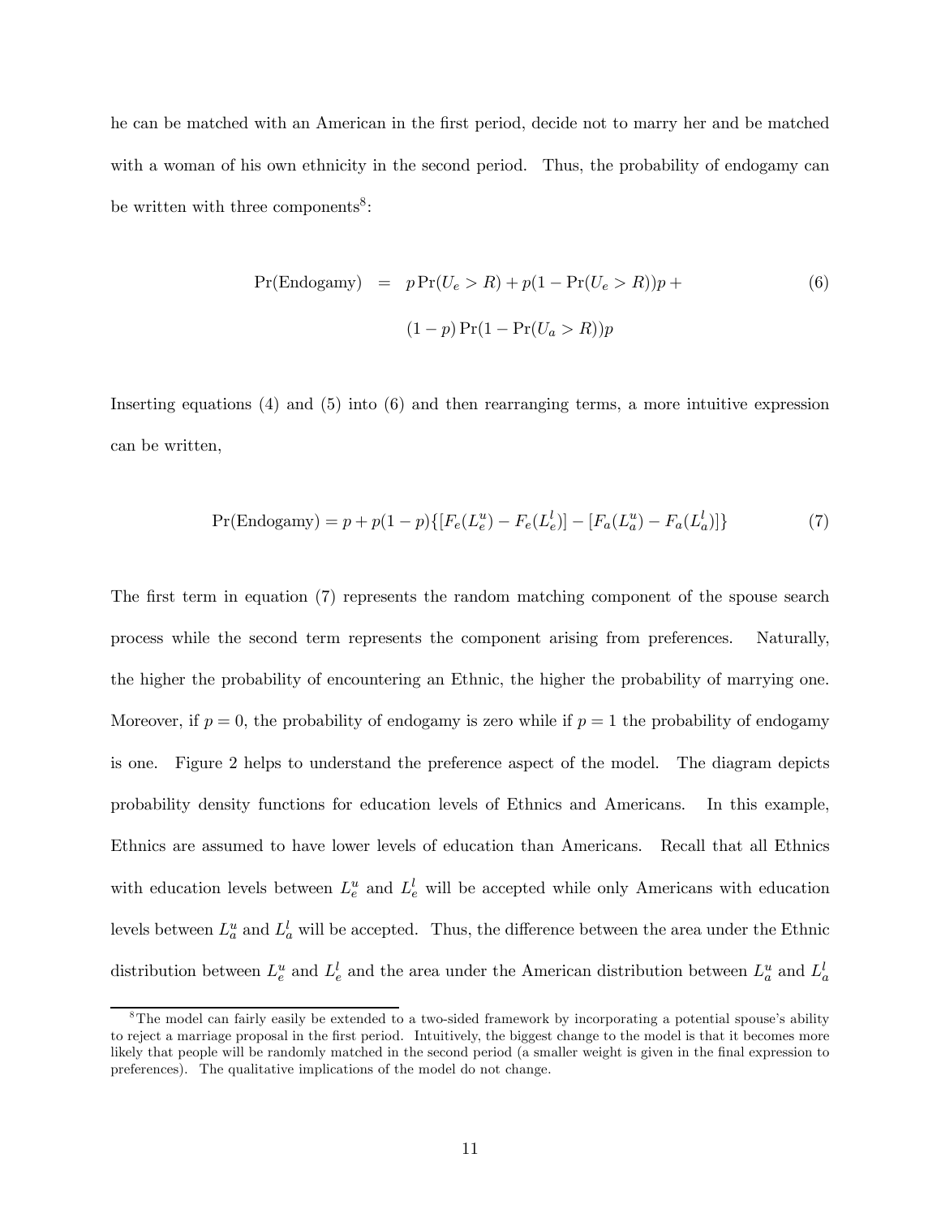he can be matched with an American in the first period, decide not to marry her and be matched with a woman of his own ethnicity in the second period. Thus, the probability of endogamy can be written with three components[8]:

$$
\begin{aligned}
\Pr(\text{Endogamy}) \quad &= \quad p\Pr(U_e > R) + p(1 - \Pr(U_e > R))p + \\
&\qquad (1-p)\Pr(1 - \Pr(U_a > R))p
\end{aligned}
\tag{6}
$$

Inserting equations (4) and (5) into (6) and then rearranging terms, a more intuitive expression can be written,

$$
\Pr(\text{Endogamy}) = p + p(1-p)\{[F_e(L_e^u) - F_e(L_e^l)] - [F_a(L_a^u) - F_a(L_a^l)]\} \tag{7}
$$

The first term in equation (7) represents the random matching component of the spouse search process while the second term represents the component arising from preferences. Naturally, the higher the probability of encountering an Ethnic, the higher the probability of marrying one. Moreover, if $p = 0$, the probability of endogamy is zero while if $p = 1$ the probability of endogamy is one. Figure 2 helps to understand the preference aspect of the model. The diagram depicts probability density functions for education levels of Ethnics and Americans. In this example, Ethnics are assumed to have lower levels of education than Americans. Recall that all Ethnics with education levels between $L_e^u$ and $L_e^l$ will be accepted while only Americans with education levels between $L_a^u$ and $L_a^l$ will be accepted. Thus, the difference between the area under the Ethnic distribution between $L_e^u$ and $L_e^l$ and the area under the American distribution between $L_a^u$ and $L_a^l$

[8] The model can fairly easily be extended to a two-sided framework by incorporating a potential spouse's ability to reject a marriage proposal in the first period. Intuitively, the biggest change to the model is that it becomes more likely that people will be randomly matched in the second period (a smaller weight is given in the final expression to preferences). The qualitative implications of the model do not change.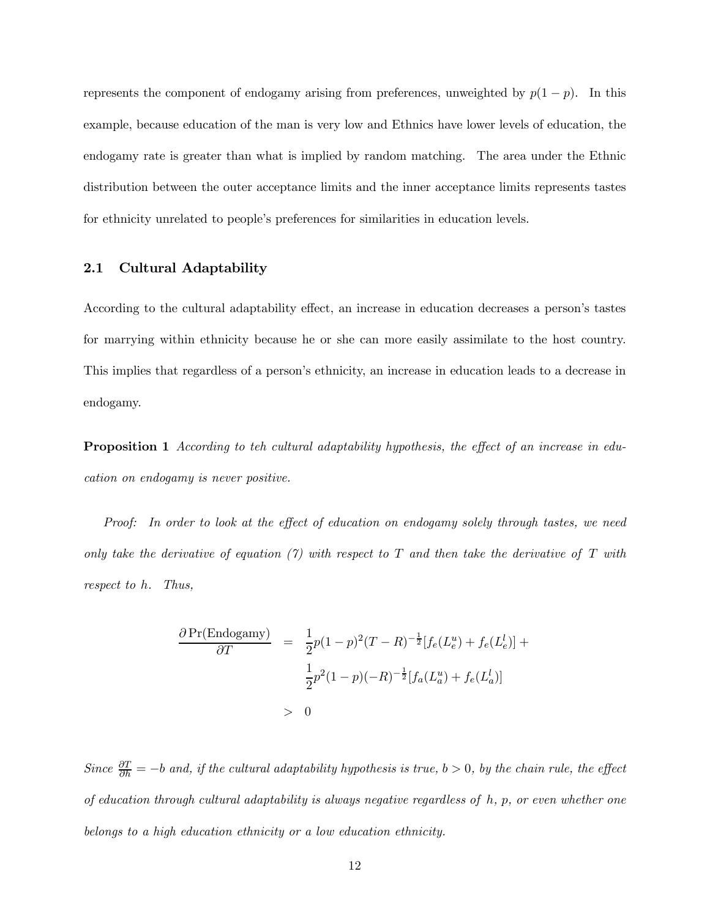represents the component of endogamy arising from preferences, unweighted by $p(1-p)$. In this example, because education of the man is very low and Ethnics have lower levels of education, the endogamy rate is greater than what is implied by random matching. The area under the Ethnic distribution between the outer acceptance limits and the inner acceptance limits represents tastes for ethnicity unrelated to people's preferences for similarities in education levels.

## 2.1 Cultural Adaptability

According to the cultural adaptability effect, an increase in education decreases a person's tastes for marrying within ethnicity because he or she can more easily assimilate to the host country. This implies that regardless of a person's ethnicity, an increase in education leads to a decrease in endogamy.

**Proposition 1** *According to teh cultural adaptability hypothesis, the effect of an increase in education on endogamy is never positive.*

*Proof: In order to look at the effect of education on endogamy solely through tastes, we need only take the derivative of equation (7) with respect to $T$ and then take the derivative of $T$ with respect to $h$. Thus,*

$$
\begin{aligned}
\frac{\partial \Pr(\text{Endogamy})}{\partial T} &= \frac{1}{2}p(1-p)^2(T-R)^{-\frac{1}{2}}[f_e(L_e^u)+f_e(L_e^l)] + \\
&\quad \frac{1}{2}p^2(1-p)(-R)^{-\frac{1}{2}}[f_a(L_a^u)+f_e(L_a^l)] \\
&> 0
\end{aligned}
$$

*Since $\frac{\partial T}{\partial h} = -b$ and, if the cultural adaptability hypothesis is true, $b > 0$, by the chain rule, the effect of education through cultural adaptability is always negative regardless of $h$, $p$, or even whether one belongs to a high education ethnicity or a low education ethnicity.*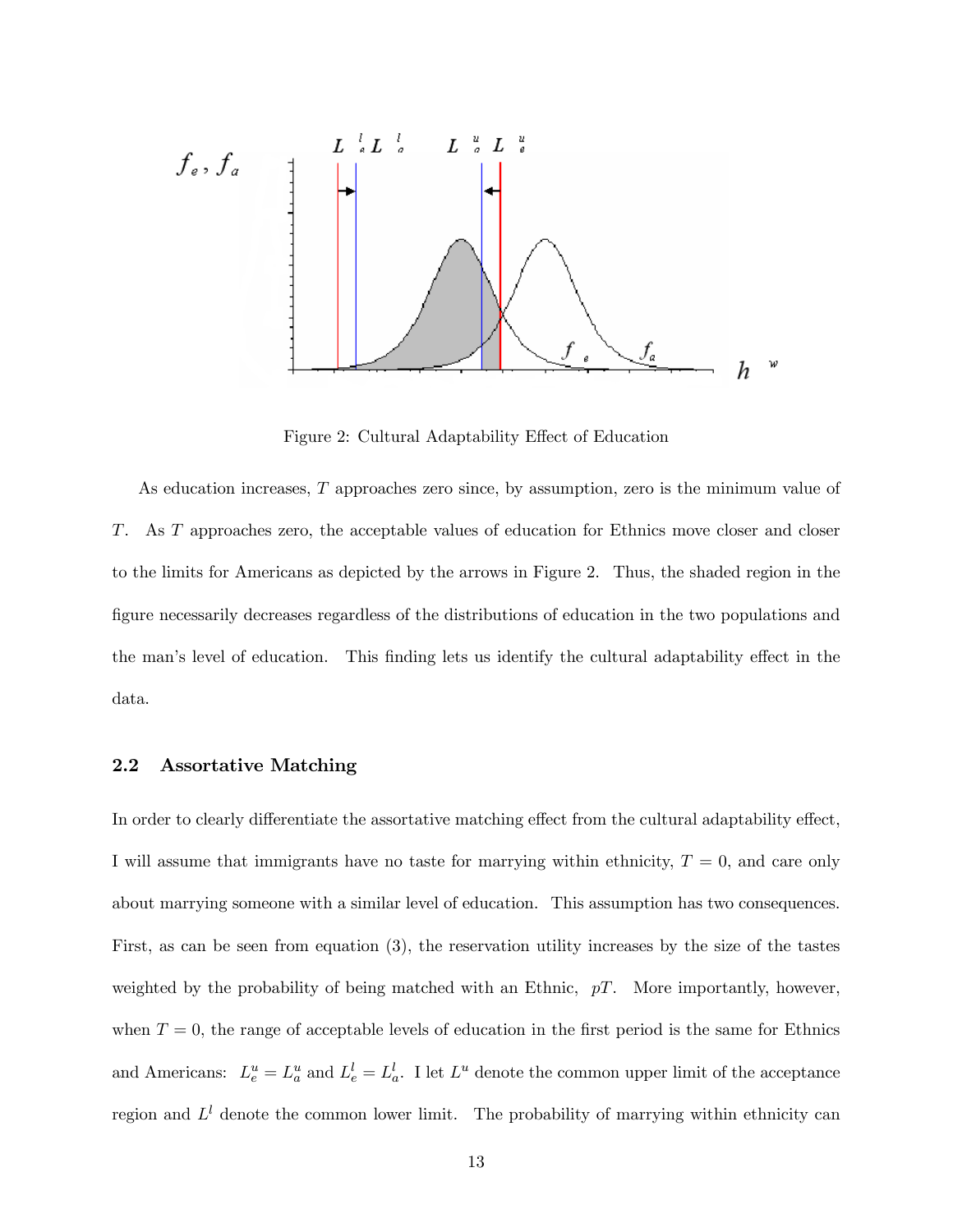Figure 2: Cultural Adaptability Effect of Education

As education increases, $T$ approaches zero since, by assumption, zero is the minimum value of $T$. As $T$ approaches zero, the acceptable values of education for Ethnics move closer and closer to the limits for Americans as depicted by the arrows in Figure 2. Thus, the shaded region in the figure necessarily decreases regardless of the distributions of education in the two populations and the man's level of education. This finding lets us identify the cultural adaptability effect in the data.

### 2.2 Assortative Matching

In order to clearly differentiate the assortative matching effect from the cultural adaptability effect, I will assume that immigrants have no taste for marrying within ethnicity, $T = 0$, and care only about marrying someone with a similar level of education. This assumption has two consequences. First, as can be seen from equation (3), the reservation utility increases by the size of the tastes weighted by the probability of being matched with an Ethnic, $pT$. More importantly, however, when $T = 0$, the range of acceptable levels of education in the first period is the same for Ethnics and Americans: $L_e^u = L_a^u$ and $L_e^l = L_a^l$. I let $L^u$ denote the common upper limit of the acceptance region and $L^l$ denote the common lower limit. The probability of marrying within ethnicity can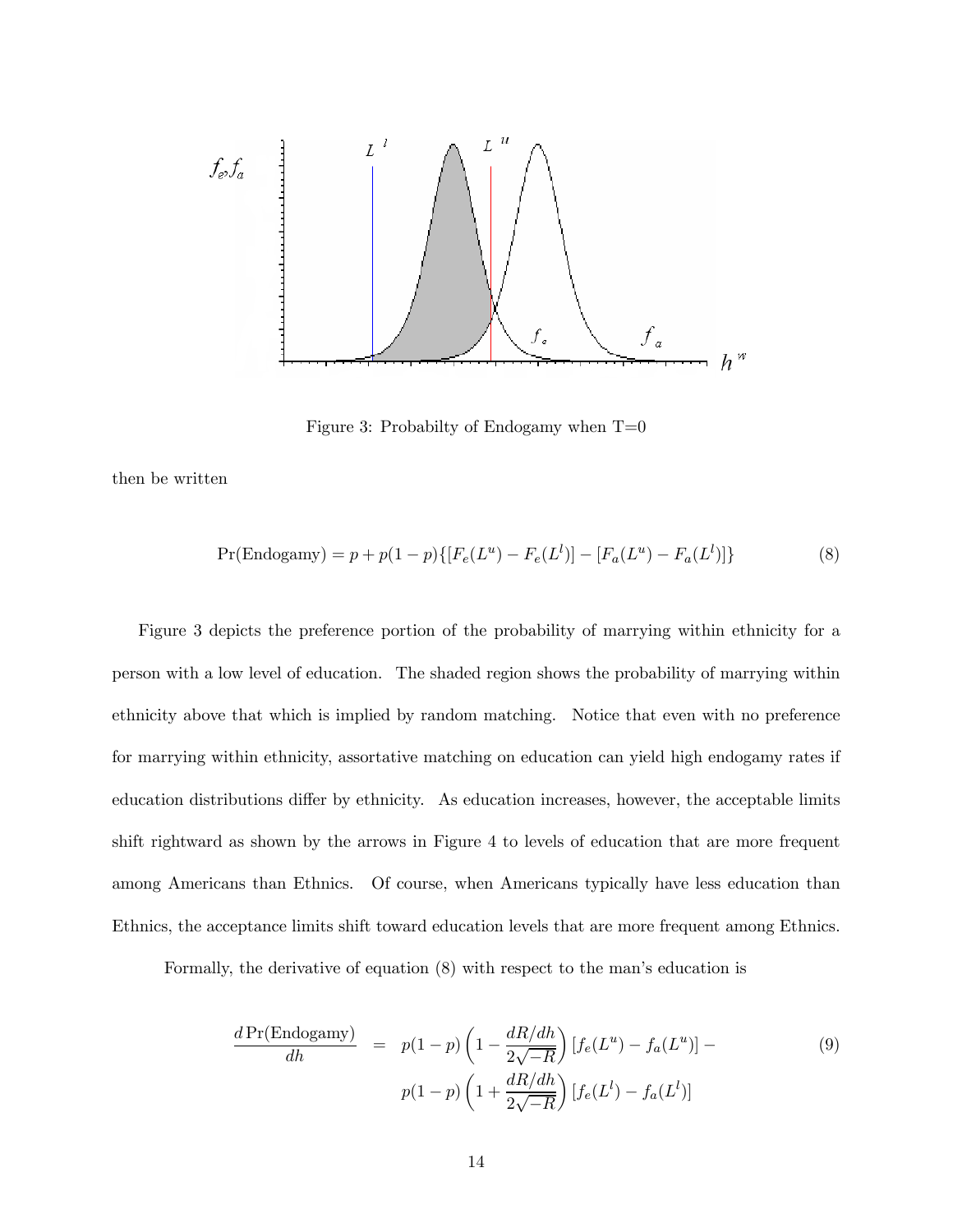Figure 3: Probabilty of Endogamy when T=0

then be written

$$\Pr(\text{Endogamy}) = p + p(1-p)\{[F_e(L^u) - F_e(L^l)] - [F_a(L^u) - F_a(L^l)]\} \tag{8}$$

Figure 3 depicts the preference portion of the probability of marrying within ethnicity for a person with a low level of education. The shaded region shows the probability of marrying within ethnicity above that which is implied by random matching. Notice that even with no preference for marrying within ethnicity, assortative matching on education can yield high endogamy rates if education distributions differ by ethnicity. As education increases, however, the acceptable limits shift rightward as shown by the arrows in Figure 4 to levels of education that are more frequent among Americans than Ethnics. Of course, when Americans typically have less education than Ethnics, the acceptance limits shift toward education levels that are more frequent among Ethnics.

Formally, the derivative of equation (8) with respect to the man's education is

$$\begin{aligned} \frac{d\Pr(\text{Endogamy})}{dh} &= p(1-p)\left(1 - \frac{dR/dh}{2\sqrt{-R}}\right)[f_e(L^u) - f_a(L^u)] - \\ &\quad p(1-p)\left(1 + \frac{dR/dh}{2\sqrt{-R}}\right)[f_e(L^l) - f_a(L^l)] \end{aligned} \tag{9}$$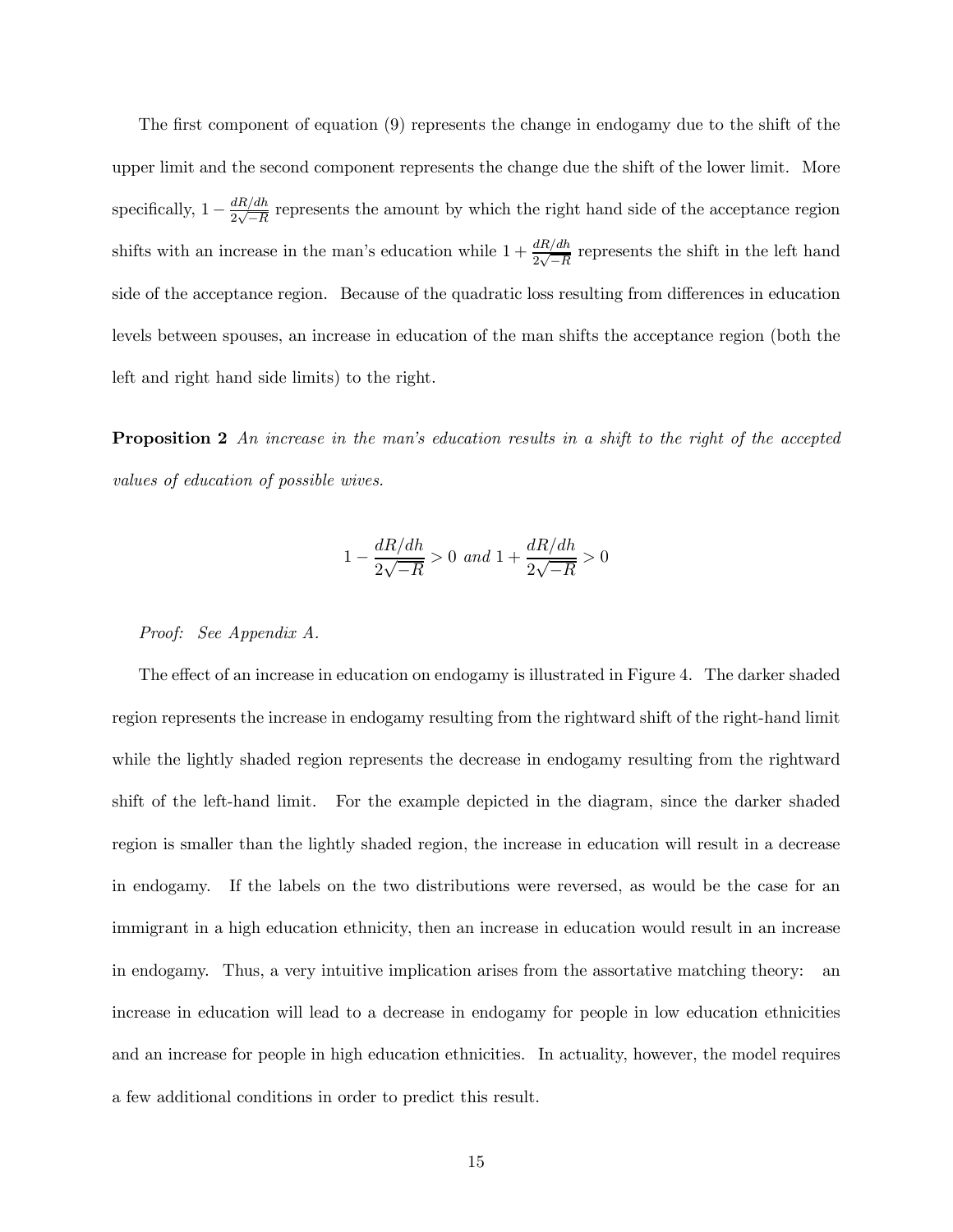The first component of equation (9) represents the change in endogamy due to the shift of the upper limit and the second component represents the change due the shift of the lower limit. More specifically, $1 - \frac{dR/dh}{2\sqrt{-R}}$ represents the amount by which the right hand side of the acceptance region shifts with an increase in the man's education while $1 + \frac{dR/dh}{2\sqrt{-R}}$ represents the shift in the left hand side of the acceptance region. Because of the quadratic loss resulting from differences in education levels between spouses, an increase in education of the man shifts the acceptance region (both the left and right hand side limits) to the right.

**Proposition 2** *An increase in the man's education results in a shift to the right of the accepted values of education of possible wives.*

$$1 - \frac{dR/dh}{2\sqrt{-R}} > 0 \text{ and } 1 + \frac{dR/dh}{2\sqrt{-R}} > 0$$

*Proof: See Appendix A.*

The effect of an increase in education on endogamy is illustrated in Figure 4. The darker shaded region represents the increase in endogamy resulting from the rightward shift of the right-hand limit while the lightly shaded region represents the decrease in endogamy resulting from the rightward shift of the left-hand limit. For the example depicted in the diagram, since the darker shaded region is smaller than the lightly shaded region, the increase in education will result in a decrease in endogamy. If the labels on the two distributions were reversed, as would be the case for an immigrant in a high education ethnicity, then an increase in education would result in an increase in endogamy. Thus, a very intuitive implication arises from the assortative matching theory: an increase in education will lead to a decrease in endogamy for people in low education ethnicities and an increase for people in high education ethnicities. In actuality, however, the model requires a few additional conditions in order to predict this result.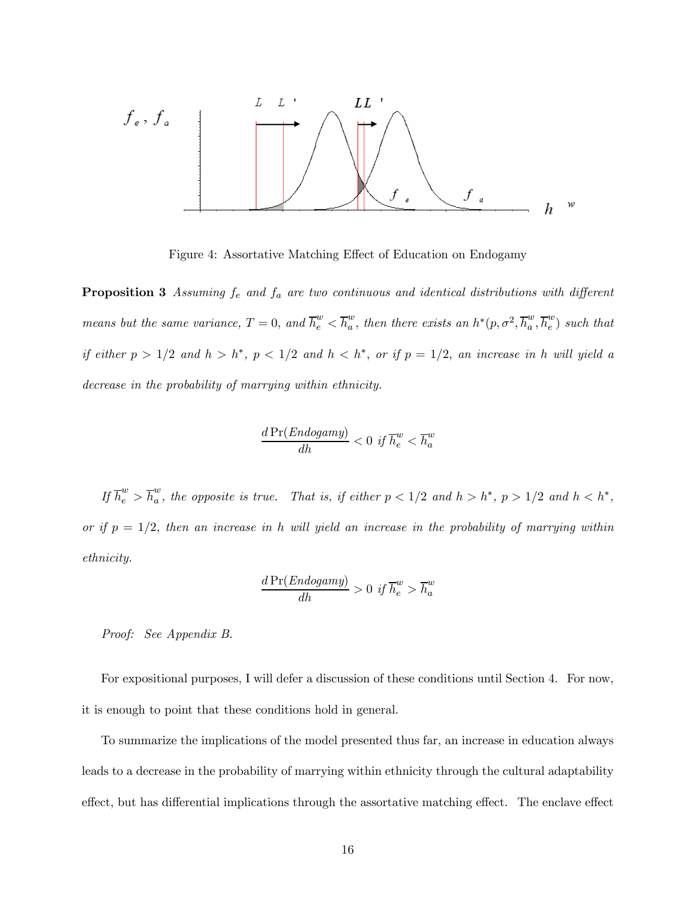Figure 4: Assortative Matching Effect of Education on Endogamy

**Proposition 3** *Assuming $f_e$ and $f_a$ are two continuous and identical distributions with different means but the same variance, $T = 0$, and $\overline{h}_e^w < \overline{h}_a^w$, then there exists an $h^*(p, \sigma^2, \overline{h}_a^w, \overline{h}_e^w)$ such that if either $p > 1/2$ and $h > h^*$, $p < 1/2$ and $h < h^*$, or if $p = 1/2$, an increase in $h$ will yield a decrease in the probability of marrying within ethnicity.*

$$\frac{d\Pr(Endogamy)}{dh} < 0 \text{ if } \overline{h}_e^w < \overline{h}_a^w$$

*If $\overline{h}_e^w > \overline{h}_a^w$, the opposite is true. That is, if either $p < 1/2$ and $h > h^*$, $p > 1/2$ and $h < h^*$, or if $p = 1/2$, then an increase in $h$ will yield an increase in the probability of marrying within ethnicity.*

$$\frac{d\Pr(Endogamy)}{dh} > 0 \text{ if } \overline{h}_e^w > \overline{h}_a^w$$

*Proof: See Appendix B.*

For expositional purposes, I will defer a discussion of these conditions until Section 4. For now, it is enough to point that these conditions hold in general.

To summarize the implications of the model presented thus far, an increase in education always leads to a decrease in the probability of marrying within ethnicity through the cultural adaptability effect, but has differential implications through the assortative matching effect. The enclave effect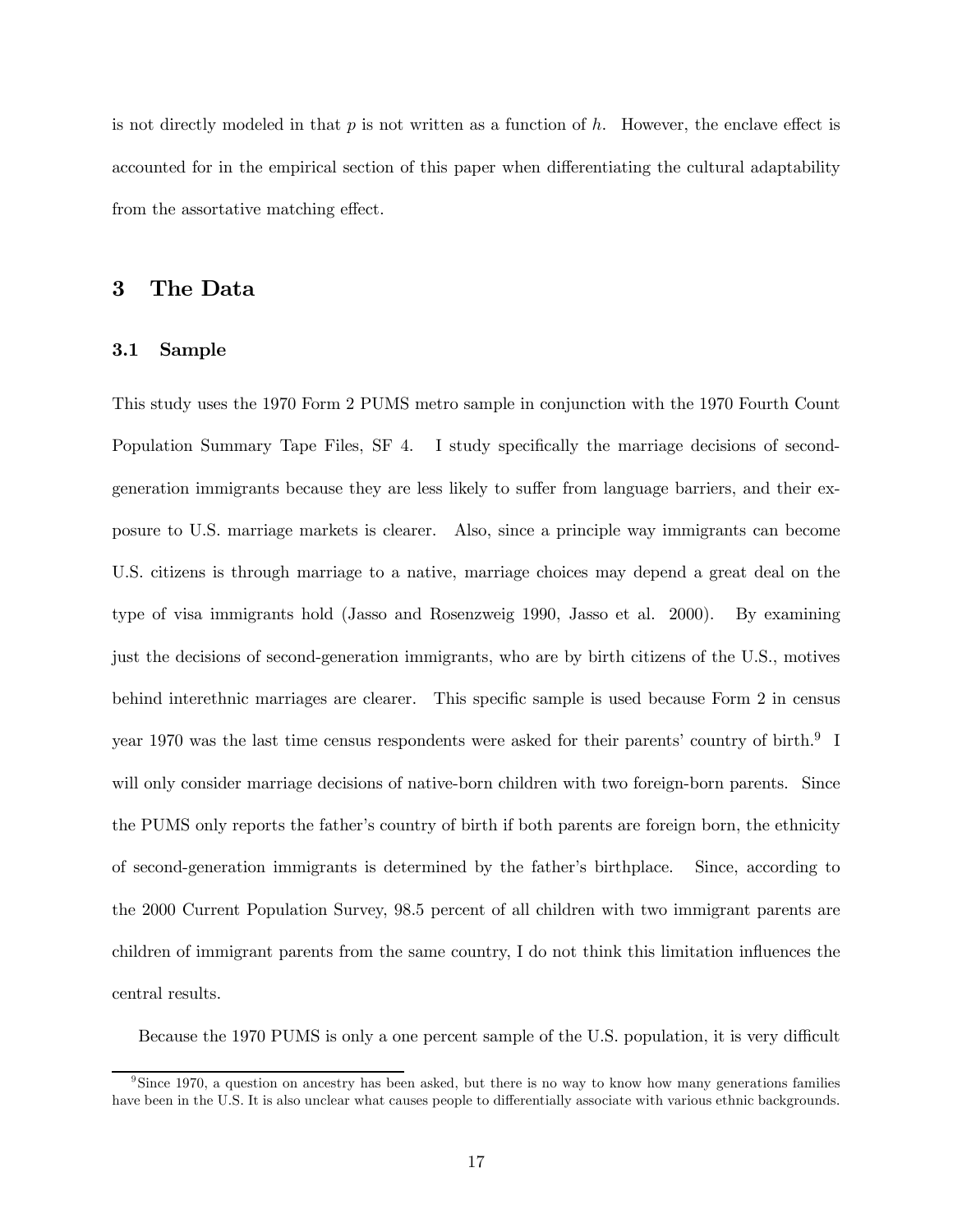is not directly modeled in that $p$ is not written as a function of $h$. However, the enclave effect is accounted for in the empirical section of this paper when differentiating the cultural adaptability from the assortative matching effect.

## 3 The Data

### 3.1 Sample

This study uses the 1970 Form 2 PUMS metro sample in conjunction with the 1970 Fourth Count Population Summary Tape Files, SF 4. I study specifically the marriage decisions of second-generation immigrants because they are less likely to suffer from language barriers, and their exposure to U.S. marriage markets is clearer. Also, since a principle way immigrants can become U.S. citizens is through marriage to a native, marriage choices may depend a great deal on the type of visa immigrants hold (Jasso and Rosenzweig 1990, Jasso et al. 2000). By examining just the decisions of second-generation immigrants, who are by birth citizens of the U.S., motives behind interethnic marriages are clearer. This specific sample is used because Form 2 in census year 1970 was the last time census respondents were asked for their parents' country of birth.[9] I will only consider marriage decisions of native-born children with two foreign-born parents. Since the PUMS only reports the father's country of birth if both parents are foreign born, the ethnicity of second-generation immigrants is determined by the father's birthplace. Since, according to the 2000 Current Population Survey, 98.5 percent of all children with two immigrant parents are children of immigrant parents from the same country, I do not think this limitation influences the central results.

Because the 1970 PUMS is only a one percent sample of the U.S. population, it is very difficult

[9] Since 1970, a question on ancestry has been asked, but there is no way to know how many generations families have been in the U.S. It is also unclear what causes people to differentially associate with various ethnic backgrounds.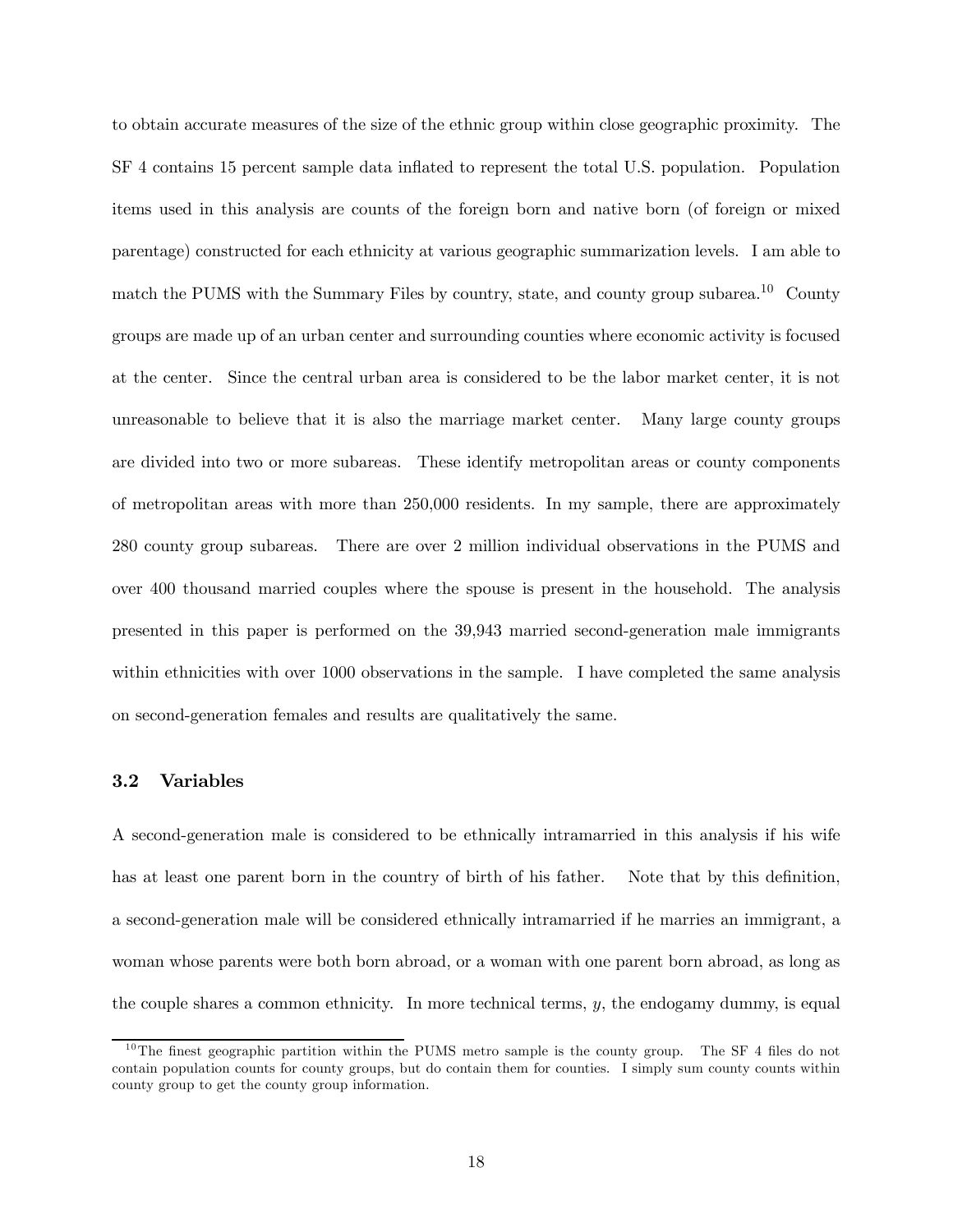to obtain accurate measures of the size of the ethnic group within close geographic proximity. The SF 4 contains 15 percent sample data inflated to represent the total U.S. population. Population items used in this analysis are counts of the foreign born and native born (of foreign or mixed parentage) constructed for each ethnicity at various geographic summarization levels. I am able to match the PUMS with the Summary Files by country, state, and county group subarea.[10] County groups are made up of an urban center and surrounding counties where economic activity is focused at the center. Since the central urban area is considered to be the labor market center, it is not unreasonable to believe that it is also the marriage market center. Many large county groups are divided into two or more subareas. These identify metropolitan areas or county components of metropolitan areas with more than 250,000 residents. In my sample, there are approximately 280 county group subareas. There are over 2 million individual observations in the PUMS and over 400 thousand married couples where the spouse is present in the household. The analysis presented in this paper is performed on the 39,943 married second-generation male immigrants within ethnicities with over 1000 observations in the sample. I have completed the same analysis on second-generation females and results are qualitatively the same.

### 3.2 Variables

A second-generation male is considered to be ethnically intramarried in this analysis if his wife has at least one parent born in the country of birth of his father. Note that by this definition, a second-generation male will be considered ethnically intramarried if he marries an immigrant, a woman whose parents were both born abroad, or a woman with one parent born abroad, as long as the couple shares a common ethnicity. In more technical terms, $y$, the endogamy dummy, is equal

[10] The finest geographic partition within the PUMS metro sample is the county group. The SF 4 files do not contain population counts for county groups, but do contain them for counties. I simply sum county counts within county group to get the county group information.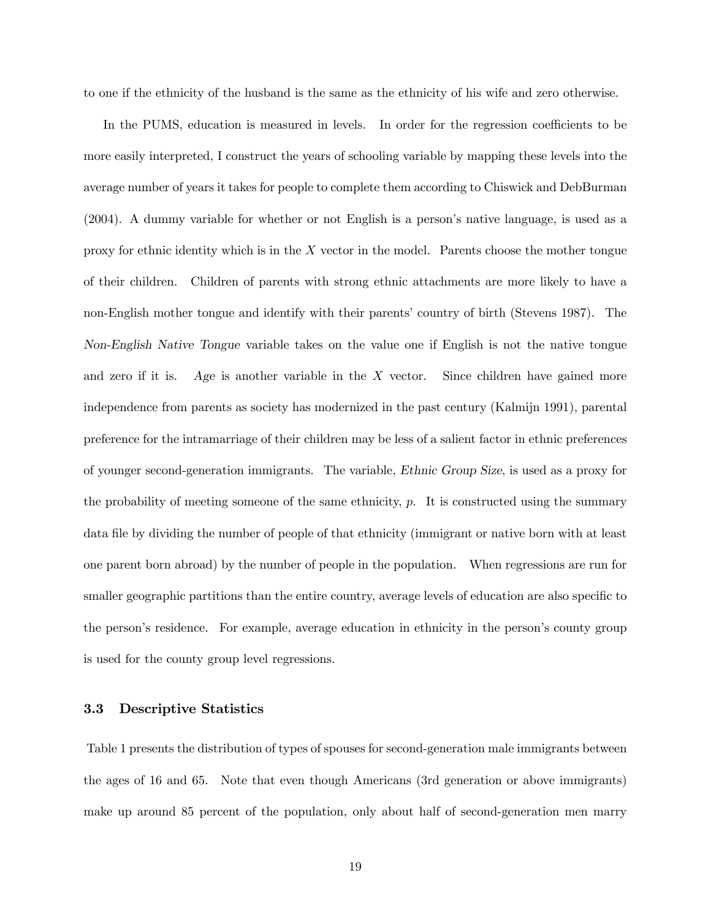to one if the ethnicity of the husband is the same as the ethnicity of his wife and zero otherwise.

In the PUMS, education is measured in levels. In order for the regression coefficients to be more easily interpreted, I construct the years of schooling variable by mapping these levels into the average number of years it takes for people to complete them according to Chiswick and DebBurman (2004). A dummy variable for whether or not English is a person's native language, is used as a proxy for ethnic identity which is in the $X$ vector in the model. Parents choose the mother tongue of their children. Children of parents with strong ethnic attachments are more likely to have a non-English mother tongue and identify with their parents' country of birth (Stevens 1987). The *Non-English Native Tongue* variable takes on the value one if English is not the native tongue and zero if it is. *Age* is another variable in the $X$ vector. Since children have gained more independence from parents as society has modernized in the past century (Kalmijn 1991), parental preference for the intramarriage of their children may be less of a salient factor in ethnic preferences of younger second-generation immigrants. The variable, *Ethnic Group Size*, is used as a proxy for the probability of meeting someone of the same ethnicity, $p$. It is constructed using the summary data file by dividing the number of people of that ethnicity (immigrant or native born with at least one parent born abroad) by the number of people in the population. When regressions are run for smaller geographic partitions than the entire country, average levels of education are also specific to the person's residence. For example, average education in ethnicity in the person's county group is used for the county group level regressions.

### 3.3 Descriptive Statistics

Table 1 presents the distribution of types of spouses for second-generation male immigrants between the ages of 16 and 65. Note that even though Americans (3rd generation or above immigrants) make up around 85 percent of the population, only about half of second-generation men marry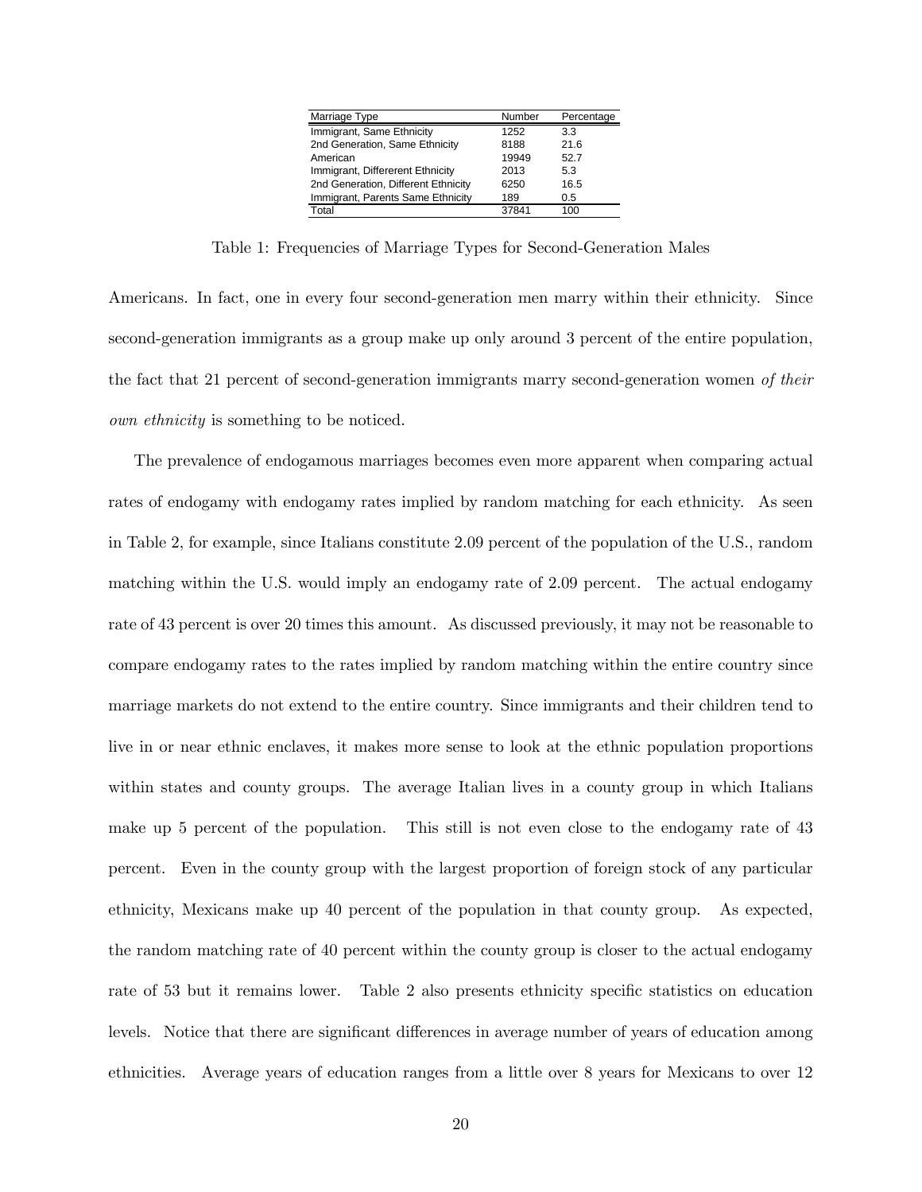| Marriage Type | Number | Percentage |
|---|---|---|
| Immigrant, Same Ethnicity | 1252 | 3.3 |
| 2nd Generation, Same Ethnicity | 8188 | 21.6 |
| American | 19949 | 52.7 |
| Immigrant, Differerent Ethnicity | 2013 | 5.3 |
| 2nd Generation, Different Ethnicity | 6250 | 16.5 |
| Immigrant, Parents Same Ethnicity | 189 | 0.5 |
| Total | 37841 | 100 |

Table 1: Frequencies of Marriage Types for Second-Generation Males

Americans. In fact, one in every four second-generation men marry within their ethnicity. Since second-generation immigrants as a group make up only around 3 percent of the entire population, the fact that 21 percent of second-generation immigrants marry second-generation women *of their own ethnicity* is something to be noticed.

The prevalence of endogamous marriages becomes even more apparent when comparing actual rates of endogamy with endogamy rates implied by random matching for each ethnicity. As seen in Table 2, for example, since Italians constitute 2.09 percent of the population of the U.S., random matching within the U.S. would imply an endogamy rate of 2.09 percent. The actual endogamy rate of 43 percent is over 20 times this amount. As discussed previously, it may not be reasonable to compare endogamy rates to the rates implied by random matching within the entire country since marriage markets do not extend to the entire country. Since immigrants and their children tend to live in or near ethnic enclaves, it makes more sense to look at the ethnic population proportions within states and county groups. The average Italian lives in a county group in which Italians make up 5 percent of the population. This still is not even close to the endogamy rate of 43 percent. Even in the county group with the largest proportion of foreign stock of any particular ethnicity, Mexicans make up 40 percent of the population in that county group. As expected, the random matching rate of 40 percent within the county group is closer to the actual endogamy rate of 53 but it remains lower. Table 2 also presents ethnicity specific statistics on education levels. Notice that there are significant differences in average number of years of education among ethnicities. Average years of education ranges from a little over 8 years for Mexicans to over 12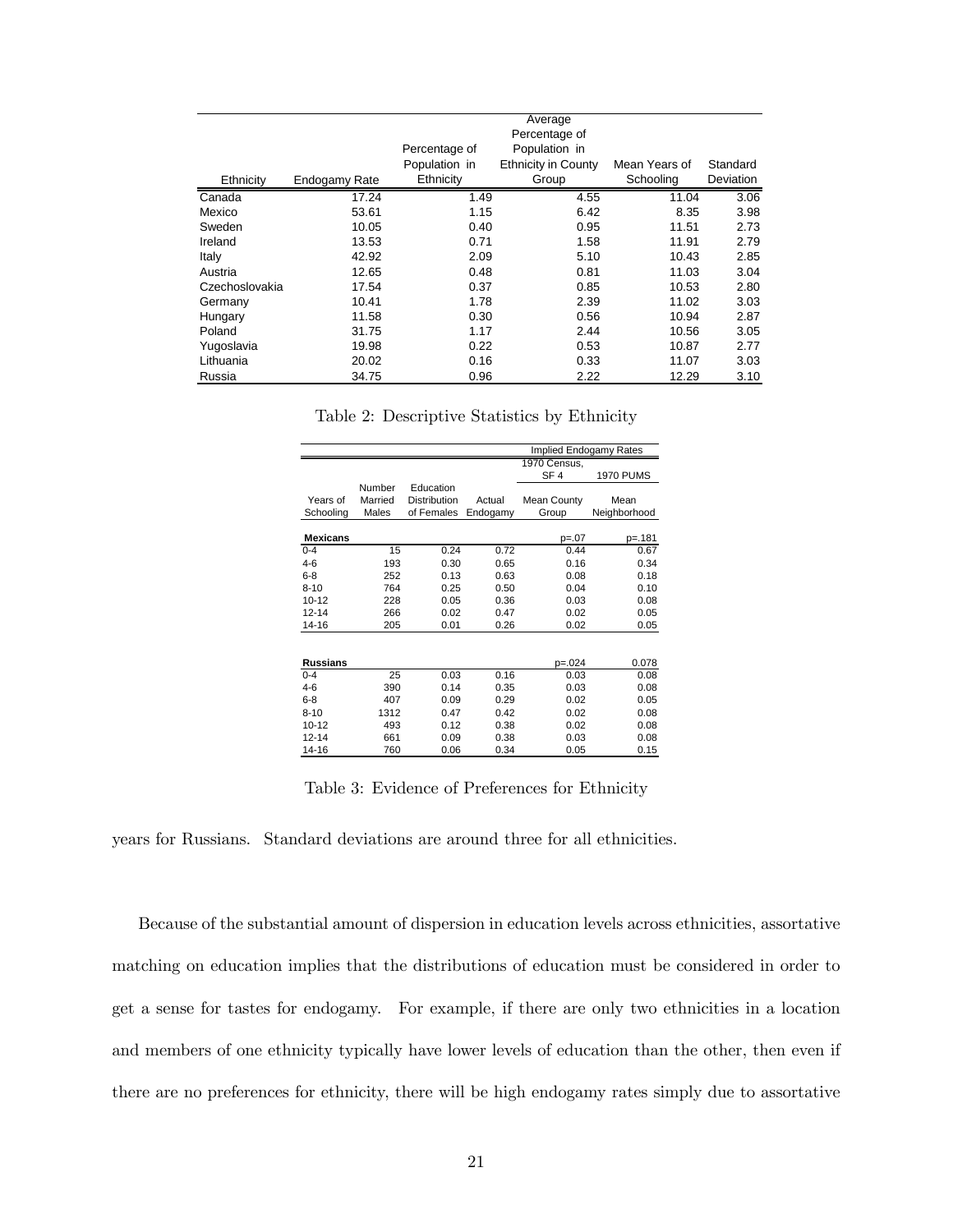| Ethnicity | Endogamy Rate | Percentage of Population in Ethnicity | Average Percentage of Population in Ethnicity in County Group | Mean Years of Schooling | Standard Deviation |
|---|---|---|---|---|---|
| Canada | 17.24 | 1.49 | 4.55 | 11.04 | 3.06 |
| Mexico | 53.61 | 1.15 | 6.42 | 8.35 | 3.98 |
| Sweden | 10.05 | 0.40 | 0.95 | 11.51 | 2.73 |
| Ireland | 13.53 | 0.71 | 1.58 | 11.91 | 2.79 |
| Italy | 42.92 | 2.09 | 5.10 | 10.43 | 2.85 |
| Austria | 12.65 | 0.48 | 0.81 | 11.03 | 3.04 |
| Czechoslovakia | 17.54 | 0.37 | 0.85 | 10.53 | 2.80 |
| Germany | 10.41 | 1.78 | 2.39 | 11.02 | 3.03 |
| Hungary | 11.58 | 0.30 | 0.56 | 10.94 | 2.87 |
| Poland | 31.75 | 1.17 | 2.44 | 10.56 | 3.05 |
| Yugoslavia | 19.98 | 0.22 | 0.53 | 10.87 | 2.77 |
| Lithuania | 20.02 | 0.16 | 0.33 | 11.07 | 3.03 |
| Russia | 34.75 | 0.96 | 2.22 | 12.29 | 3.10 |

Table 2: Descriptive Statistics by Ethnicity

| | | | | Implied Endogamy Rates | |
|---|---|---|---|---|---|
| | | | | 1970 Census, SF 4 | 1970 PUMS |
| Years of Schooling | Number Married Males | Education Distribution of Females | Actual Endogamy | Mean County Group | Mean Neighborhood |
| **Mexicans** | | | | p=.07 | p=.181 |
| 0-4 | 15 | 0.24 | 0.72 | 0.44 | 0.67 |
| 4-6 | 193 | 0.30 | 0.65 | 0.16 | 0.34 |
| 6-8 | 252 | 0.13 | 0.63 | 0.08 | 0.18 |
| 8-10 | 764 | 0.25 | 0.50 | 0.04 | 0.10 |
| 10-12 | 228 | 0.05 | 0.36 | 0.03 | 0.08 |
| 12-14 | 266 | 0.02 | 0.47 | 0.02 | 0.05 |
| 14-16 | 205 | 0.01 | 0.26 | 0.02 | 0.05 |
| **Russians** | | | | p=.024 | 0.078 |
| 0-4 | 25 | 0.03 | 0.16 | 0.03 | 0.08 |
| 4-6 | 390 | 0.14 | 0.35 | 0.03 | 0.08 |
| 6-8 | 407 | 0.09 | 0.29 | 0.02 | 0.05 |
| 8-10 | 1312 | 0.47 | 0.42 | 0.02 | 0.08 |
| 10-12 | 493 | 0.12 | 0.38 | 0.02 | 0.08 |
| 12-14 | 661 | 0.09 | 0.38 | 0.03 | 0.08 |
| 14-16 | 760 | 0.06 | 0.34 | 0.05 | 0.15 |

Table 3: Evidence of Preferences for Ethnicity

years for Russians. Standard deviations are around three for all ethnicities.

Because of the substantial amount of dispersion in education levels across ethnicities, assortative matching on education implies that the distributions of education must be considered in order to get a sense for tastes for endogamy. For example, if there are only two ethnicities in a location and members of one ethnicity typically have lower levels of education than the other, then even if there are no preferences for ethnicity, there will be high endogamy rates simply due to assortative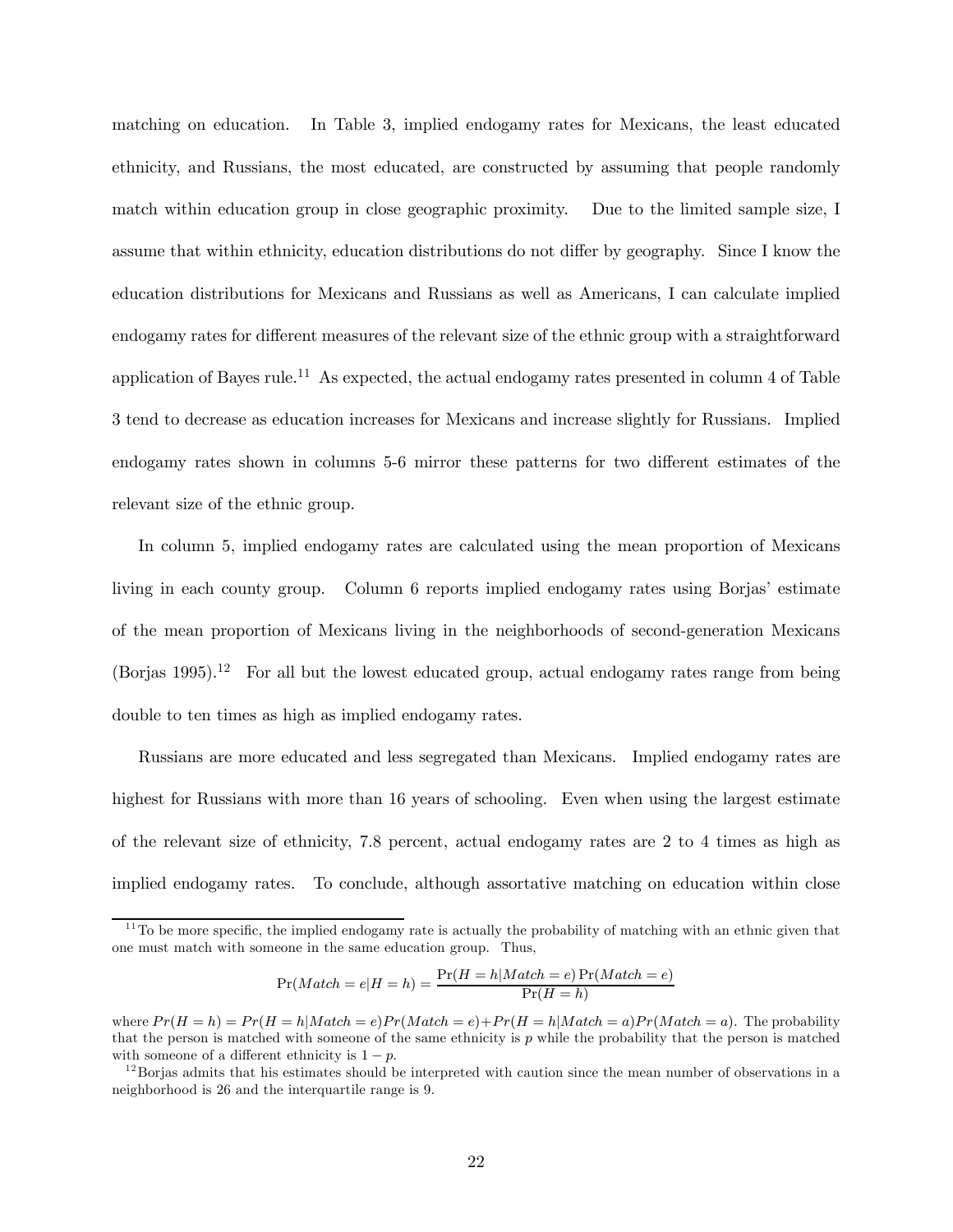matching on education. In Table 3, implied endogamy rates for Mexicans, the least educated ethnicity, and Russians, the most educated, are constructed by assuming that people randomly match within education group in close geographic proximity. Due to the limited sample size, I assume that within ethnicity, education distributions do not differ by geography. Since I know the education distributions for Mexicans and Russians as well as Americans, I can calculate implied endogamy rates for different measures of the relevant size of the ethnic group with a straightforward application of Bayes rule.[11] As expected, the actual endogamy rates presented in column 4 of Table 3 tend to decrease as education increases for Mexicans and increase slightly for Russians. Implied endogamy rates shown in columns 5-6 mirror these patterns for two different estimates of the relevant size of the ethnic group.

In column 5, implied endogamy rates are calculated using the mean proportion of Mexicans living in each county group. Column 6 reports implied endogamy rates using Borjas' estimate of the mean proportion of Mexicans living in the neighborhoods of second-generation Mexicans (Borjas 1995).[12] For all but the lowest educated group, actual endogamy rates range from being double to ten times as high as implied endogamy rates.

Russians are more educated and less segregated than Mexicans. Implied endogamy rates are highest for Russians with more than 16 years of schooling. Even when using the largest estimate of the relevant size of ethnicity, 7.8 percent, actual endogamy rates are 2 to 4 times as high as implied endogamy rates. To conclude, although assortative matching on education within close

---

[11] To be more specific, the implied endogamy rate is actually the probability of matching with an ethnic given that one must match with someone in the same education group. Thus,

$$\Pr(Match = e | H = h) = \frac{\Pr(H = h | Match = e) \Pr(Match = e)}{\Pr(H = h)}$$

where $Pr(H = h) = Pr(H = h|Match = e)Pr(Match = e) + Pr(H = h|Match = a)Pr(Match = a)$. The probability that the person is matched with someone of the same ethnicity is $p$ while the probability that the person is matched with someone of a different ethnicity is $1 - p$.

[12] Borjas admits that his estimates should be interpreted with caution since the mean number of observations in a neighborhood is 26 and the interquartile range is 9.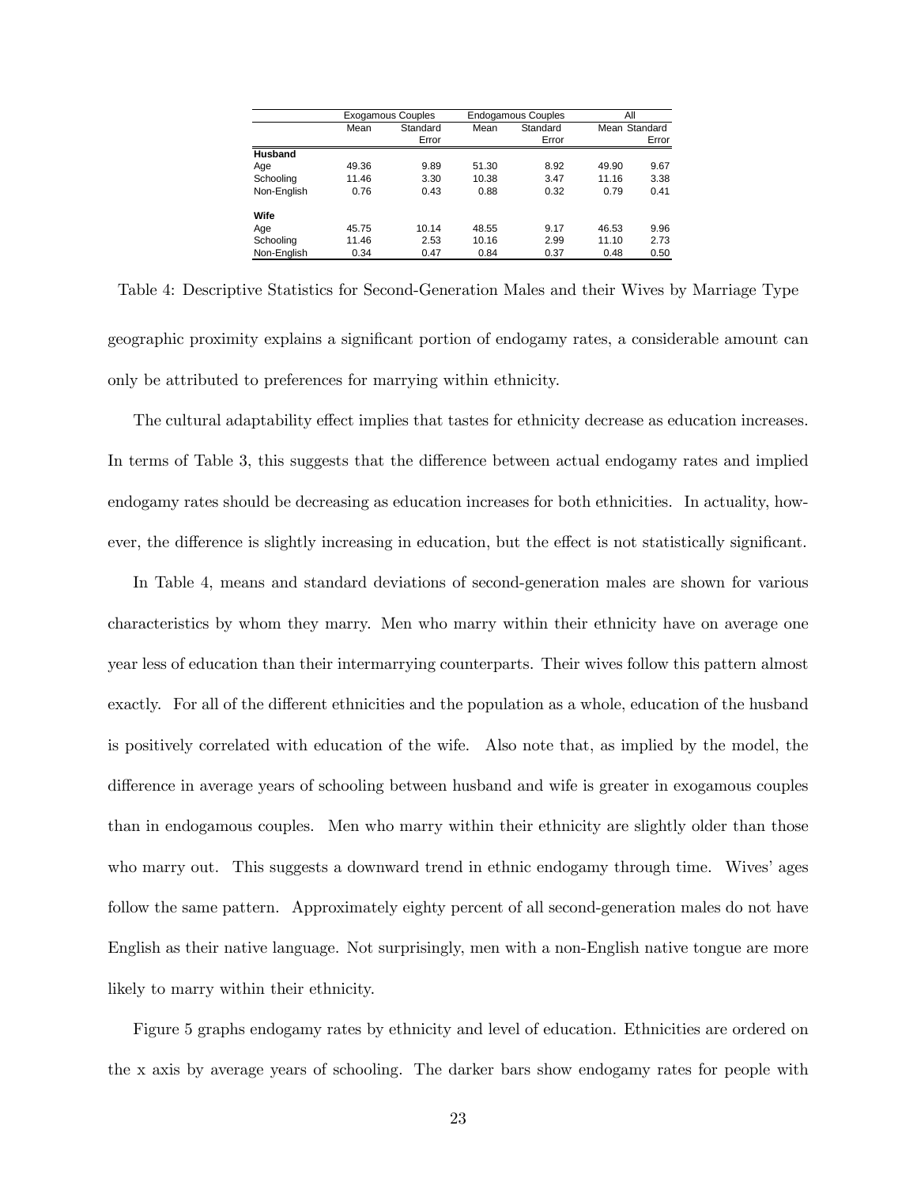| | Exogamous Couples | | Endogamous Couples | | All | |
|---|---|---|---|---|---|---|
| | Mean | Standard Error | Mean | Standard Error | Mean | Standard Error |
| **Husband** | | | | | | |
| Age | 49.36 | 9.89 | 51.30 | 8.92 | 49.90 | 9.67 |
| Schooling | 11.46 | 3.30 | 10.38 | 3.47 | 11.16 | 3.38 |
| Non-English | 0.76 | 0.43 | 0.88 | 0.32 | 0.79 | 0.41 |
| **Wife** | | | | | | |
| Age | 45.75 | 10.14 | 48.55 | 9.17 | 46.53 | 9.96 |
| Schooling | 11.46 | 2.53 | 10.16 | 2.99 | 11.10 | 2.73 |
| Non-English | 0.34 | 0.47 | 0.84 | 0.37 | 0.48 | 0.50 |

Table 4: Descriptive Statistics for Second-Generation Males and their Wives by Marriage Type

geographic proximity explains a significant portion of endogamy rates, a considerable amount can only be attributed to preferences for marrying within ethnicity.

The cultural adaptability effect implies that tastes for ethnicity decrease as education increases. In terms of Table 3, this suggests that the difference between actual endogamy rates and implied endogamy rates should be decreasing as education increases for both ethnicities. In actuality, however, the difference is slightly increasing in education, but the effect is not statistically significant.

In Table 4, means and standard deviations of second-generation males are shown for various characteristics by whom they marry. Men who marry within their ethnicity have on average one year less of education than their intermarrying counterparts. Their wives follow this pattern almost exactly. For all of the different ethnicities and the population as a whole, education of the husband is positively correlated with education of the wife. Also note that, as implied by the model, the difference in average years of schooling between husband and wife is greater in exogamous couples than in endogamous couples. Men who marry within their ethnicity are slightly older than those who marry out. This suggests a downward trend in ethnic endogamy through time. Wives' ages follow the same pattern. Approximately eighty percent of all second-generation males do not have English as their native language. Not surprisingly, men with a non-English native tongue are more likely to marry within their ethnicity.

Figure 5 graphs endogamy rates by ethnicity and level of education. Ethnicities are ordered on the x axis by average years of schooling. The darker bars show endogamy rates for people with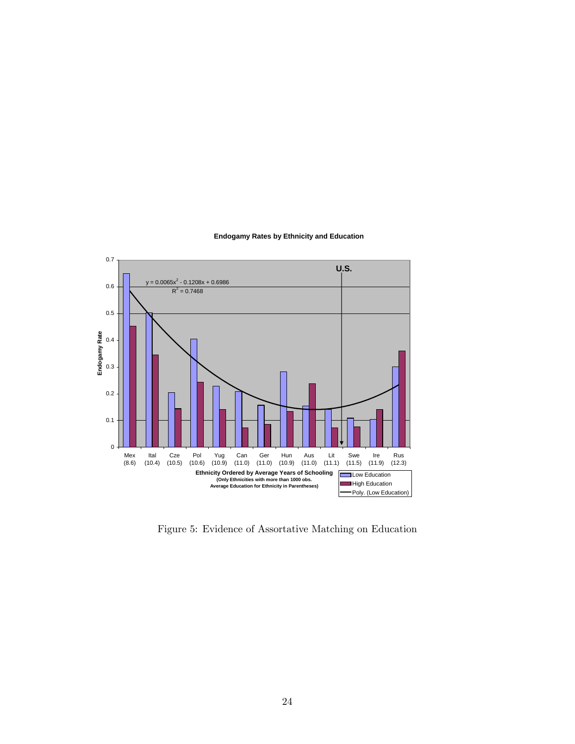**Endogamy Rates by Ethnicity and Education**

$y = 0.0065x^2 - 0.1208x + 0.6986$

$R^2 = 0.7468$

U.S.

Endogamy Rate

Mex (8.6) | Ital (10.4) | Cze (10.5) | Pol (10.6) | Yug (10.9) | Can (11.0) | Ger (11.0) | Hun (10.9) | Aus (11.0) | Lit (11.1) | Swe (11.5) | Ire (11.9) | Rus (12.3)

**Ethnicity Ordered by Average Years of Schooling**
**(Only Ethnicities with more than 1000 obs.**
**Average Education for Ethnicity in Parentheses)**

Low Education
High Education
Poly. (Low Education)

Figure 5: Evidence of Assortative Matching on Education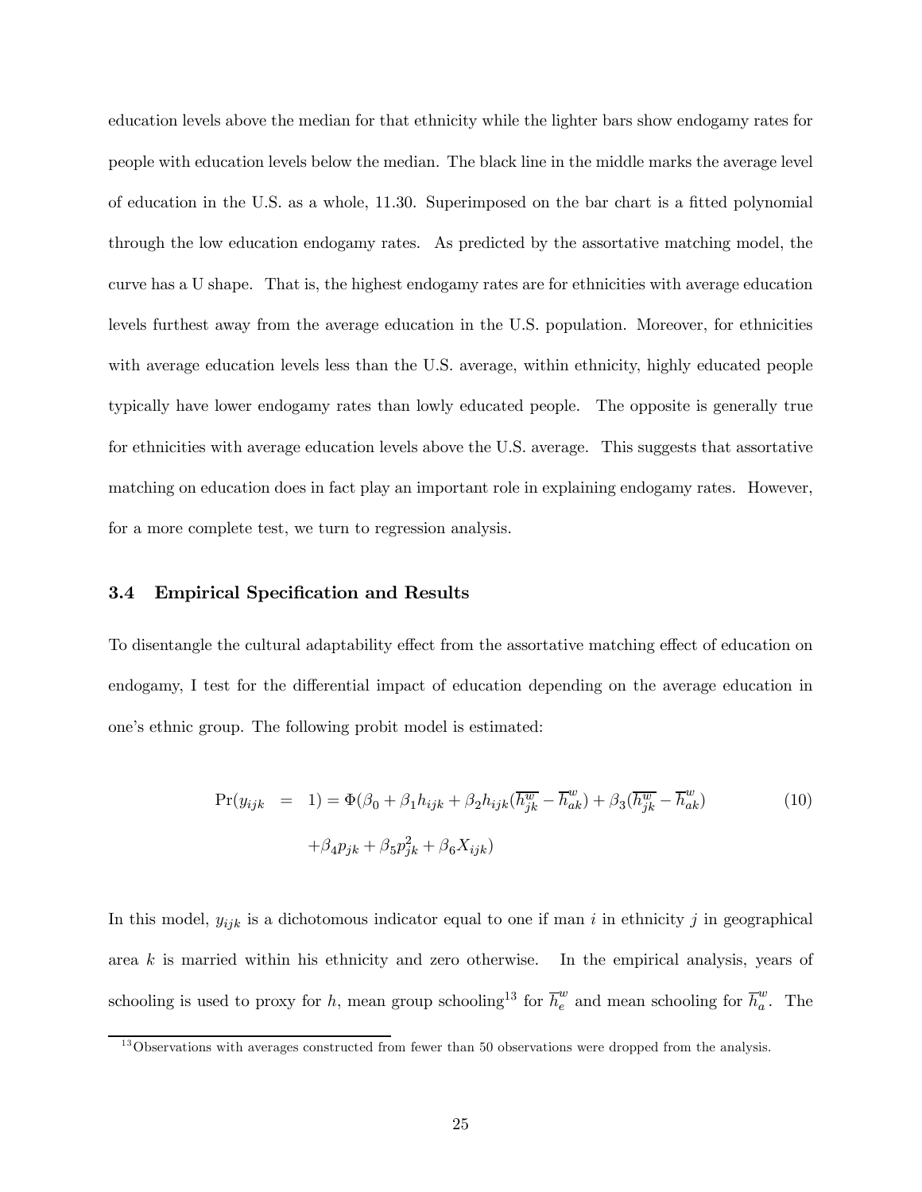education levels above the median for that ethnicity while the lighter bars show endogamy rates for people with education levels below the median. The black line in the middle marks the average level of education in the U.S. as a whole, 11.30. Superimposed on the bar chart is a fitted polynomial through the low education endogamy rates. As predicted by the assortative matching model, the curve has a U shape. That is, the highest endogamy rates are for ethnicities with average education levels furthest away from the average education in the U.S. population. Moreover, for ethnicities with average education levels less than the U.S. average, within ethnicity, highly educated people typically have lower endogamy rates than lowly educated people. The opposite is generally true for ethnicities with average education levels above the U.S. average. This suggests that assortative matching on education does in fact play an important role in explaining endogamy rates. However, for a more complete test, we turn to regression analysis.

### 3.4 Empirical Specification and Results

To disentangle the cultural adaptability effect from the assortative matching effect of education on endogamy, I test for the differential impact of education depending on the average education in one's ethnic group. The following probit model is estimated:

$$
\begin{aligned}
\Pr(y_{ijk} &= 1) = \Phi(\beta_0 + \beta_1 h_{ijk} + \beta_2 h_{ijk}(\overline{h_{jk}^w} - \overline{h}_{ak}^w) + \beta_3(\overline{h_{jk}^w} - \overline{h}_{ak}^w) \\
&\quad + \beta_4 p_{jk} + \beta_5 p_{jk}^2 + \beta_6 X_{ijk})
\end{aligned}
\tag{10}
$$

In this model, $y_{ijk}$ is a dichotomous indicator equal to one if man $i$ in ethnicity $j$ in geographical area $k$ is married within his ethnicity and zero otherwise. In the empirical analysis, years of schooling is used to proxy for $h$, mean group schooling[13] for $\overline{h}_e^w$ and mean schooling for $\overline{h}_a^w$. The

[13] Observations with averages constructed from fewer than 50 observations were dropped from the analysis.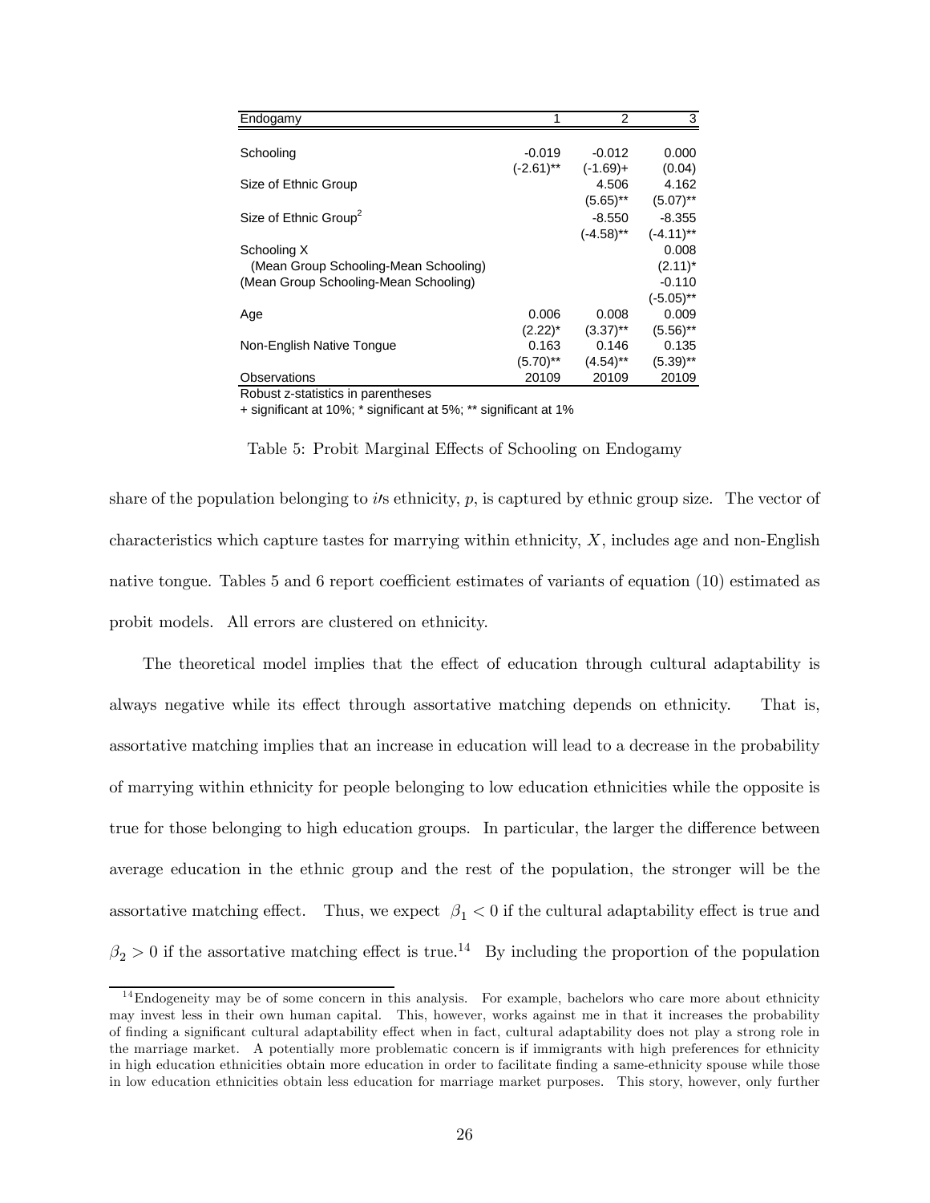| Endogamy | 1 | 2 | 3 |
|---|---|---|---|
| Schooling | -0.019 | -0.012 | 0.000 |
| | (-2.61)** | (-1.69)+ | (0.04) |
| Size of Ethnic Group | | 4.506 | 4.162 |
| | | (5.65)** | (5.07)** |
| Size of Ethnic Group$^2$ | | -8.550 | -8.355 |
| | | (-4.58)** | (-4.11)** |
| Schooling X | | | 0.008 |
| (Mean Group Schooling-Mean Schooling) | | | (2.11)* |
| (Mean Group Schooling-Mean Schooling) | | | -0.110 |
| | | | (-5.05)** |
| Age | 0.006 | 0.008 | 0.009 |
| | (2.22)* | (3.37)** | (5.56)** |
| Non-English Native Tongue | 0.163 | 0.146 | 0.135 |
| | (5.70)** | (4.54)** | (5.39)** |
| Observations | 20109 | 20109 | 20109 |

Robust z-statistics in parentheses

+ significant at 10%; * significant at 5%; ** significant at 1%

Table 5: Probit Marginal Effects of Schooling on Endogamy

share of the population belonging to $i$'s ethnicity, $p$, is captured by ethnic group size. The vector of characteristics which capture tastes for marrying within ethnicity, $X$, includes age and non-English native tongue. Tables 5 and 6 report coefficient estimates of variants of equation (10) estimated as probit models. All errors are clustered on ethnicity.

The theoretical model implies that the effect of education through cultural adaptability is always negative while its effect through assortative matching depends on ethnicity. That is, assortative matching implies that an increase in education will lead to a decrease in the probability of marrying within ethnicity for people belonging to low education ethnicities while the opposite is true for those belonging to high education groups. In particular, the larger the difference between average education in the ethnic group and the rest of the population, the stronger will be the assortative matching effect. Thus, we expect $\beta_1 < 0$ if the cultural adaptability effect is true and $\beta_2 > 0$ if the assortative matching effect is true.[14] By including the proportion of the population

[14] Endogeneity may be of some concern in this analysis. For example, bachelors who care more about ethnicity may invest less in their own human capital. This, however, works against me in that it increases the probability of finding a significant cultural adaptability effect when in fact, cultural adaptability does not play a strong role in the marriage market. A potentially more problematic concern is if immigrants with high preferences for ethnicity in high education ethnicities obtain more education in order to facilitate finding a same-ethnicity spouse while those in low education ethnicities obtain less education for marriage market purposes. This story, however, only further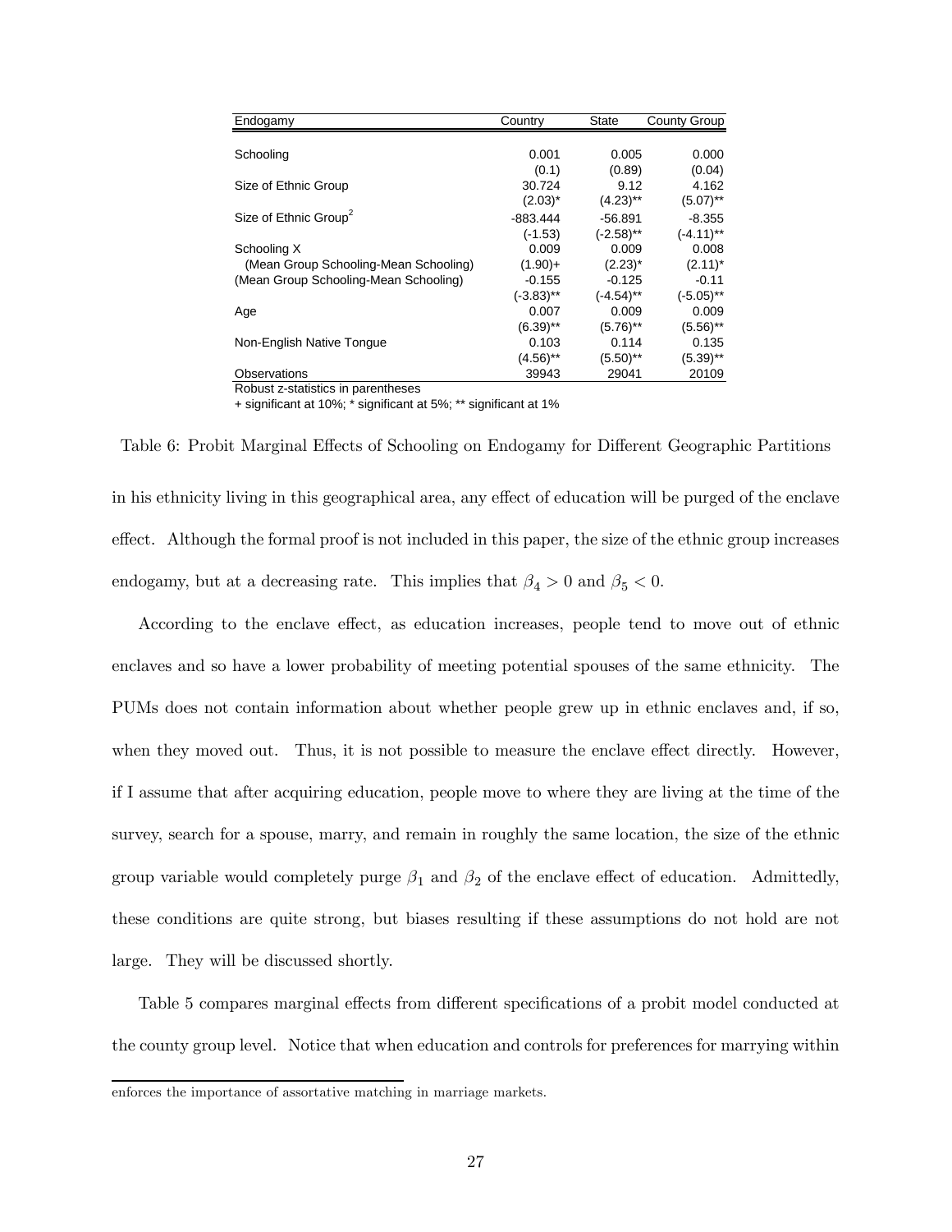| Endogamy | Country | State | County Group |
|---|---|---|---|
| Schooling | 0.001 | 0.005 | 0.000 |
| | (0.1) | (0.89) | (0.04) |
| Size of Ethnic Group | 30.724 | 9.12 | 4.162 |
| | (2.03)* | (4.23)** | (5.07)** |
| Size of Ethnic Group[2] | -883.444 | -56.891 | -8.355 |
| | (-1.53) | (-2.58)** | (-4.11)** |
| Schooling X | 0.009 | 0.009 | 0.008 |
| (Mean Group Schooling-Mean Schooling) | (1.90)+ | (2.23)* | (2.11)* |
| (Mean Group Schooling-Mean Schooling) | -0.155 | -0.125 | -0.11 |
| | (-3.83)** | (-4.54)** | (-5.05)** |
| Age | 0.007 | 0.009 | 0.009 |
| | (6.39)** | (5.76)** | (5.56)** |
| Non-English Native Tongue | 0.103 | 0.114 | 0.135 |
| | (4.56)** | (5.50)** | (5.39)** |
| Observations | 39943 | 29041 | 20109 |

Robust z-statistics in parentheses

+ significant at 10%; * significant at 5%; ** significant at 1%

Table 6: Probit Marginal Effects of Schooling on Endogamy for Different Geographic Partitions

in his ethnicity living in this geographical area, any effect of education will be purged of the enclave effect. Although the formal proof is not included in this paper, the size of the ethnic group increases endogamy, but at a decreasing rate. This implies that $\beta_4 > 0$ and $\beta_5 < 0$.

According to the enclave effect, as education increases, people tend to move out of ethnic enclaves and so have a lower probability of meeting potential spouses of the same ethnicity. The PUMs does not contain information about whether people grew up in ethnic enclaves and, if so, when they moved out. Thus, it is not possible to measure the enclave effect directly. However, if I assume that after acquiring education, people move to where they are living at the time of the survey, search for a spouse, marry, and remain in roughly the same location, the size of the ethnic group variable would completely purge $\beta_1$ and $\beta_2$ of the enclave effect of education. Admittedly, these conditions are quite strong, but biases resulting if these assumptions do not hold are not large. They will be discussed shortly.

Table 5 compares marginal effects from different specifications of a probit model conducted at the county group level. Notice that when education and controls for preferences for marrying within

enforces the importance of assortative matching in marriage markets.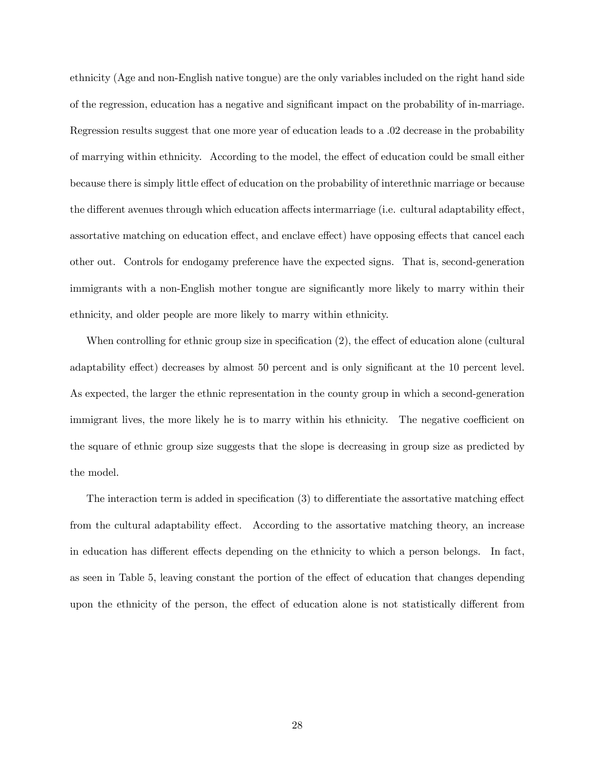ethnicity (Age and non-English native tongue) are the only variables included on the right hand side of the regression, education has a negative and significant impact on the probability of in-marriage. Regression results suggest that one more year of education leads to a .02 decrease in the probability of marrying within ethnicity. According to the model, the effect of education could be small either because there is simply little effect of education on the probability of interethnic marriage or because the different avenues through which education affects intermarriage (i.e. cultural adaptability effect, assortative matching on education effect, and enclave effect) have opposing effects that cancel each other out. Controls for endogamy preference have the expected signs. That is, second-generation immigrants with a non-English mother tongue are significantly more likely to marry within their ethnicity, and older people are more likely to marry within ethnicity.

When controlling for ethnic group size in specification (2), the effect of education alone (cultural adaptability effect) decreases by almost 50 percent and is only significant at the 10 percent level. As expected, the larger the ethnic representation in the county group in which a second-generation immigrant lives, the more likely he is to marry within his ethnicity. The negative coefficient on the square of ethnic group size suggests that the slope is decreasing in group size as predicted by the model.

The interaction term is added in specification (3) to differentiate the assortative matching effect from the cultural adaptability effect. According to the assortative matching theory, an increase in education has different effects depending on the ethnicity to which a person belongs. In fact, as seen in Table 5, leaving constant the portion of the effect of education that changes depending upon the ethnicity of the person, the effect of education alone is not statistically different from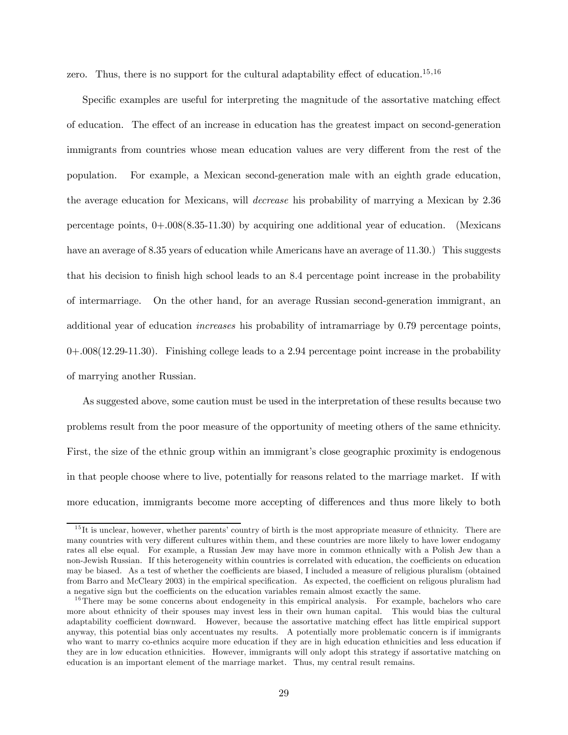zero. Thus, there is no support for the cultural adaptability effect of education.[15,16]

Specific examples are useful for interpreting the magnitude of the assortative matching effect of education. The effect of an increase in education has the greatest impact on second-generation immigrants from countries whose mean education values are very different from the rest of the population. For example, a Mexican second-generation male with an eighth grade education, the average education for Mexicans, will *decrease* his probability of marrying a Mexican by 2.36 percentage points, 0+.008(8.35-11.30) by acquiring one additional year of education. (Mexicans have an average of 8.35 years of education while Americans have an average of 11.30.) This suggests that his decision to finish high school leads to an 8.4 percentage point increase in the probability of intermarriage. On the other hand, for an average Russian second-generation immigrant, an additional year of education *increases* his probability of intramarriage by 0.79 percentage points, 0+.008(12.29-11.30). Finishing college leads to a 2.94 percentage point increase in the probability of marrying another Russian.

As suggested above, some caution must be used in the interpretation of these results because two problems result from the poor measure of the opportunity of meeting others of the same ethnicity. First, the size of the ethnic group within an immigrant's close geographic proximity is endogenous in that people choose where to live, potentially for reasons related to the marriage market. If with more education, immigrants become more accepting of differences and thus more likely to both

---

[15] It is unclear, however, whether parents' country of birth is the most appropriate measure of ethnicity. There are many countries with very different cultures within them, and these countries are more likely to have lower endogamy rates all else equal. For example, a Russian Jew may have more in common ethnically with a Polish Jew than a non-Jewish Russian. If this heterogeneity within countries is correlated with education, the coefficients on education may be biased. As a test of whether the coefficients are biased, I included a measure of religious pluralism (obtained from Barro and McCleary 2003) in the empirical specification. As expected, the coefficient on religous pluralism had a negative sign but the coefficients on the education variables remain almost exactly the same.

[16] There may be some concerns about endogeneity in this empirical analysis. For example, bachelors who care more about ethnicity of their spouses may invest less in their own human capital. This would bias the cultural adaptability coefficient downward. However, because the assortative matching effect has little empirical support anyway, this potential bias only accentuates my results. A potentially more problematic concern is if immigrants who want to marry co-ethnics acquire more education if they are in high education ethnicities and less education if they are in low education ethnicities. However, immigrants will only adopt this strategy if assortative matching on education is an important element of the marriage market. Thus, my central result remains.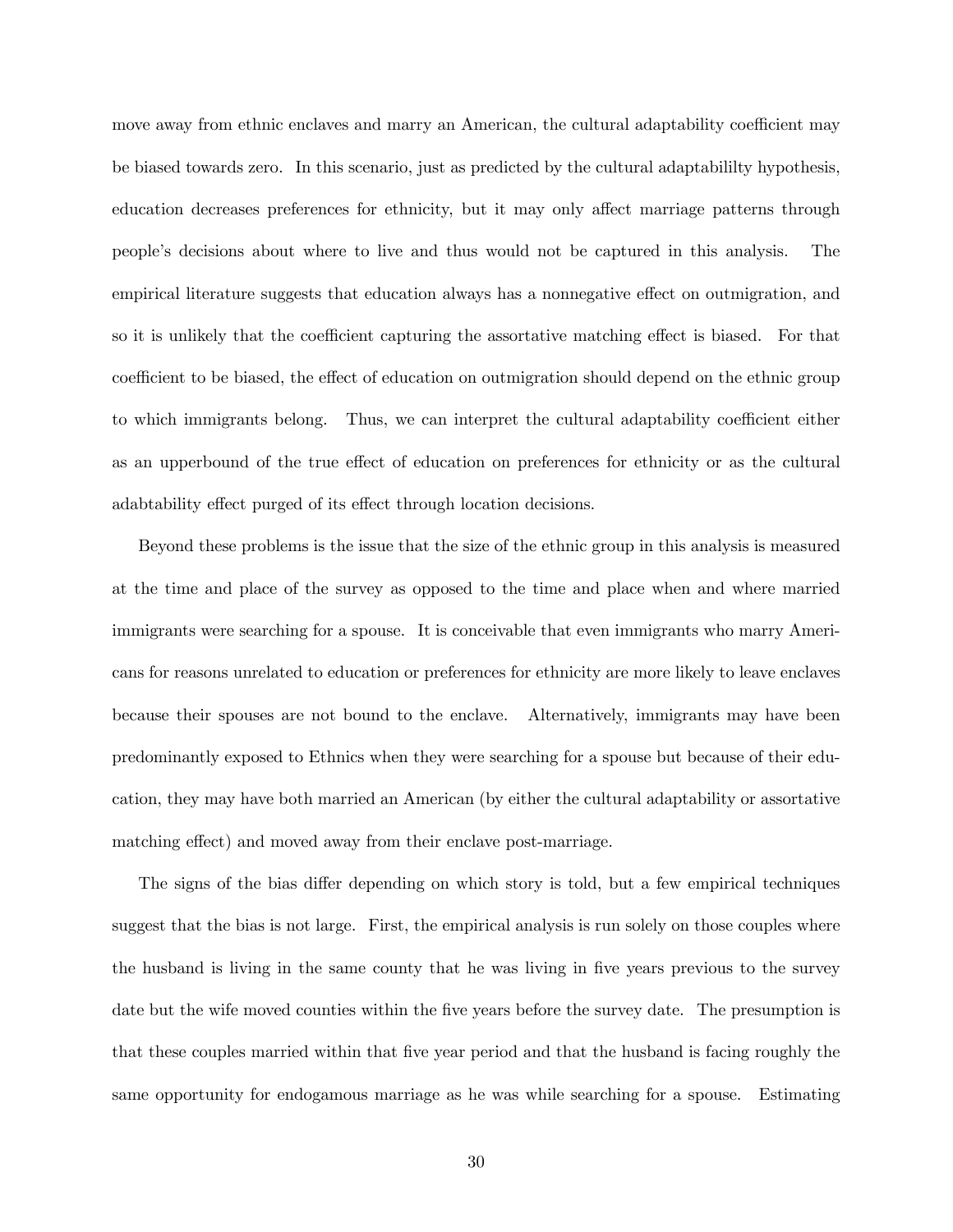move away from ethnic enclaves and marry an American, the cultural adaptability coefficient may be biased towards zero. In this scenario, just as predicted by the cultural adaptabililty hypothesis, education decreases preferences for ethnicity, but it may only affect marriage patterns through people's decisions about where to live and thus would not be captured in this analysis. The empirical literature suggests that education always has a nonnegative effect on outmigration, and so it is unlikely that the coefficient capturing the assortative matching effect is biased. For that coefficient to be biased, the effect of education on outmigration should depend on the ethnic group to which immigrants belong. Thus, we can interpret the cultural adaptability coefficient either as an upperbound of the true effect of education on preferences for ethnicity or as the cultural adabtability effect purged of its effect through location decisions.

Beyond these problems is the issue that the size of the ethnic group in this analysis is measured at the time and place of the survey as opposed to the time and place when and where married immigrants were searching for a spouse. It is conceivable that even immigrants who marry Americans for reasons unrelated to education or preferences for ethnicity are more likely to leave enclaves because their spouses are not bound to the enclave. Alternatively, immigrants may have been predominantly exposed to Ethnics when they were searching for a spouse but because of their education, they may have both married an American (by either the cultural adaptability or assortative matching effect) and moved away from their enclave post-marriage.

The signs of the bias differ depending on which story is told, but a few empirical techniques suggest that the bias is not large. First, the empirical analysis is run solely on those couples where the husband is living in the same county that he was living in five years previous to the survey date but the wife moved counties within the five years before the survey date. The presumption is that these couples married within that five year period and that the husband is facing roughly the same opportunity for endogamous marriage as he was while searching for a spouse. Estimating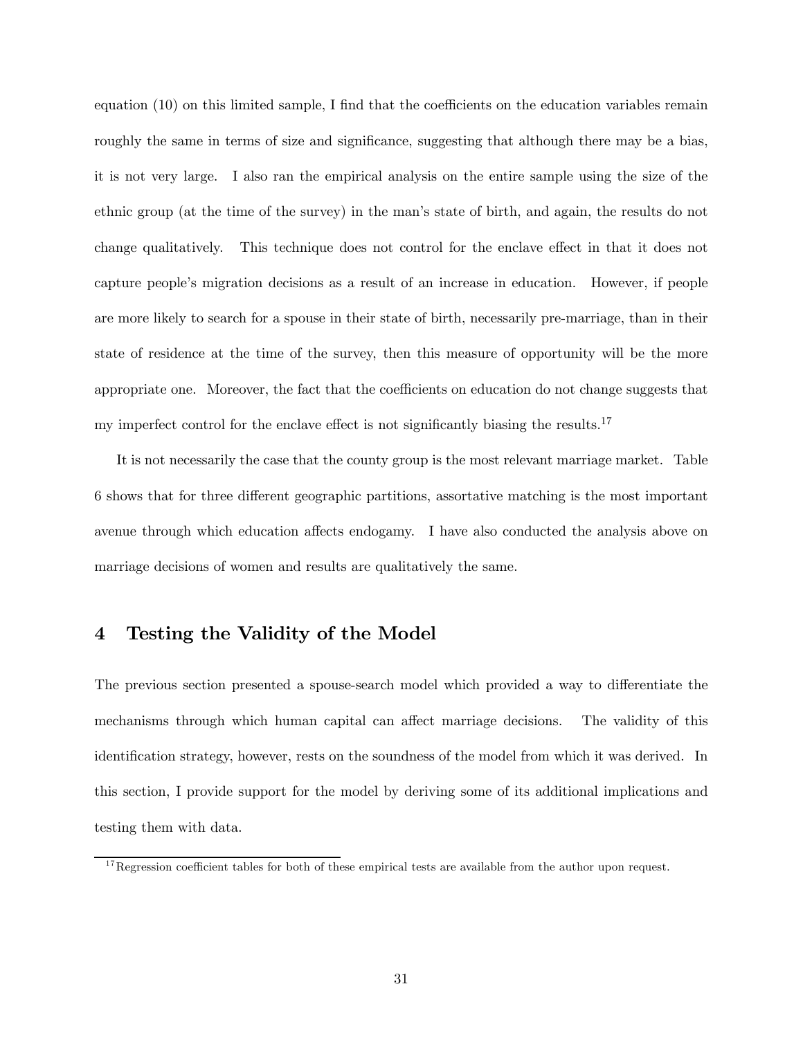equation (10) on this limited sample, I find that the coefficients on the education variables remain roughly the same in terms of size and significance, suggesting that although there may be a bias, it is not very large. I also ran the empirical analysis on the entire sample using the size of the ethnic group (at the time of the survey) in the man's state of birth, and again, the results do not change qualitatively. This technique does not control for the enclave effect in that it does not capture people's migration decisions as a result of an increase in education. However, if people are more likely to search for a spouse in their state of birth, necessarily pre-marriage, than in their state of residence at the time of the survey, then this measure of opportunity will be the more appropriate one. Moreover, the fact that the coefficients on education do not change suggests that my imperfect control for the enclave effect is not significantly biasing the results.[17]

It is not necessarily the case that the county group is the most relevant marriage market. Table 6 shows that for three different geographic partitions, assortative matching is the most important avenue through which education affects endogamy. I have also conducted the analysis above on marriage decisions of women and results are qualitatively the same.

## 4 Testing the Validity of the Model

The previous section presented a spouse-search model which provided a way to differentiate the mechanisms through which human capital can affect marriage decisions. The validity of this identification strategy, however, rests on the soundness of the model from which it was derived. In this section, I provide support for the model by deriving some of its additional implications and testing them with data.

[17] Regression coefficient tables for both of these empirical tests are available from the author upon request.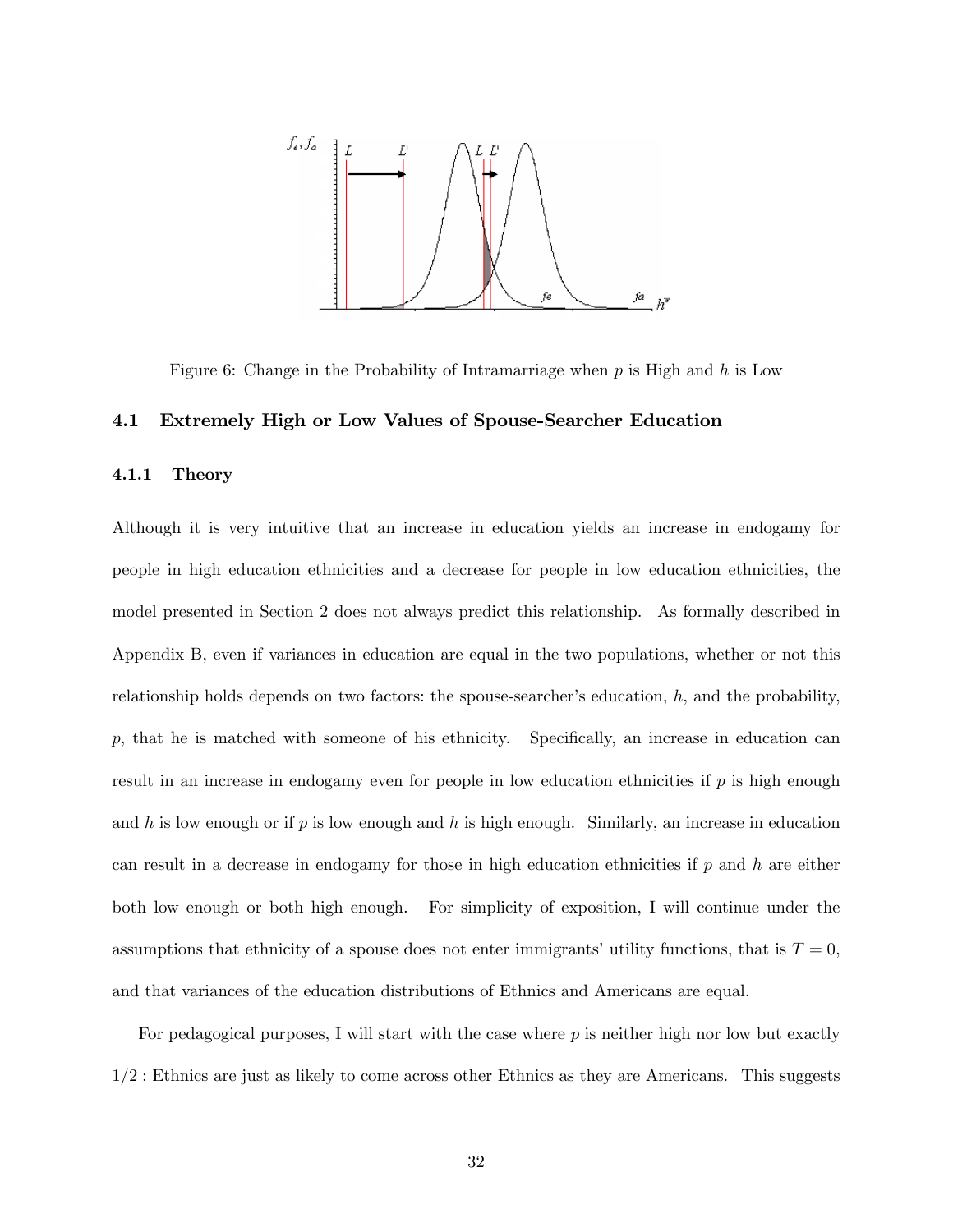Figure 6: Change in the Probability of Intramarriage when $p$ is High and $h$ is Low

## 4.1 Extremely High or Low Values of Spouse-Searcher Education

### 4.1.1 Theory

Although it is very intuitive that an increase in education yields an increase in endogamy for people in high education ethnicities and a decrease for people in low education ethnicities, the model presented in Section 2 does not always predict this relationship. As formally described in Appendix B, even if variances in education are equal in the two populations, whether or not this relationship holds depends on two factors: the spouse-searcher's education, $h$, and the probability, $p$, that he is matched with someone of his ethnicity. Specifically, an increase in education can result in an increase in endogamy even for people in low education ethnicities if $p$ is high enough and $h$ is low enough or if $p$ is low enough and $h$ is high enough. Similarly, an increase in education can result in a decrease in endogamy for those in high education ethnicities if $p$ and $h$ are either both low enough or both high enough. For simplicity of exposition, I will continue under the assumptions that ethnicity of a spouse does not enter immigrants' utility functions, that is $T = 0$, and that variances of the education distributions of Ethnics and Americans are equal.

For pedagogical purposes, I will start with the case where $p$ is neither high nor low but exactly $1/2$ : Ethnics are just as likely to come across other Ethnics as they are Americans. This suggests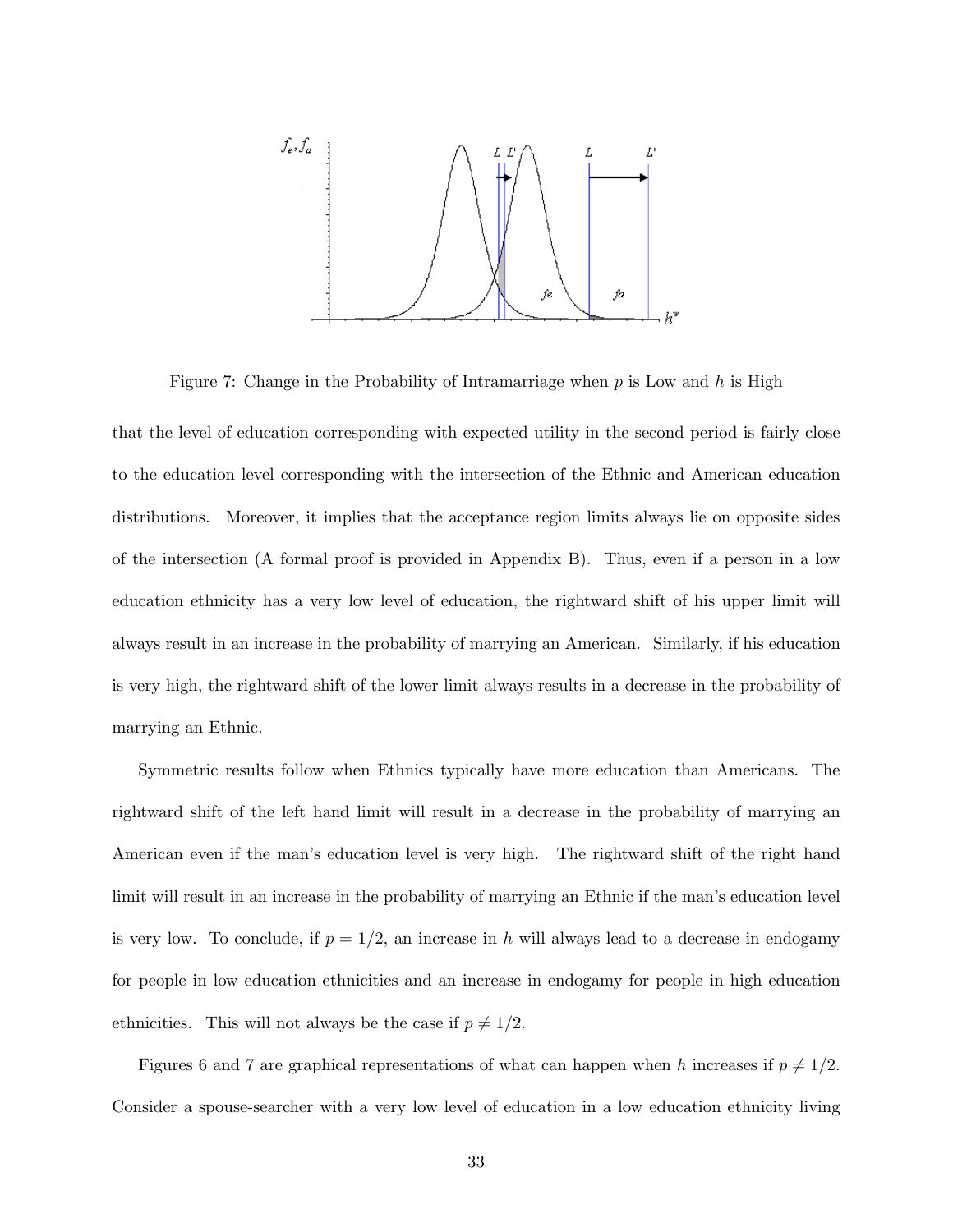Figure 7: Change in the Probability of Intramarriage when $p$ is Low and $h$ is High

that the level of education corresponding with expected utility in the second period is fairly close to the education level corresponding with the intersection of the Ethnic and American education distributions. Moreover, it implies that the acceptance region limits always lie on opposite sides of the intersection (A formal proof is provided in Appendix B). Thus, even if a person in a low education ethnicity has a very low level of education, the rightward shift of his upper limit will always result in an increase in the probability of marrying an American. Similarly, if his education is very high, the rightward shift of the lower limit always results in a decrease in the probability of marrying an Ethnic.

Symmetric results follow when Ethnics typically have more education than Americans. The rightward shift of the left hand limit will result in a decrease in the probability of marrying an American even if the man's education level is very high. The rightward shift of the right hand limit will result in an increase in the probability of marrying an Ethnic if the man's education level is very low. To conclude, if $p = 1/2$, an increase in $h$ will always lead to a decrease in endogamy for people in low education ethnicities and an increase in endogamy for people in high education ethnicities. This will not always be the case if $p \neq 1/2$.

Figures 6 and 7 are graphical representations of what can happen when $h$ increases if $p \neq 1/2$. Consider a spouse-searcher with a very low level of education in a low education ethnicity living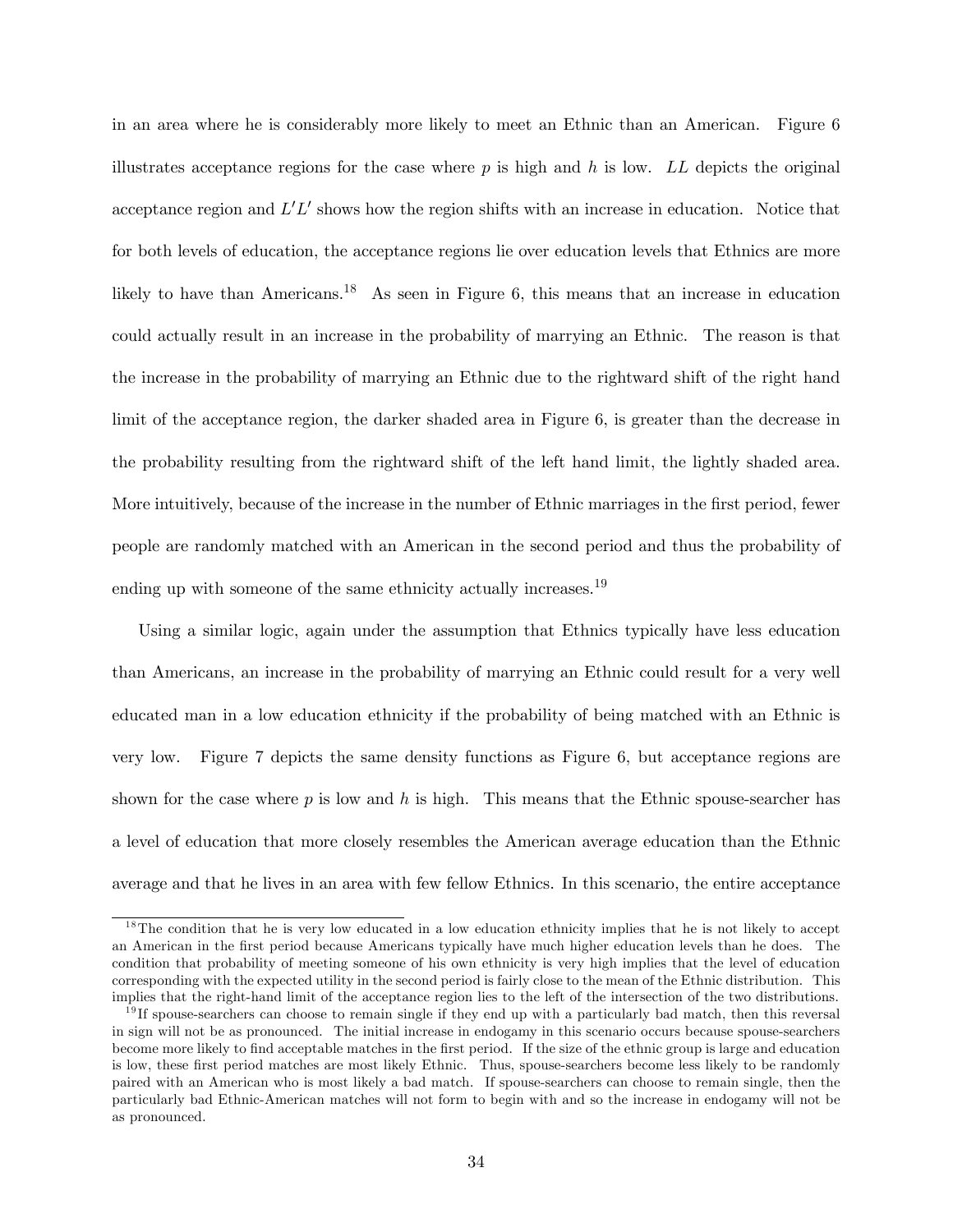in an area where he is considerably more likely to meet an Ethnic than an American. Figure 6 illustrates acceptance regions for the case where $p$ is high and $h$ is low. $LL$ depicts the original acceptance region and $L'L'$ shows how the region shifts with an increase in education. Notice that for both levels of education, the acceptance regions lie over education levels that Ethnics are more likely to have than Americans.[18] As seen in Figure 6, this means that an increase in education could actually result in an increase in the probability of marrying an Ethnic. The reason is that the increase in the probability of marrying an Ethnic due to the rightward shift of the right hand limit of the acceptance region, the darker shaded area in Figure 6, is greater than the decrease in the probability resulting from the rightward shift of the left hand limit, the lightly shaded area. More intuitively, because of the increase in the number of Ethnic marriages in the first period, fewer people are randomly matched with an American in the second period and thus the probability of ending up with someone of the same ethnicity actually increases.[19]

Using a similar logic, again under the assumption that Ethnics typically have less education than Americans, an increase in the probability of marrying an Ethnic could result for a very well educated man in a low education ethnicity if the probability of being matched with an Ethnic is very low. Figure 7 depicts the same density functions as Figure 6, but acceptance regions are shown for the case where $p$ is low and $h$ is high. This means that the Ethnic spouse-searcher has a level of education that more closely resembles the American average education than the Ethnic average and that he lives in an area with few fellow Ethnics. In this scenario, the entire acceptance

[18] The condition that he is very low educated in a low education ethnicity implies that he is not likely to accept an American in the first period because Americans typically have much higher education levels than he does. The condition that probability of meeting someone of his own ethnicity is very high implies that the level of education corresponding with the expected utility in the second period is fairly close to the mean of the Ethnic distribution. This implies that the right-hand limit of the acceptance region lies to the left of the intersection of the two distributions.

[19] If spouse-searchers can choose to remain single if they end up with a particularly bad match, then this reversal in sign will not be as pronounced. The initial increase in endogamy in this scenario occurs because spouse-searchers become more likely to find acceptable matches in the first period. If the size of the ethnic group is large and education is low, these first period matches are most likely Ethnic. Thus, spouse-searchers become less likely to be randomly paired with an American who is most likely a bad match. If spouse-searchers can choose to remain single, then the particularly bad Ethnic-American matches will not form to begin with and so the increase in endogamy will not be as pronounced.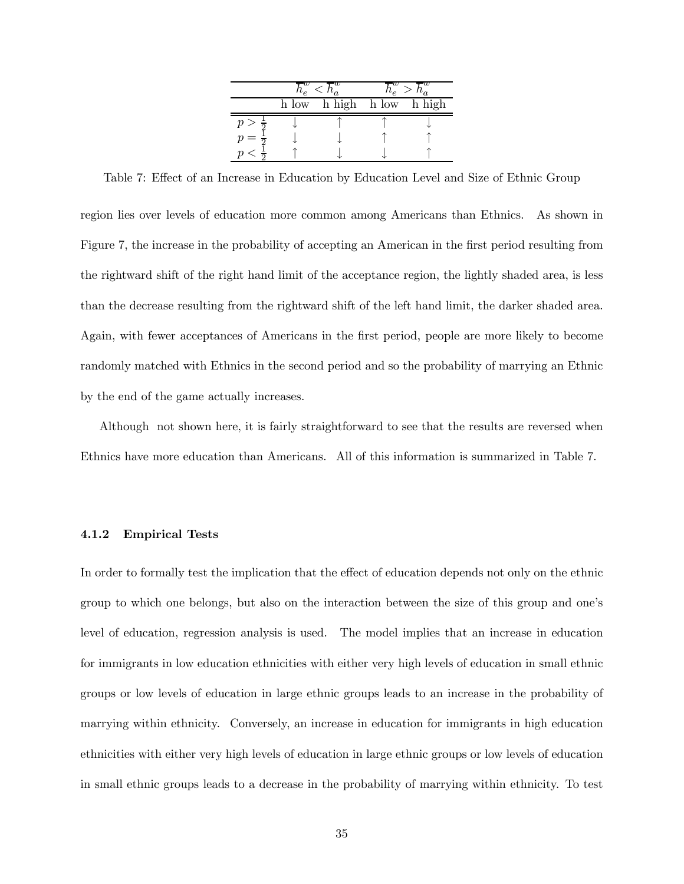| | $\overline{h}_e^w < \overline{h}_a^w$ | | $\overline{h}_e^w > \overline{h}_a^w$ | |
|---|---|---|---|---|
| | h low | h high | h low | h high |
| $p > \frac{1}{2}$ | ↓ | ↑ | ↑ | ↓ |
| $p = \frac{1}{2}$ | ↓ | ↓ | ↑ | ↑ |
| $p < \frac{1}{2}$ | ↑ | ↓ | ↓ | ↑ |

Table 7: Effect of an Increase in Education by Education Level and Size of Ethnic Group

region lies over levels of education more common among Americans than Ethnics. As shown in Figure 7, the increase in the probability of accepting an American in the first period resulting from the rightward shift of the right hand limit of the acceptance region, the lightly shaded area, is less than the decrease resulting from the rightward shift of the left hand limit, the darker shaded area. Again, with fewer acceptances of Americans in the first period, people are more likely to become randomly matched with Ethnics in the second period and so the probability of marrying an Ethnic by the end of the game actually increases.

Although not shown here, it is fairly straightforward to see that the results are reversed when Ethnics have more education than Americans. All of this information is summarized in Table 7.

### 4.1.2 Empirical Tests

In order to formally test the implication that the effect of education depends not only on the ethnic group to which one belongs, but also on the interaction between the size of this group and one's level of education, regression analysis is used. The model implies that an increase in education for immigrants in low education ethnicities with either very high levels of education in small ethnic groups or low levels of education in large ethnic groups leads to an increase in the probability of marrying within ethnicity. Conversely, an increase in education for immigrants in high education ethnicities with either very high levels of education in large ethnic groups or low levels of education in small ethnic groups leads to a decrease in the probability of marrying within ethnicity. To test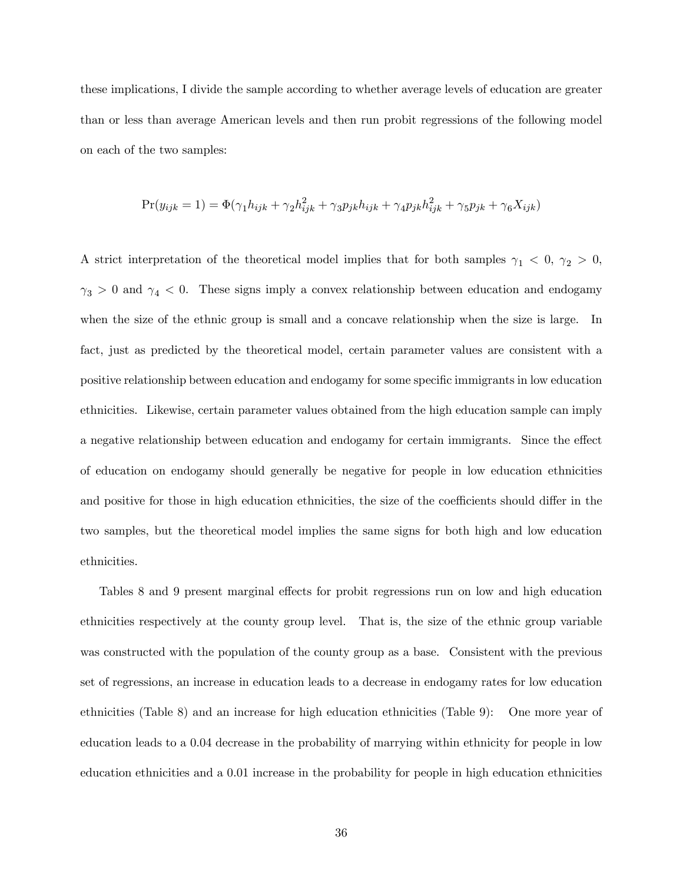these implications, I divide the sample according to whether average levels of education are greater than or less than average American levels and then run probit regressions of the following model on each of the two samples:

$$\Pr(y_{ijk} = 1) = \Phi(\gamma_1 h_{ijk} + \gamma_2 h_{ijk}^2 + \gamma_3 p_{jk} h_{ijk} + \gamma_4 p_{jk} h_{ijk}^2 + \gamma_5 p_{jk} + \gamma_6 X_{ijk})$$

A strict interpretation of the theoretical model implies that for both samples $\gamma_1 < 0$, $\gamma_2 > 0$, $\gamma_3 > 0$ and $\gamma_4 < 0$. These signs imply a convex relationship between education and endogamy when the size of the ethnic group is small and a concave relationship when the size is large. In fact, just as predicted by the theoretical model, certain parameter values are consistent with a positive relationship between education and endogamy for some specific immigrants in low education ethnicities. Likewise, certain parameter values obtained from the high education sample can imply a negative relationship between education and endogamy for certain immigrants. Since the effect of education on endogamy should generally be negative for people in low education ethnicities and positive for those in high education ethnicities, the size of the coefficients should differ in the two samples, but the theoretical model implies the same signs for both high and low education ethnicities.

Tables 8 and 9 present marginal effects for probit regressions run on low and high education ethnicities respectively at the county group level. That is, the size of the ethnic group variable was constructed with the population of the county group as a base. Consistent with the previous set of regressions, an increase in education leads to a decrease in endogamy rates for low education ethnicities (Table 8) and an increase for high education ethnicities (Table 9): One more year of education leads to a 0.04 decrease in the probability of marrying within ethnicity for people in low education ethnicities and a 0.01 increase in the probability for people in high education ethnicities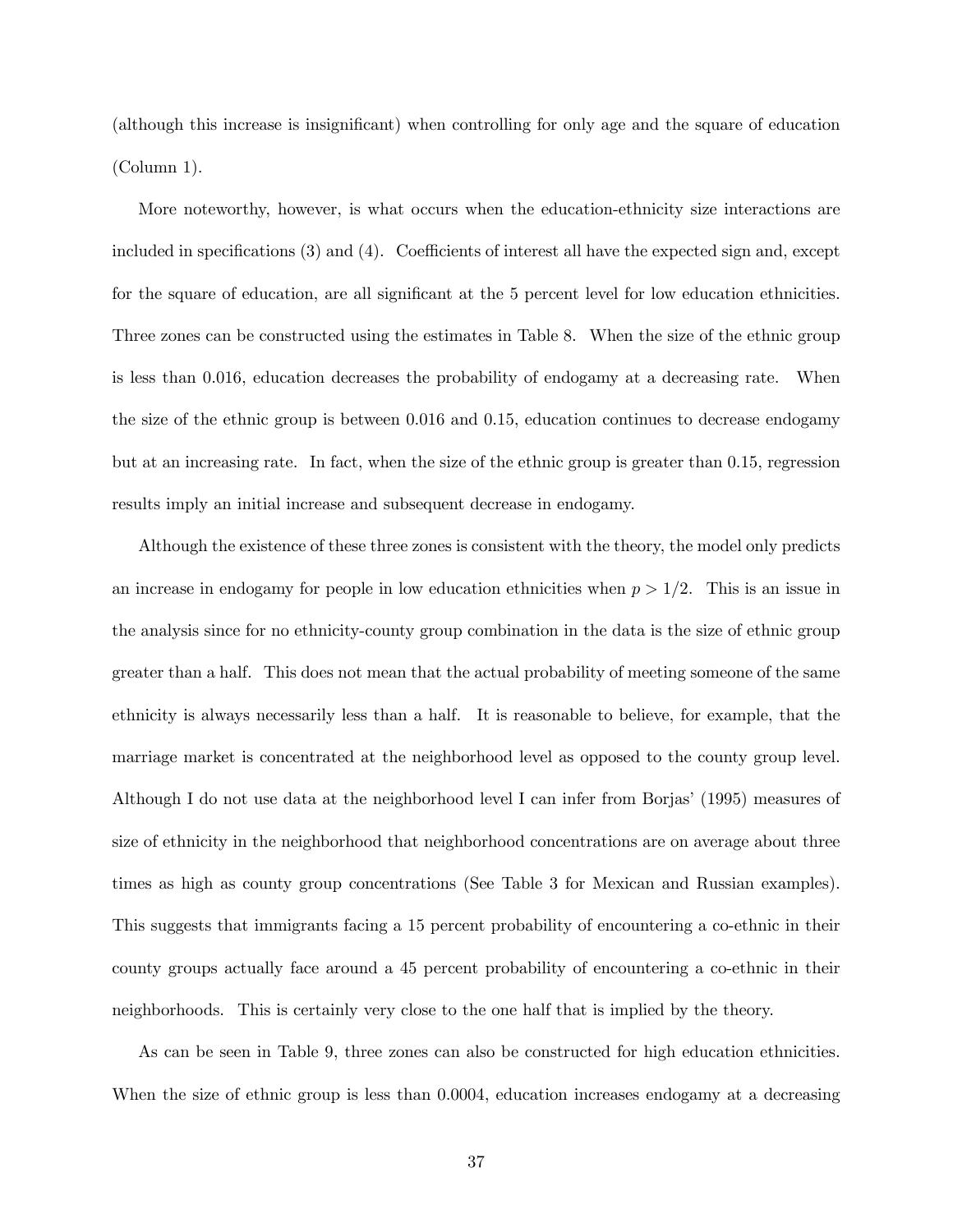(although this increase is insignificant) when controlling for only age and the square of education (Column 1).

More noteworthy, however, is what occurs when the education-ethnicity size interactions are included in specifications (3) and (4). Coefficients of interest all have the expected sign and, except for the square of education, are all significant at the 5 percent level for low education ethnicities. Three zones can be constructed using the estimates in Table 8. When the size of the ethnic group is less than 0.016, education decreases the probability of endogamy at a decreasing rate. When the size of the ethnic group is between 0.016 and 0.15, education continues to decrease endogamy but at an increasing rate. In fact, when the size of the ethnic group is greater than 0.15, regression results imply an initial increase and subsequent decrease in endogamy.

Although the existence of these three zones is consistent with the theory, the model only predicts an increase in endogamy for people in low education ethnicities when $p > 1/2$. This is an issue in the analysis since for no ethnicity-county group combination in the data is the size of ethnic group greater than a half. This does not mean that the actual probability of meeting someone of the same ethnicity is always necessarily less than a half. It is reasonable to believe, for example, that the marriage market is concentrated at the neighborhood level as opposed to the county group level. Although I do not use data at the neighborhood level I can infer from Borjas' (1995) measures of size of ethnicity in the neighborhood that neighborhood concentrations are on average about three times as high as county group concentrations (See Table 3 for Mexican and Russian examples). This suggests that immigrants facing a 15 percent probability of encountering a co-ethnic in their county groups actually face around a 45 percent probability of encountering a co-ethnic in their neighborhoods. This is certainly very close to the one half that is implied by the theory.

As can be seen in Table 9, three zones can also be constructed for high education ethnicities. When the size of ethnic group is less than 0.0004, education increases endogamy at a decreasing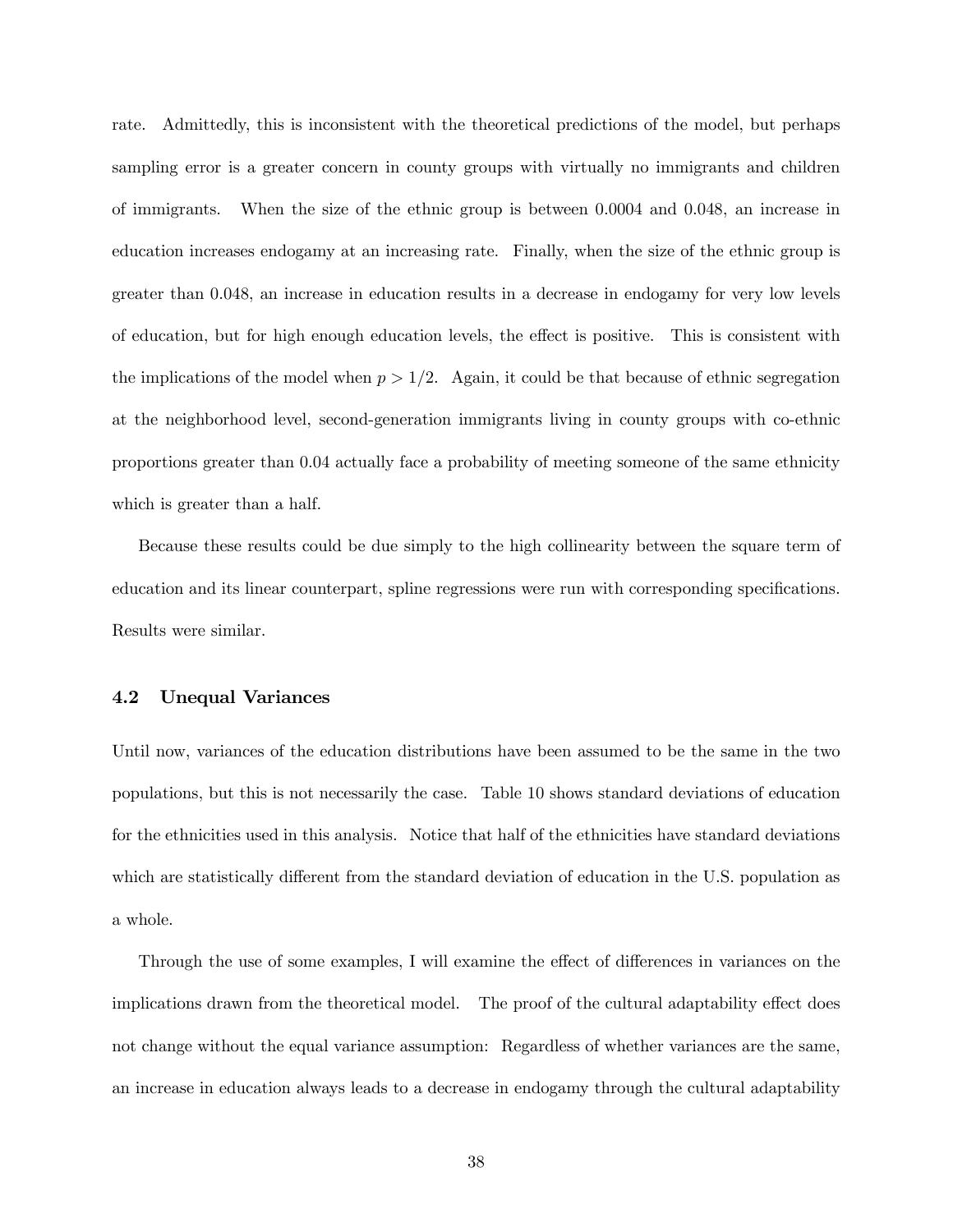rate. Admittedly, this is inconsistent with the theoretical predictions of the model, but perhaps sampling error is a greater concern in county groups with virtually no immigrants and children of immigrants. When the size of the ethnic group is between 0.0004 and 0.048, an increase in education increases endogamy at an increasing rate. Finally, when the size of the ethnic group is greater than 0.048, an increase in education results in a decrease in endogamy for very low levels of education, but for high enough education levels, the effect is positive. This is consistent with the implications of the model when $p > 1/2$. Again, it could be that because of ethnic segregation at the neighborhood level, second-generation immigrants living in county groups with co-ethnic proportions greater than 0.04 actually face a probability of meeting someone of the same ethnicity which is greater than a half.

Because these results could be due simply to the high collinearity between the square term of education and its linear counterpart, spline regressions were run with corresponding specifications. Results were similar.

### 4.2 Unequal Variances

Until now, variances of the education distributions have been assumed to be the same in the two populations, but this is not necessarily the case. Table 10 shows standard deviations of education for the ethnicities used in this analysis. Notice that half of the ethnicities have standard deviations which are statistically different from the standard deviation of education in the U.S. population as a whole.

Through the use of some examples, I will examine the effect of differences in variances on the implications drawn from the theoretical model. The proof of the cultural adaptability effect does not change without the equal variance assumption: Regardless of whether variances are the same, an increase in education always leads to a decrease in endogamy through the cultural adaptability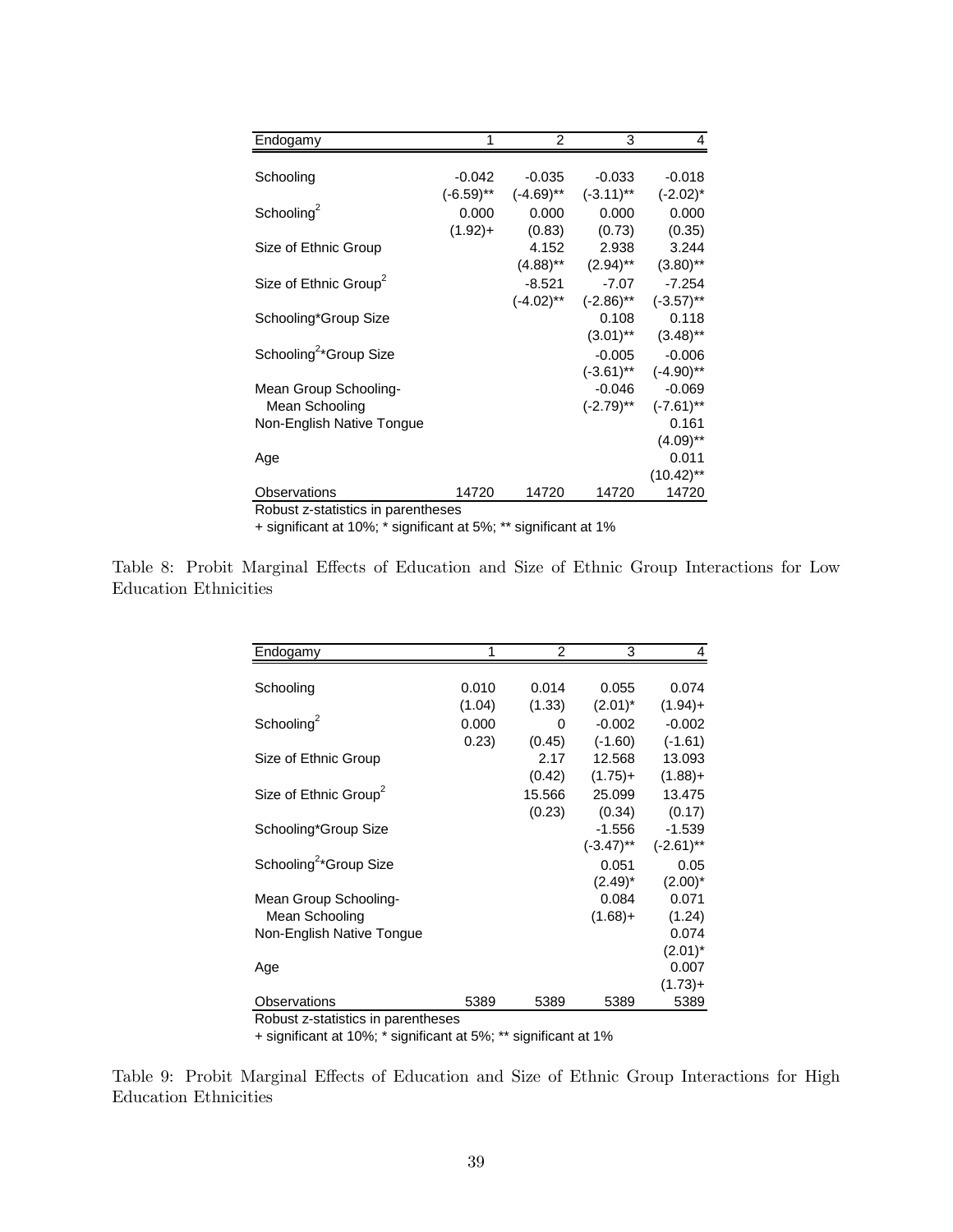| Endogamy | 1 | 2 | 3 | 4 |
|---|---|---|---|---|
| Schooling | -0.042 | -0.035 | -0.033 | -0.018 |
| | (-6.59)** | (-4.69)** | (-3.11)** | (-2.02)* |
| Schooling$^2$ | 0.000 | 0.000 | 0.000 | 0.000 |
| | (1.92)+ | (0.83) | (0.73) | (0.35) |
| Size of Ethnic Group | | 4.152 | 2.938 | 3.244 |
| | | (4.88)** | (2.94)** | (3.80)** |
| Size of Ethnic Group$^2$ | | -8.521 | -7.07 | -7.254 |
| | | (-4.02)** | (-2.86)** | (-3.57)** |
| Schooling*Group Size | | | 0.108 | 0.118 |
| | | | (3.01)** | (3.48)** |
| Schooling$^2$*Group Size | | | -0.005 | -0.006 |
| | | | (-3.61)** | (-4.90)** |
| Mean Group Schooling-Mean Schooling | | | -0.046 | -0.069 |
| | | | (-2.79)** | (-7.61)** |
| Non-English Native Tongue | | | | 0.161 |
| | | | | (4.09)** |
| Age | | | | 0.011 |
| | | | | (10.42)** |
| Observations | 14720 | 14720 | 14720 | 14720 |

Robust z-statistics in parentheses

+ significant at 10%; * significant at 5%; ** significant at 1%

Table 8: Probit Marginal Effects of Education and Size of Ethnic Group Interactions for Low Education Ethnicities

| Endogamy | 1 | 2 | 3 | 4 |
|---|---|---|---|---|
| Schooling | 0.010 | 0.014 | 0.055 | 0.074 |
| | (1.04) | (1.33) | (2.01)* | (1.94)+ |
| Schooling$^2$ | 0.000 | 0 | -0.002 | -0.002 |
| | 0.23) | (0.45) | (-1.60) | (-1.61) |
| Size of Ethnic Group | | 2.17 | 12.568 | 13.093 |
| | | (0.42) | (1.75)+ | (1.88)+ |
| Size of Ethnic Group$^2$ | | 15.566 | 25.099 | 13.475 |
| | | (0.23) | (0.34) | (0.17) |
| Schooling*Group Size | | | -1.556 | -1.539 |
| | | | (-3.47)** | (-2.61)** |
| Schooling$^2$*Group Size | | | 0.051 | 0.05 |
| | | | (2.49)* | (2.00)* |
| Mean Group Schooling-Mean Schooling | | | 0.084 | 0.071 |
| | | | (1.68)+ | (1.24) |
| Non-English Native Tongue | | | | 0.074 |
| | | | | (2.01)* |
| Age | | | | 0.007 |
| | | | | (1.73)+ |
| Observations | 5389 | 5389 | 5389 | 5389 |

Robust z-statistics in parentheses

+ significant at 10%; * significant at 5%; ** significant at 1%

Table 9: Probit Marginal Effects of Education and Size of Ethnic Group Interactions for High Education Ethnicities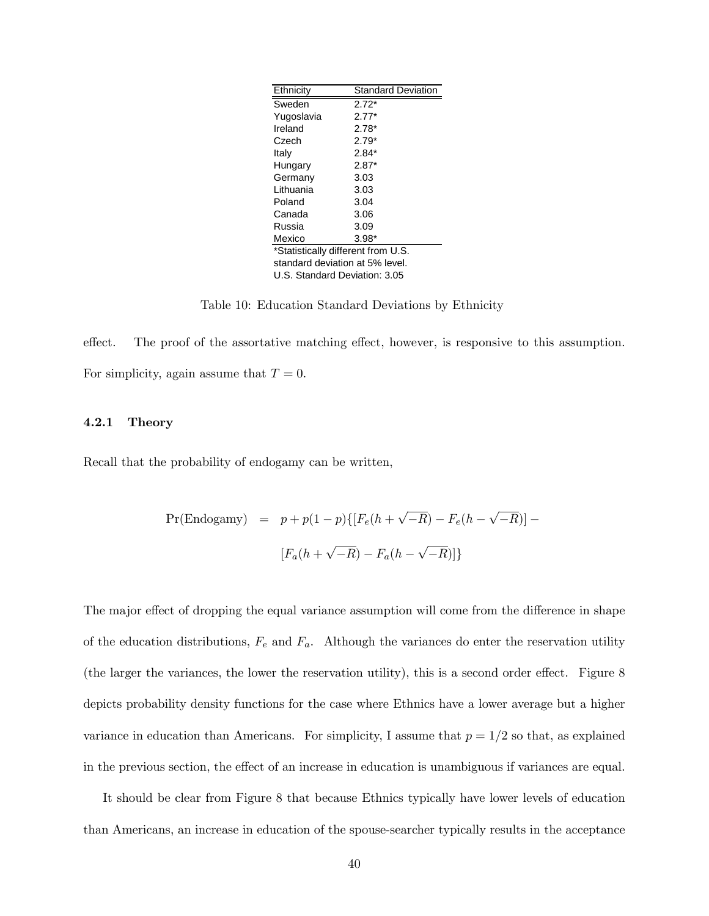| Ethnicity | Standard Deviation |
|---|---|
| Sweden | 2.72* |
| Yugoslavia | 2.77* |
| Ireland | 2.78* |
| Czech | 2.79* |
| Italy | 2.84* |
| Hungary | 2.87* |
| Germany | 3.03 |
| Lithuania | 3.03 |
| Poland | 3.04 |
| Canada | 3.06 |
| Russia | 3.09 |
| Mexico | 3.98* |

*Statistically different from U.S. standard deviation at 5% level.
U.S. Standard Deviation: 3.05

Table 10: Education Standard Deviations by Ethnicity

effect. The proof of the assortative matching effect, however, is responsive to this assumption. For simplicity, again assume that $T = 0$.

### 4.2.1 Theory

Recall that the probability of endogamy can be written,

$$
\begin{aligned}
\Pr(\text{Endogamy}) &= p + p(1-p)\{[F_e(h+\sqrt{-R}) - F_e(h-\sqrt{-R})] - \\
&\quad [F_a(h+\sqrt{-R}) - F_a(h-\sqrt{-R})]\}
\end{aligned}
$$

The major effect of dropping the equal variance assumption will come from the difference in shape of the education distributions, $F_e$ and $F_a$. Although the variances do enter the reservation utility (the larger the variances, the lower the reservation utility), this is a second order effect. Figure 8 depicts probability density functions for the case where Ethnics have a lower average but a higher variance in education than Americans. For simplicity, I assume that $p = 1/2$ so that, as explained in the previous section, the effect of an increase in education is unambiguous if variances are equal.

It should be clear from Figure 8 that because Ethnics typically have lower levels of education than Americans, an increase in education of the spouse-searcher typically results in the acceptance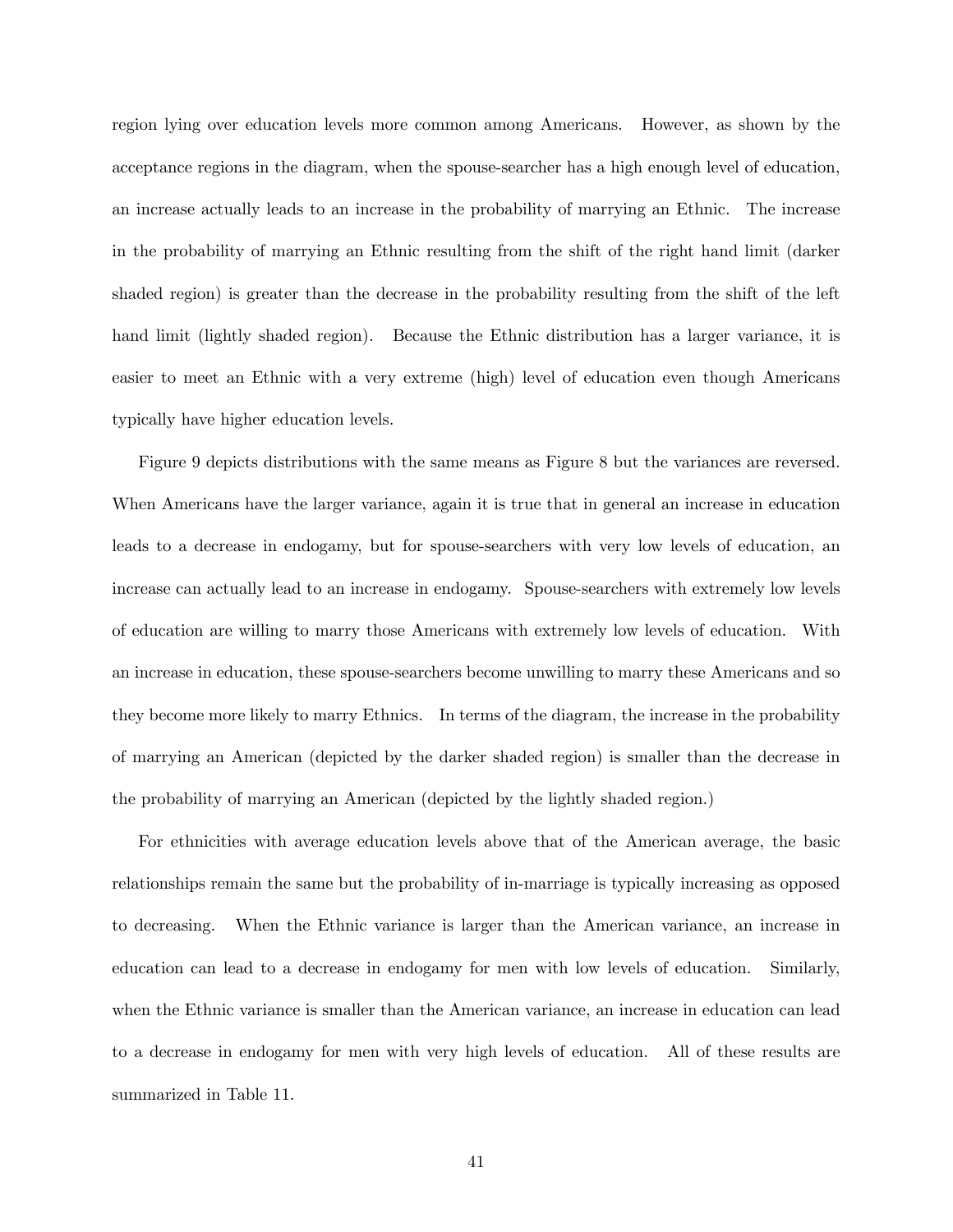region lying over education levels more common among Americans. However, as shown by the acceptance regions in the diagram, when the spouse-searcher has a high enough level of education, an increase actually leads to an increase in the probability of marrying an Ethnic. The increase in the probability of marrying an Ethnic resulting from the shift of the right hand limit (darker shaded region) is greater than the decrease in the probability resulting from the shift of the left hand limit (lightly shaded region). Because the Ethnic distribution has a larger variance, it is easier to meet an Ethnic with a very extreme (high) level of education even though Americans typically have higher education levels.

Figure 9 depicts distributions with the same means as Figure 8 but the variances are reversed. When Americans have the larger variance, again it is true that in general an increase in education leads to a decrease in endogamy, but for spouse-searchers with very low levels of education, an increase can actually lead to an increase in endogamy. Spouse-searchers with extremely low levels of education are willing to marry those Americans with extremely low levels of education. With an increase in education, these spouse-searchers become unwilling to marry these Americans and so they become more likely to marry Ethnics. In terms of the diagram, the increase in the probability of marrying an American (depicted by the darker shaded region) is smaller than the decrease in the probability of marrying an American (depicted by the lightly shaded region.)

For ethnicities with average education levels above that of the American average, the basic relationships remain the same but the probability of in-marriage is typically increasing as opposed to decreasing. When the Ethnic variance is larger than the American variance, an increase in education can lead to a decrease in endogamy for men with low levels of education. Similarly, when the Ethnic variance is smaller than the American variance, an increase in education can lead to a decrease in endogamy for men with very high levels of education. All of these results are summarized in Table 11.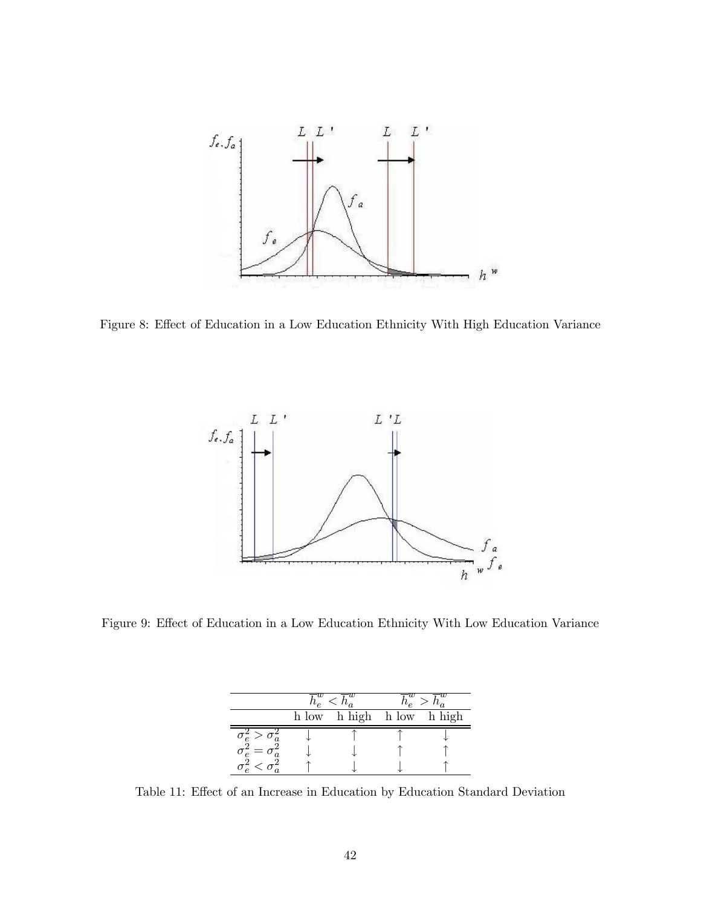Figure 8: Effect of Education in a Low Education Ethnicity With High Education Variance

Figure 9: Effect of Education in a Low Education Ethnicity With Low Education Variance

| | $\overline{h}_e^w < \overline{h}_a^w$ | | $\overline{h}_e^w > \overline{h}_a^w$ | |
|---|---|---|---|---|
| | h low | h high | h low | h high |
| $\sigma_e^2 > \sigma_a^2$ | ↓ | ↑ | ↑ | ↓ |
| $\sigma_e^2 = \sigma_a^2$ | ↓ | ↓ | ↑ | ↑ |
| $\sigma_e^2 < \sigma_a^2$ | ↑ | ↓ | ↓ | ↑ |

Table 11: Effect of an Increase in Education by Education Standard Deviation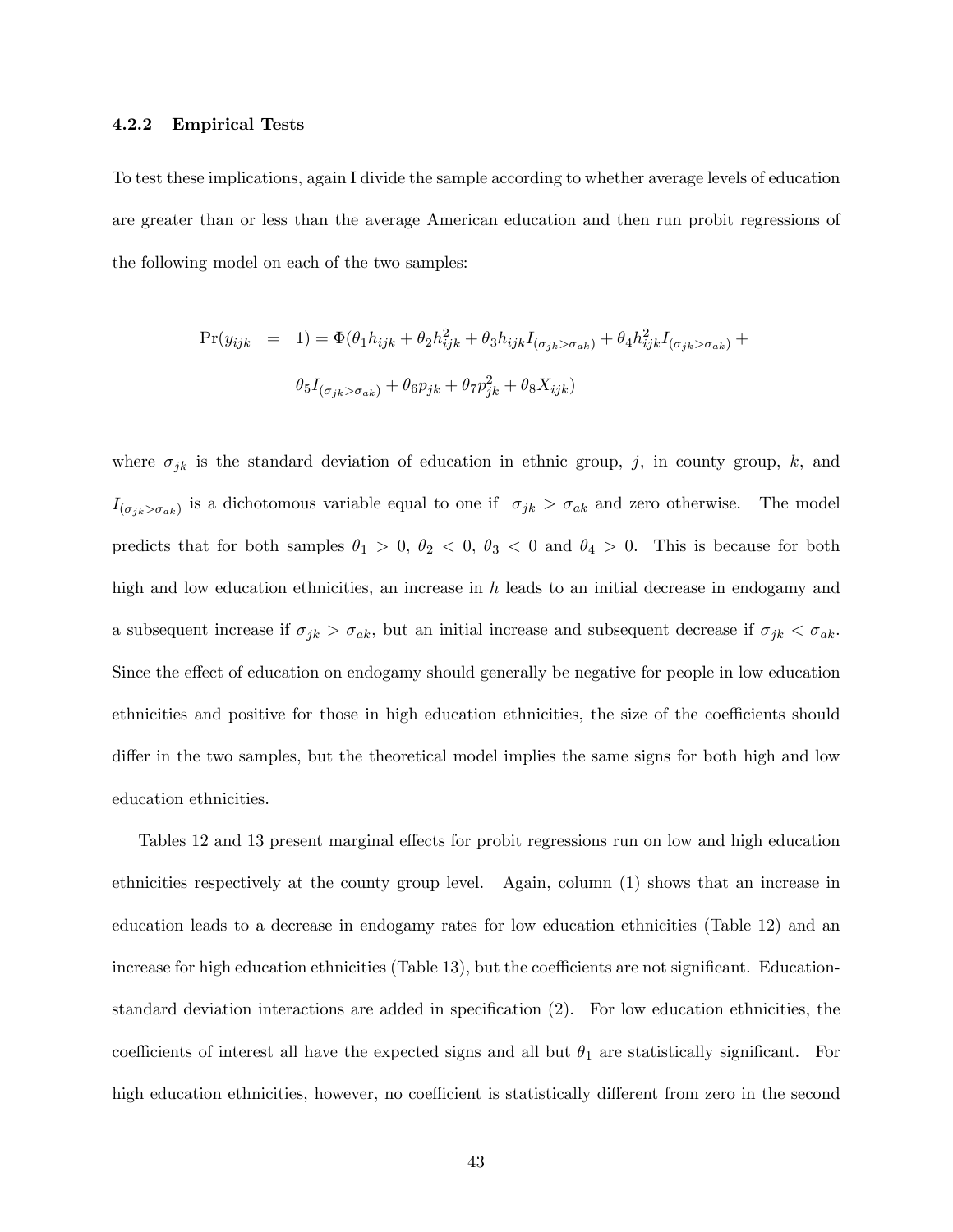### 4.2.2 Empirical Tests

To test these implications, again I divide the sample according to whether average levels of education are greater than or less than the average American education and then run probit regressions of the following model on each of the two samples:

$$
\begin{aligned}
\Pr(y_{ijk} &= 1) = \Phi(\theta_1 h_{ijk} + \theta_2 h_{ijk}^2 + \theta_3 h_{ijk} I_{(\sigma_{jk} > \sigma_{ak})} + \theta_4 h_{ijk}^2 I_{(\sigma_{jk} > \sigma_{ak})} + \\
&\quad \theta_5 I_{(\sigma_{jk} > \sigma_{ak})} + \theta_6 p_{jk} + \theta_7 p_{jk}^2 + \theta_8 X_{ijk})
\end{aligned}
$$

where $\sigma_{jk}$ is the standard deviation of education in ethnic group, $j$, in county group, $k$, and $I_{(\sigma_{jk} > \sigma_{ak})}$ is a dichotomous variable equal to one if $\sigma_{jk} > \sigma_{ak}$ and zero otherwise. The model predicts that for both samples $\theta_1 > 0$, $\theta_2 < 0$, $\theta_3 < 0$ and $\theta_4 > 0$. This is because for both high and low education ethnicities, an increase in $h$ leads to an initial decrease in endogamy and a subsequent increase if $\sigma_{jk} > \sigma_{ak}$, but an initial increase and subsequent decrease if $\sigma_{jk} < \sigma_{ak}$. Since the effect of education on endogamy should generally be negative for people in low education ethnicities and positive for those in high education ethnicities, the size of the coefficients should differ in the two samples, but the theoretical model implies the same signs for both high and low education ethnicities.

Tables 12 and 13 present marginal effects for probit regressions run on low and high education ethnicities respectively at the county group level. Again, column (1) shows that an increase in education leads to a decrease in endogamy rates for low education ethnicities (Table 12) and an increase for high education ethnicities (Table 13), but the coefficients are not significant. Education-standard deviation interactions are added in specification (2). For low education ethnicities, the coefficients of interest all have the expected signs and all but $\theta_1$ are statistically significant. For high education ethnicities, however, no coefficient is statistically different from zero in the second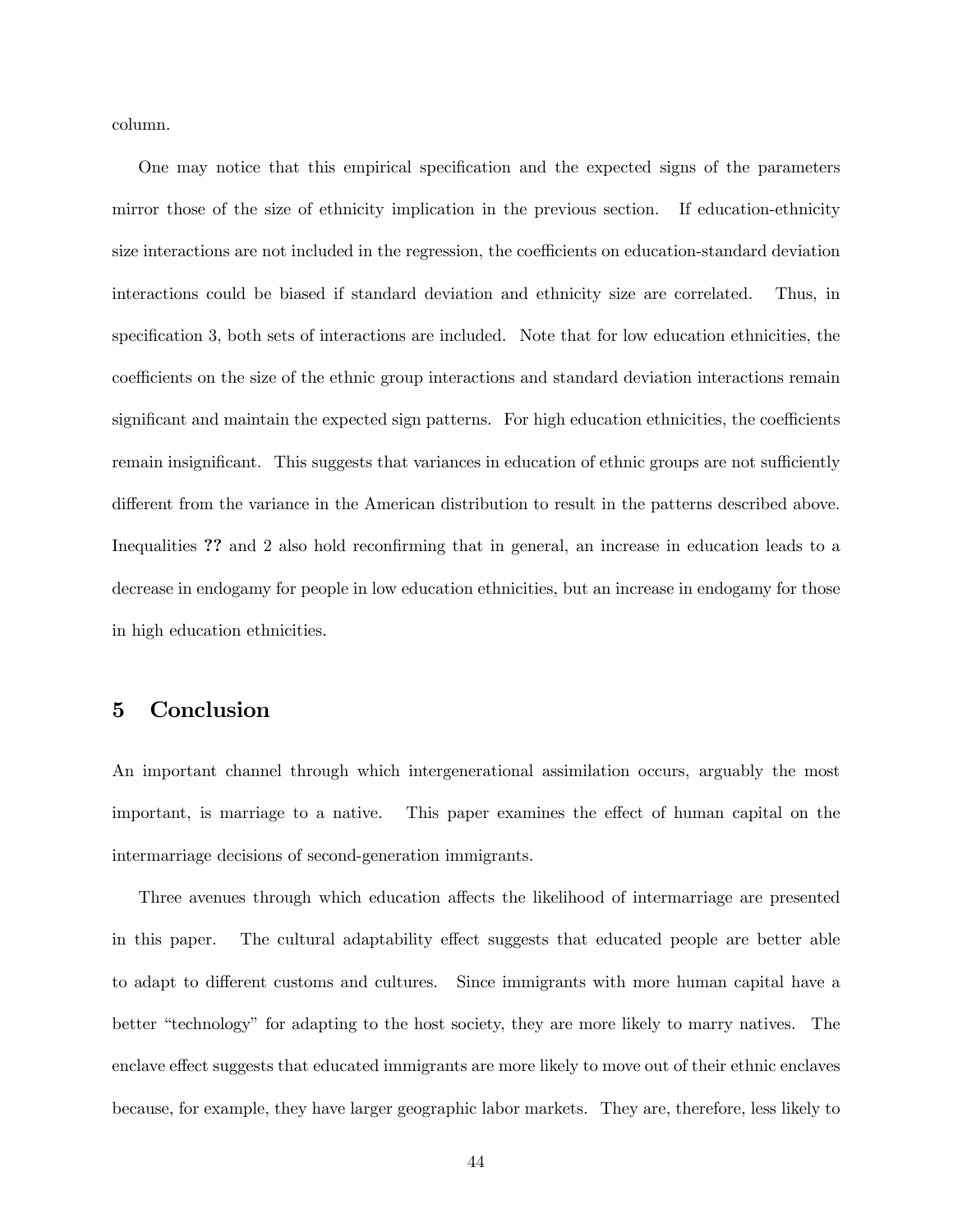column.

One may notice that this empirical specification and the expected signs of the parameters mirror those of the size of ethnicity implication in the previous section. If education-ethnicity size interactions are not included in the regression, the coefficients on education-standard deviation interactions could be biased if standard deviation and ethnicity size are correlated. Thus, in specification 3, both sets of interactions are included. Note that for low education ethnicities, the coefficients on the size of the ethnic group interactions and standard deviation interactions remain significant and maintain the expected sign patterns. For high education ethnicities, the coefficients remain insignificant. This suggests that variances in education of ethnic groups are not sufficiently different from the variance in the American distribution to result in the patterns described above. Inequalities **??** and 2 also hold reconfirming that in general, an increase in education leads to a decrease in endogamy for people in low education ethnicities, but an increase in endogamy for those in high education ethnicities.

## 5 Conclusion

An important channel through which intergenerational assimilation occurs, arguably the most important, is marriage to a native. This paper examines the effect of human capital on the intermarriage decisions of second-generation immigrants.

Three avenues through which education affects the likelihood of intermarriage are presented in this paper. The cultural adaptability effect suggests that educated people are better able to adapt to different customs and cultures. Since immigrants with more human capital have a better "technology" for adapting to the host society, they are more likely to marry natives. The enclave effect suggests that educated immigrants are more likely to move out of their ethnic enclaves because, for example, they have larger geographic labor markets. They are, therefore, less likely to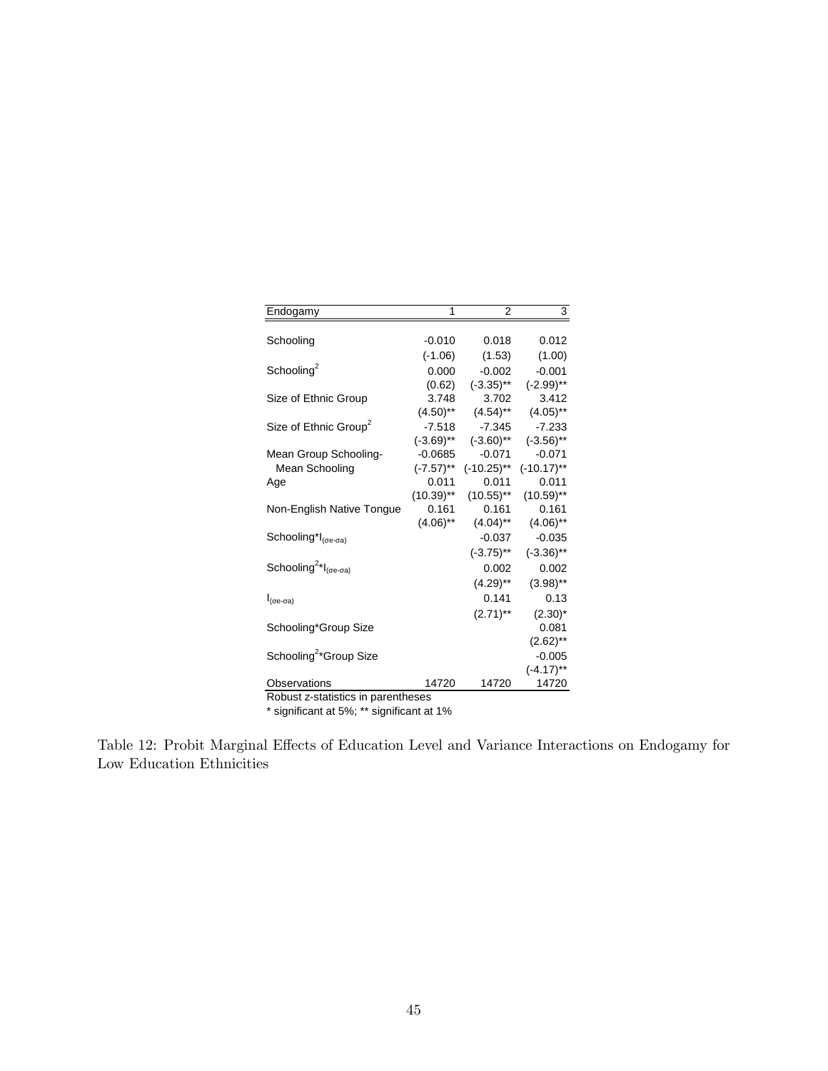| Endogamy | 1 | 2 | 3 |
|---|---|---|---|
| Schooling | -0.010 | 0.018 | 0.012 |
| | (-1.06) | (1.53) | (1.00) |
| Schooling$^2$ | 0.000 | -0.002 | -0.001 |
| | (0.62) | (-3.35)** | (-2.99)** |
| Size of Ethnic Group | 3.748 | 3.702 | 3.412 |
| | (4.50)** | (4.54)** | (4.05)** |
| Size of Ethnic Group$^2$ | -7.518 | -7.345 | -7.233 |
| | (-3.69)** | (-3.60)** | (-3.56)** |
| Mean Group Schooling- Mean Schooling | -0.0685 | -0.071 | -0.071 |
| | (-7.57)** | (-10.25)** | (-10.17)** |
| Age | 0.011 | 0.011 | 0.011 |
| | (10.39)** | (10.55)** | (10.59)** |
| Non-English Native Tongue | 0.161 | 0.161 | 0.161 |
| | (4.06)** | (4.04)** | (4.06)** |
| Schooling*$I_{(\sigma e-\sigma a)}$ | | -0.037 | -0.035 |
| | | (-3.75)** | (-3.36)** |
| Schooling$^2$*$I_{(\sigma e-\sigma a)}$ | | 0.002 | 0.002 |
| | | (4.29)** | (3.98)** |
| $I_{(\sigma e-\sigma a)}$ | | 0.141 | 0.13 |
| | | (2.71)** | (2.30)* |
| Schooling*Group Size | | | 0.081 |
| | | | (2.62)** |
| Schooling$^2$*Group Size | | | -0.005 |
| | | | (-4.17)** |
| Observations | 14720 | 14720 | 14720 |

Robust z-statistics in parentheses

* significant at 5%; ** significant at 1%

Table 12: Probit Marginal Effects of Education Level and Variance Interactions on Endogamy for Low Education Ethnicities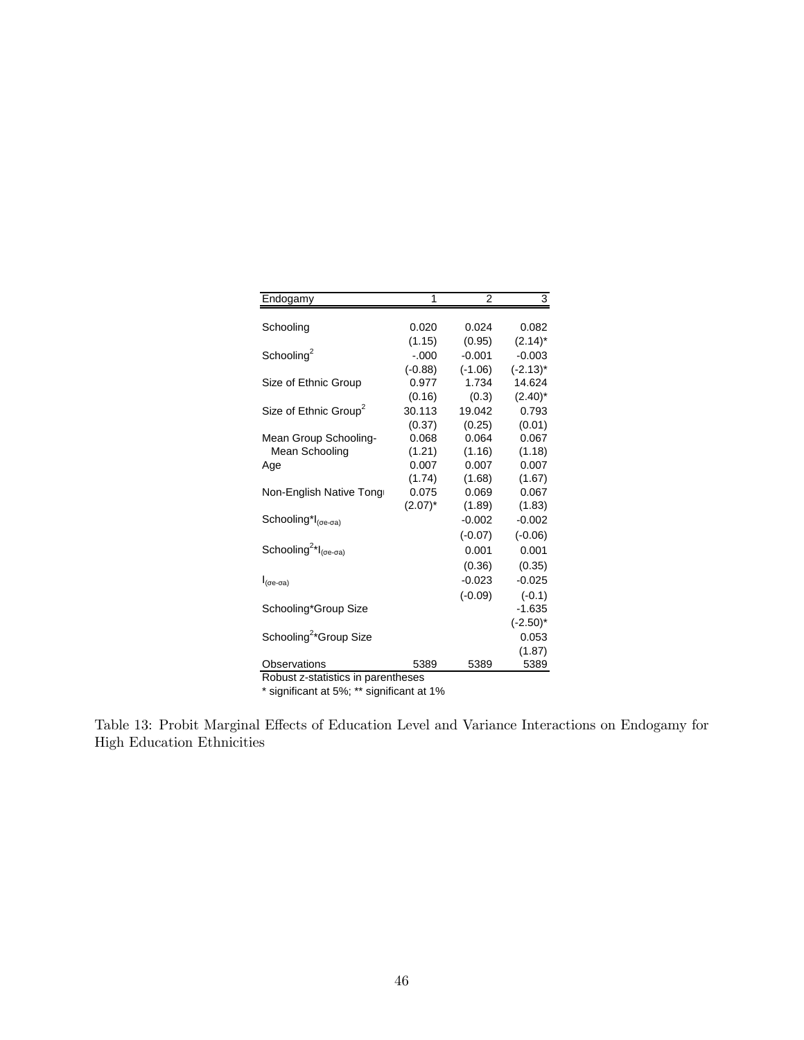| Endogamy | 1 | 2 | 3 |
|---|---|---|---|
| Schooling | 0.020 | 0.024 | 0.082 |
| | (1.15) | (0.95) | (2.14)* |
| Schooling$^2$ | -.000 | -0.001 | -0.003 |
| | (-0.88) | (-1.06) | (-2.13)* |
| Size of Ethnic Group | 0.977 | 1.734 | 14.624 |
| | (0.16) | (0.3) | (2.40)* |
| Size of Ethnic Group$^2$ | 30.113 | 19.042 | 0.793 |
| | (0.37) | (0.25) | (0.01) |
| Mean Group Schooling- Mean Schooling | 0.068 | 0.064 | 0.067 |
| | (1.21) | (1.16) | (1.18) |
| Age | 0.007 | 0.007 | 0.007 |
| | (1.74) | (1.68) | (1.67) |
| Non-English Native Tongu | 0.075 | 0.069 | 0.067 |
| | (2.07)* | (1.89) | (1.83) |
| Schooling*$I_{(\sigma e - \sigma a)}$ | | -0.002 | -0.002 |
| | | (-0.07) | (-0.06) |
| Schooling$^2$*$I_{(\sigma e - \sigma a)}$ | | 0.001 | 0.001 |
| | | (0.36) | (0.35) |
| $I_{(\sigma e - \sigma a)}$ | | -0.023 | -0.025 |
| | | (-0.09) | (-0.1) |
| Schooling*Group Size | | | -1.635 |
| | | | (-2.50)* |
| Schooling$^2$*Group Size | | | 0.053 |
| | | | (1.87) |
| Observations | 5389 | 5389 | 5389 |

Robust z-statistics in parentheses

* significant at 5%; ** significant at 1%

Table 13: Probit Marginal Effects of Education Level and Variance Interactions on Endogamy for High Education Ethnicities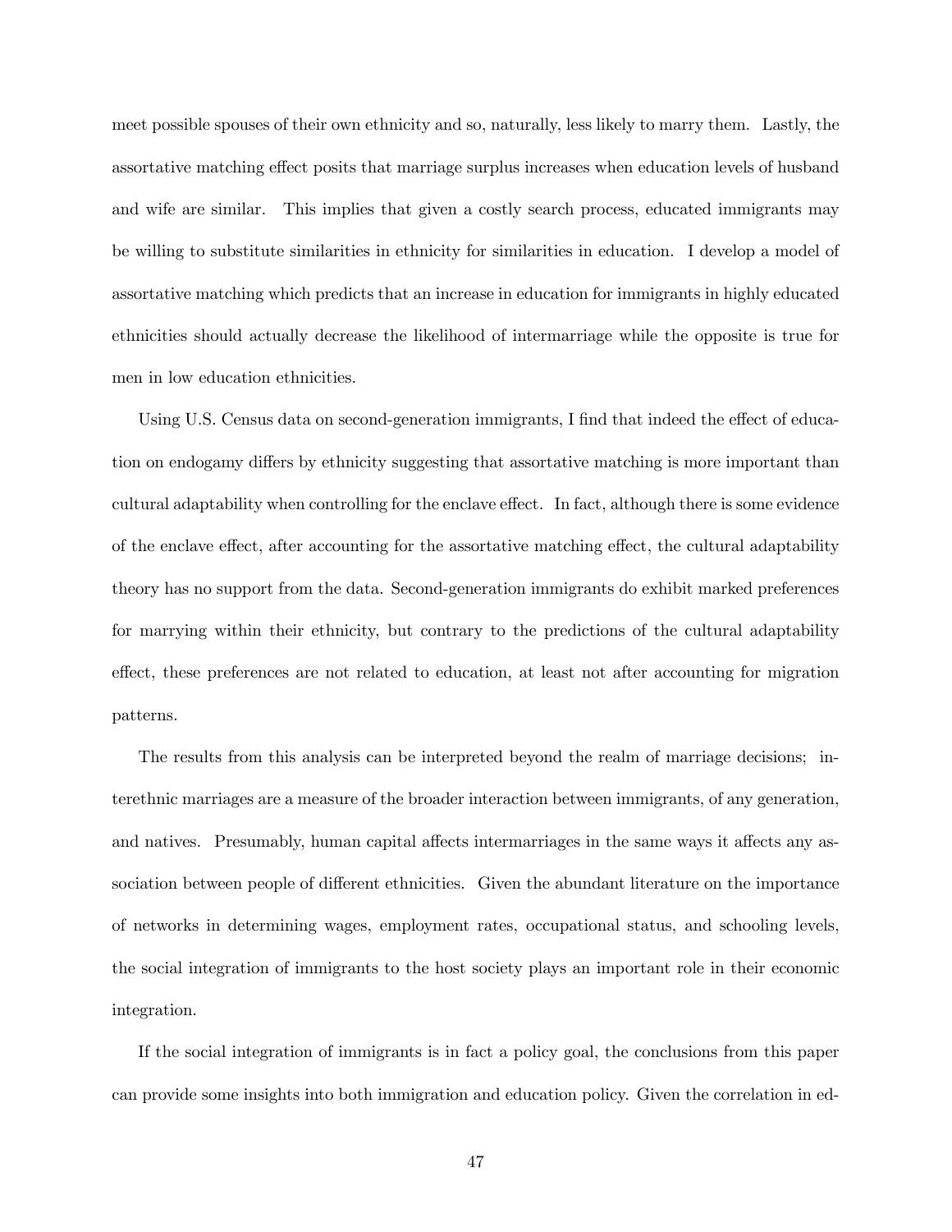meet possible spouses of their own ethnicity and so, naturally, less likely to marry them. Lastly, the assortative matching effect posits that marriage surplus increases when education levels of husband and wife are similar. This implies that given a costly search process, educated immigrants may be willing to substitute similarities in ethnicity for similarities in education. I develop a model of assortative matching which predicts that an increase in education for immigrants in highly educated ethnicities should actually decrease the likelihood of intermarriage while the opposite is true for men in low education ethnicities.

Using U.S. Census data on second-generation immigrants, I find that indeed the effect of education on endogamy differs by ethnicity suggesting that assortative matching is more important than cultural adaptability when controlling for the enclave effect. In fact, although there is some evidence of the enclave effect, after accounting for the assortative matching effect, the cultural adaptability theory has no support from the data. Second-generation immigrants do exhibit marked preferences for marrying within their ethnicity, but contrary to the predictions of the cultural adaptability effect, these preferences are not related to education, at least not after accounting for migration patterns.

The results from this analysis can be interpreted beyond the realm of marriage decisions; interethnic marriages are a measure of the broader interaction between immigrants, of any generation, and natives. Presumably, human capital affects intermarriages in the same ways it affects any association between people of different ethnicities. Given the abundant literature on the importance of networks in determining wages, employment rates, occupational status, and schooling levels, the social integration of immigrants to the host society plays an important role in their economic integration.

If the social integration of immigrants is in fact a policy goal, the conclusions from this paper can provide some insights into both immigration and education policy. Given the correlation in ed-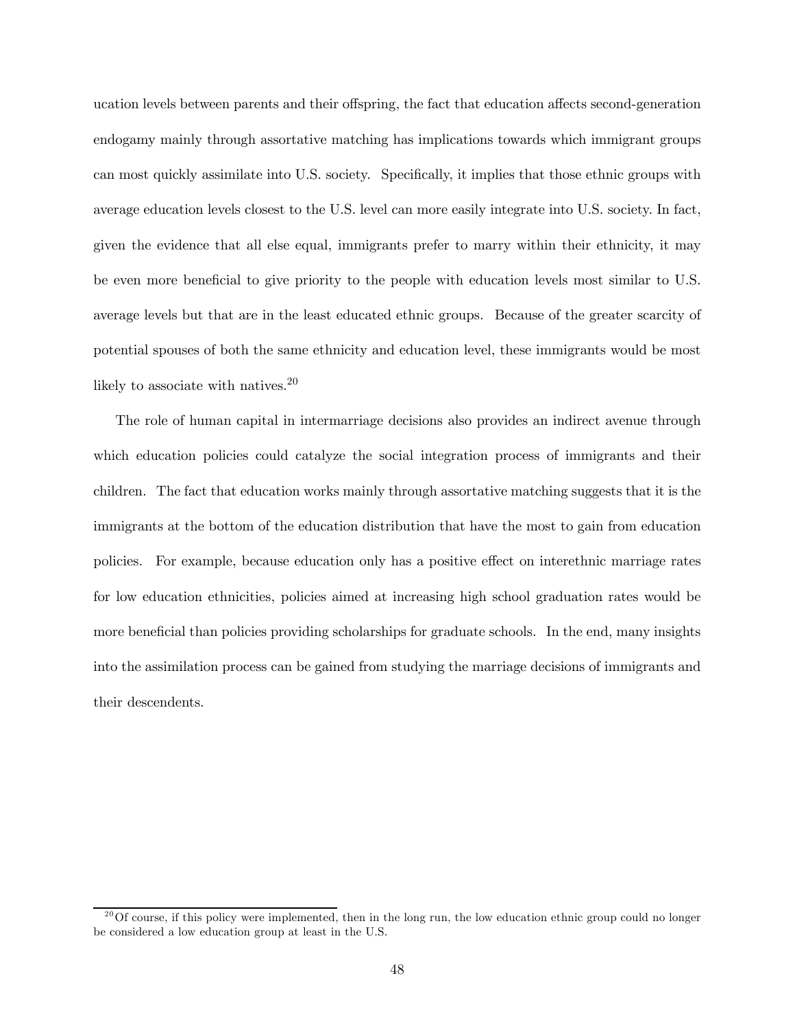ucation levels between parents and their offspring, the fact that education affects second-generation endogamy mainly through assortative matching has implications towards which immigrant groups can most quickly assimilate into U.S. society. Specifically, it implies that those ethnic groups with average education levels closest to the U.S. level can more easily integrate into U.S. society. In fact, given the evidence that all else equal, immigrants prefer to marry within their ethnicity, it may be even more beneficial to give priority to the people with education levels most similar to U.S. average levels but that are in the least educated ethnic groups. Because of the greater scarcity of potential spouses of both the same ethnicity and education level, these immigrants would be most likely to associate with natives.[20]

The role of human capital in intermarriage decisions also provides an indirect avenue through which education policies could catalyze the social integration process of immigrants and their children. The fact that education works mainly through assortative matching suggests that it is the immigrants at the bottom of the education distribution that have the most to gain from education policies. For example, because education only has a positive effect on interethnic marriage rates for low education ethnicities, policies aimed at increasing high school graduation rates would be more beneficial than policies providing scholarships for graduate schools. In the end, many insights into the assimilation process can be gained from studying the marriage decisions of immigrants and their descendents.

[20] Of course, if this policy were implemented, then in the long run, the low education ethnic group could no longer be considered a low education group at least in the U.S.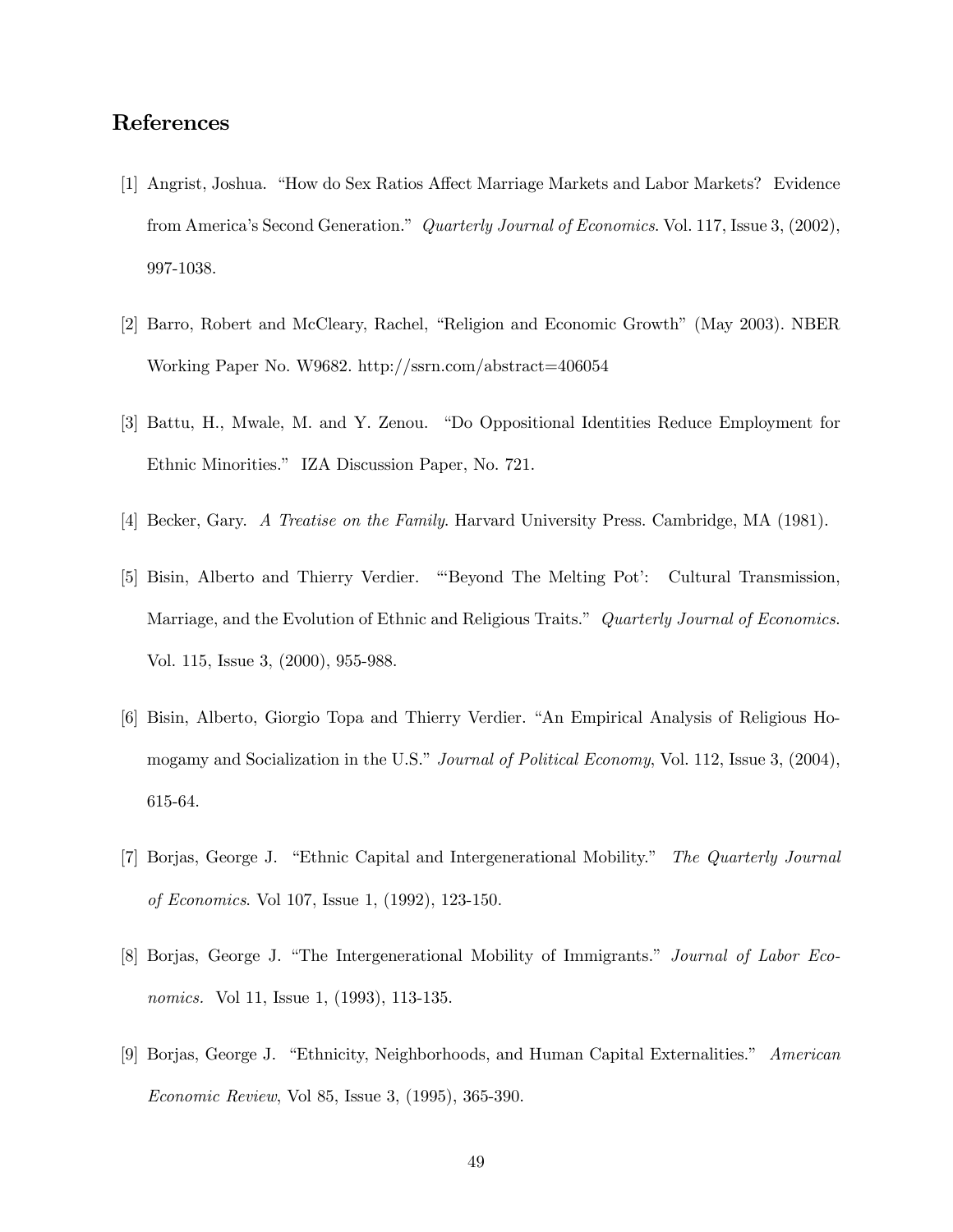# References

[1] Angrist, Joshua. "How do Sex Ratios Affect Marriage Markets and Labor Markets? Evidence from America's Second Generation." *Quarterly Journal of Economics*. Vol. 117, Issue 3, (2002), 997-1038.

[2] Barro, Robert and McCleary, Rachel, "Religion and Economic Growth" (May 2003). NBER Working Paper No. W9682. http://ssrn.com/abstract=406054

[3] Battu, H., Mwale, M. and Y. Zenou. "Do Oppositional Identities Reduce Employment for Ethnic Minorities." IZA Discussion Paper, No. 721.

[4] Becker, Gary. *A Treatise on the Family*. Harvard University Press. Cambridge, MA (1981).

[5] Bisin, Alberto and Thierry Verdier. "'Beyond The Melting Pot': Cultural Transmission, Marriage, and the Evolution of Ethnic and Religious Traits." *Quarterly Journal of Economics*. Vol. 115, Issue 3, (2000), 955-988.

[6] Bisin, Alberto, Giorgio Topa and Thierry Verdier. "An Empirical Analysis of Religious Homogamy and Socialization in the U.S." *Journal of Political Economy*, Vol. 112, Issue 3, (2004), 615-64.

[7] Borjas, George J. "Ethnic Capital and Intergenerational Mobility." *The Quarterly Journal of Economics*. Vol 107, Issue 1, (1992), 123-150.

[8] Borjas, George J. "The Intergenerational Mobility of Immigrants." *Journal of Labor Economics.* Vol 11, Issue 1, (1993), 113-135.

[9] Borjas, George J. "Ethnicity, Neighborhoods, and Human Capital Externalities." *American Economic Review*, Vol 85, Issue 3, (1995), 365-390.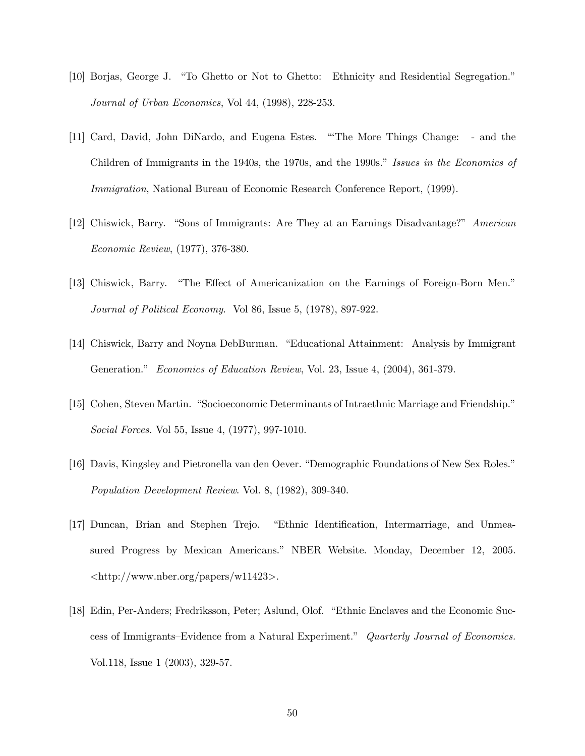[10] Borjas, George J. "To Ghetto or Not to Ghetto: Ethnicity and Residential Segregation." *Journal of Urban Economics*, Vol 44, (1998), 228-253.

[11] Card, David, John DiNardo, and Eugena Estes. "'The More Things Change: - and the Children of Immigrants in the 1940s, the 1970s, and the 1990s." *Issues in the Economics of Immigration*, National Bureau of Economic Research Conference Report, (1999).

[12] Chiswick, Barry. "Sons of Immigrants: Are They at an Earnings Disadvantage?" *American Economic Review*, (1977), 376-380.

[13] Chiswick, Barry. "The Effect of Americanization on the Earnings of Foreign-Born Men." *Journal of Political Economy*. Vol 86, Issue 5, (1978), 897-922.

[14] Chiswick, Barry and Noyna DebBurman. "Educational Attainment: Analysis by Immigrant Generation." *Economics of Education Review*, Vol. 23, Issue 4, (2004), 361-379.

[15] Cohen, Steven Martin. "Socioeconomic Determinants of Intraethnic Marriage and Friendship." *Social Forces.* Vol 55, Issue 4, (1977), 997-1010.

[16] Davis, Kingsley and Pietronella van den Oever. "Demographic Foundations of New Sex Roles." *Population Development Review*. Vol. 8, (1982), 309-340.

[17] Duncan, Brian and Stephen Trejo. "Ethnic Identification, Intermarriage, and Unmeasured Progress by Mexican Americans." NBER Website. Monday, December 12, 2005. <http://www.nber.org/papers/w11423>.

[18] Edin, Per-Anders; Fredriksson, Peter; Aslund, Olof. "Ethnic Enclaves and the Economic Success of Immigrants–Evidence from a Natural Experiment." *Quarterly Journal of Economics.* Vol.118, Issue 1 (2003), 329-57.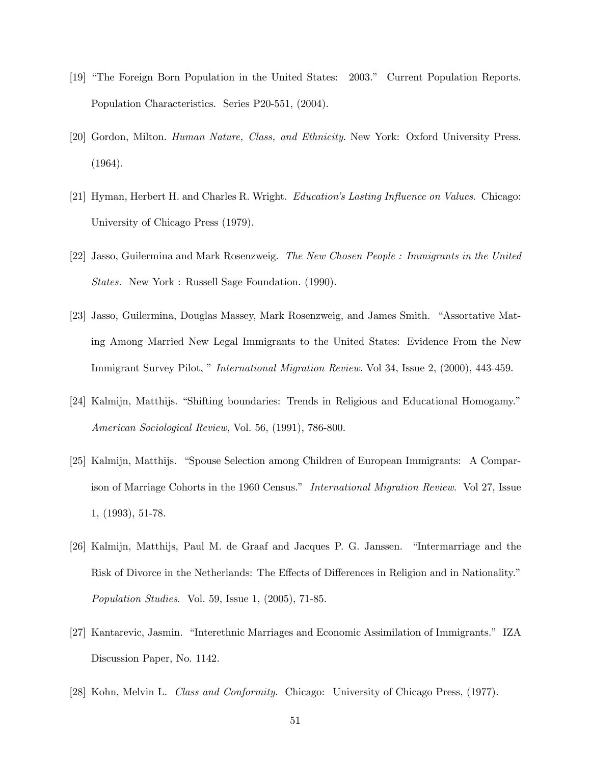[19] "The Foreign Born Population in the United States: 2003." Current Population Reports. Population Characteristics. Series P20-551, (2004).

[20] Gordon, Milton. *Human Nature, Class, and Ethnicity*. New York: Oxford University Press. (1964).

[21] Hyman, Herbert H. and Charles R. Wright. *Education's Lasting Influence on Values*. Chicago: University of Chicago Press (1979).

[22] Jasso, Guilermina and Mark Rosenzweig. *The New Chosen People : Immigrants in the United States*. New York : Russell Sage Foundation. (1990).

[23] Jasso, Guilermina, Douglas Massey, Mark Rosenzweig, and James Smith. "Assortative Mating Among Married New Legal Immigrants to the United States: Evidence From the New Immigrant Survey Pilot, " *International Migration Review*. Vol 34, Issue 2, (2000), 443-459.

[24] Kalmijn, Matthijs. "Shifting boundaries: Trends in Religious and Educational Homogamy." *American Sociological Review*, Vol. 56, (1991), 786-800.

[25] Kalmijn, Matthijs. "Spouse Selection among Children of European Immigrants: A Comparison of Marriage Cohorts in the 1960 Census." *International Migration Review*. Vol 27, Issue 1, (1993), 51-78.

[26] Kalmijn, Matthijs, Paul M. de Graaf and Jacques P. G. Janssen. "Intermarriage and the Risk of Divorce in the Netherlands: The Effects of Differences in Religion and in Nationality." *Population Studies*. Vol. 59, Issue 1, (2005), 71-85.

[27] Kantarevic, Jasmin. "Interethnic Marriages and Economic Assimilation of Immigrants." IZA Discussion Paper, No. 1142.

[28] Kohn, Melvin L. *Class and Conformity*. Chicago: University of Chicago Press, (1977).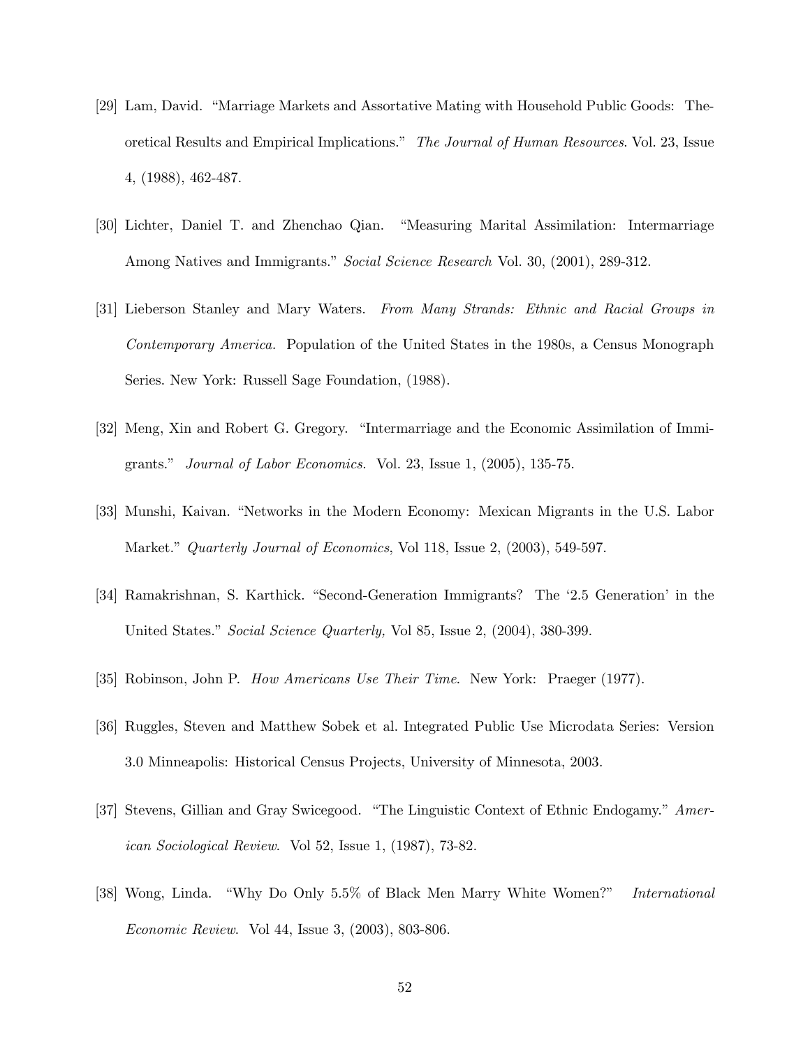[29] Lam, David. "Marriage Markets and Assortative Mating with Household Public Goods: Theoretical Results and Empirical Implications." *The Journal of Human Resources*. Vol. 23, Issue 4, (1988), 462-487.

[30] Lichter, Daniel T. and Zhenchao Qian. "Measuring Marital Assimilation: Intermarriage Among Natives and Immigrants." *Social Science Research* Vol. 30, (2001), 289-312.

[31] Lieberson Stanley and Mary Waters. *From Many Strands: Ethnic and Racial Groups in Contemporary America.* Population of the United States in the 1980s, a Census Monograph Series. New York: Russell Sage Foundation, (1988).

[32] Meng, Xin and Robert G. Gregory. "Intermarriage and the Economic Assimilation of Immigrants." *Journal of Labor Economics.* Vol. 23, Issue 1, (2005), 135-75.

[33] Munshi, Kaivan. "Networks in the Modern Economy: Mexican Migrants in the U.S. Labor Market." *Quarterly Journal of Economics*, Vol 118, Issue 2, (2003), 549-597.

[34] Ramakrishnan, S. Karthick. "Second-Generation Immigrants? The '2.5 Generation' in the United States." *Social Science Quarterly,* Vol 85, Issue 2, (2004), 380-399.

[35] Robinson, John P. *How Americans Use Their Time*. New York: Praeger (1977).

[36] Ruggles, Steven and Matthew Sobek et al. Integrated Public Use Microdata Series: Version 3.0 Minneapolis: Historical Census Projects, University of Minnesota, 2003.

[37] Stevens, Gillian and Gray Swicegood. "The Linguistic Context of Ethnic Endogamy." *American Sociological Review*. Vol 52, Issue 1, (1987), 73-82.

[38] Wong, Linda. "Why Do Only 5.5% of Black Men Marry White Women?" *International Economic Review*. Vol 44, Issue 3, (2003), 803-806.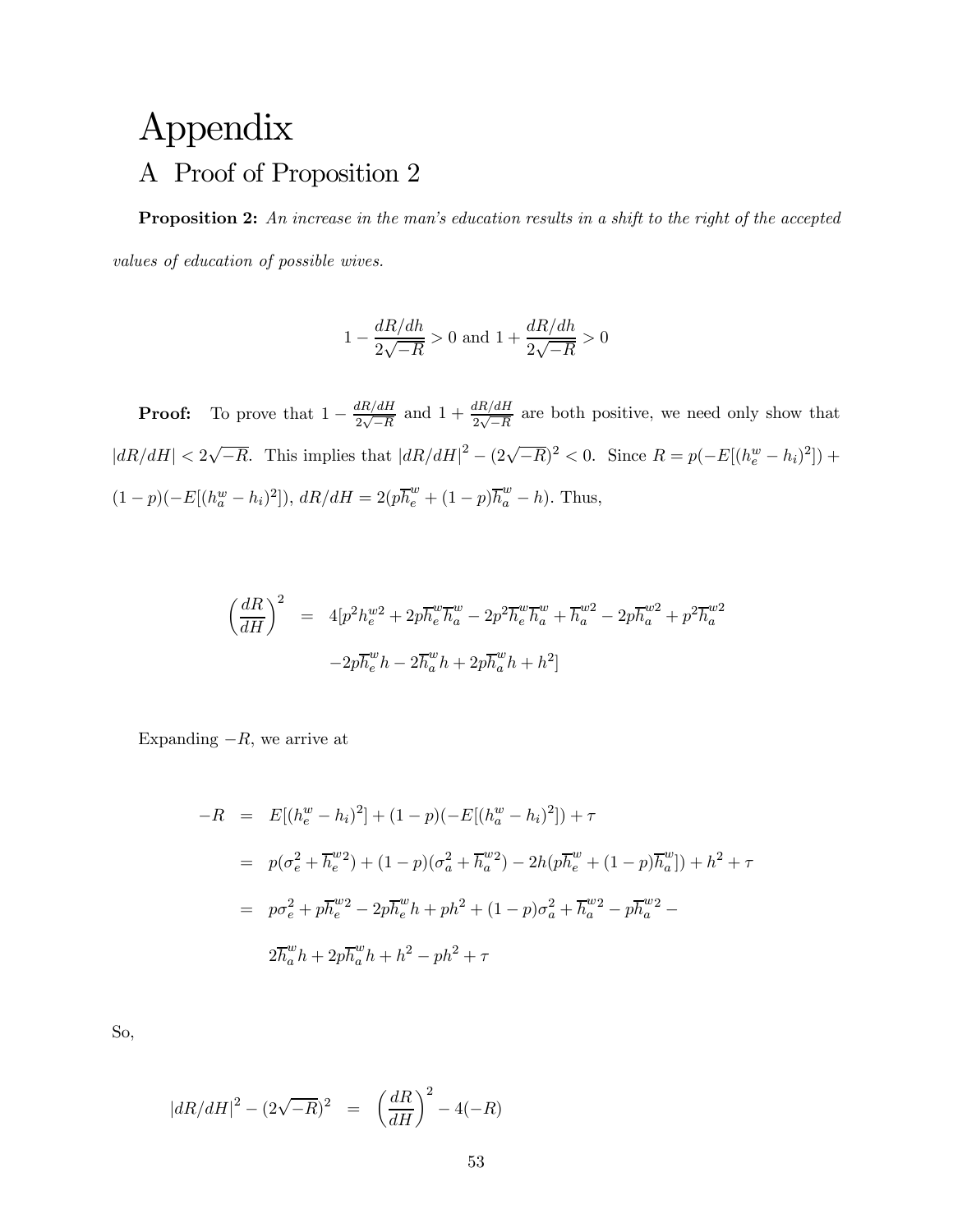# Appendix

## A Proof of Proposition 2

**Proposition 2:** *An increase in the man's education results in a shift to the right of the accepted values of education of possible wives.*

$$1 - \frac{dR/dh}{2\sqrt{-R}} > 0 \text{ and } 1 + \frac{dR/dh}{2\sqrt{-R}} > 0$$

**Proof:** To prove that $1 - \frac{dR/dH}{2\sqrt{-R}}$ and $1 + \frac{dR/dH}{2\sqrt{-R}}$ are both positive, we need only show that $|dR/dH| < 2\sqrt{-R}$. This implies that $|dR/dH|^2 - (2\sqrt{-R})^2 < 0$. Since $R = p(-E[(h_e^w - h_i)^2]) + (1-p)(-E[(h_a^w - h_i)^2])$, $dR/dH = 2(p\overline{h}_e^w + (1-p)\overline{h}_a^w - h)$. Thus,

$$\begin{aligned}
\left(\frac{dR}{dH}\right)^2 &= 4[p^2 h_e^{w2} + 2p\overline{h}_e^w\overline{h}_a^w - 2p^2\overline{h}_e^w\overline{h}_a^w + \overline{h}_a^{w2} - 2p\overline{h}_a^{w2} + p^2\overline{h}_a^{w2} \\
&\quad -2p\overline{h}_e^w h - 2\overline{h}_a^w h + 2p\overline{h}_a^w h + h^2]
\end{aligned}$$

Expanding $-R$, we arrive at

$$\begin{aligned}
-R &= E[(h_e^w - h_i)^2] + (1-p)(-E[(h_a^w - h_i)^2]) + \tau \\
&= p(\sigma_e^2 + \overline{h}_e^{w2}) + (1-p)(\sigma_a^2 + \overline{h}_a^{w2}) - 2h(p\overline{h}_e^w + (1-p)\overline{h}_a^w]) + h^2 + \tau \\
&= p\sigma_e^2 + p\overline{h}_e^{w2} - 2p\overline{h}_e^w h + ph^2 + (1-p)\sigma_a^2 + \overline{h}_a^{w2} - p\overline{h}_a^{w2} - \\
&\quad 2\overline{h}_a^w h + 2p\overline{h}_a^w h + h^2 - ph^2 + \tau
\end{aligned}$$

So,

$$|dR/dH|^2 - (2\sqrt{-R})^2 = \left(\frac{dR}{dH}\right)^2 - 4(-R)$$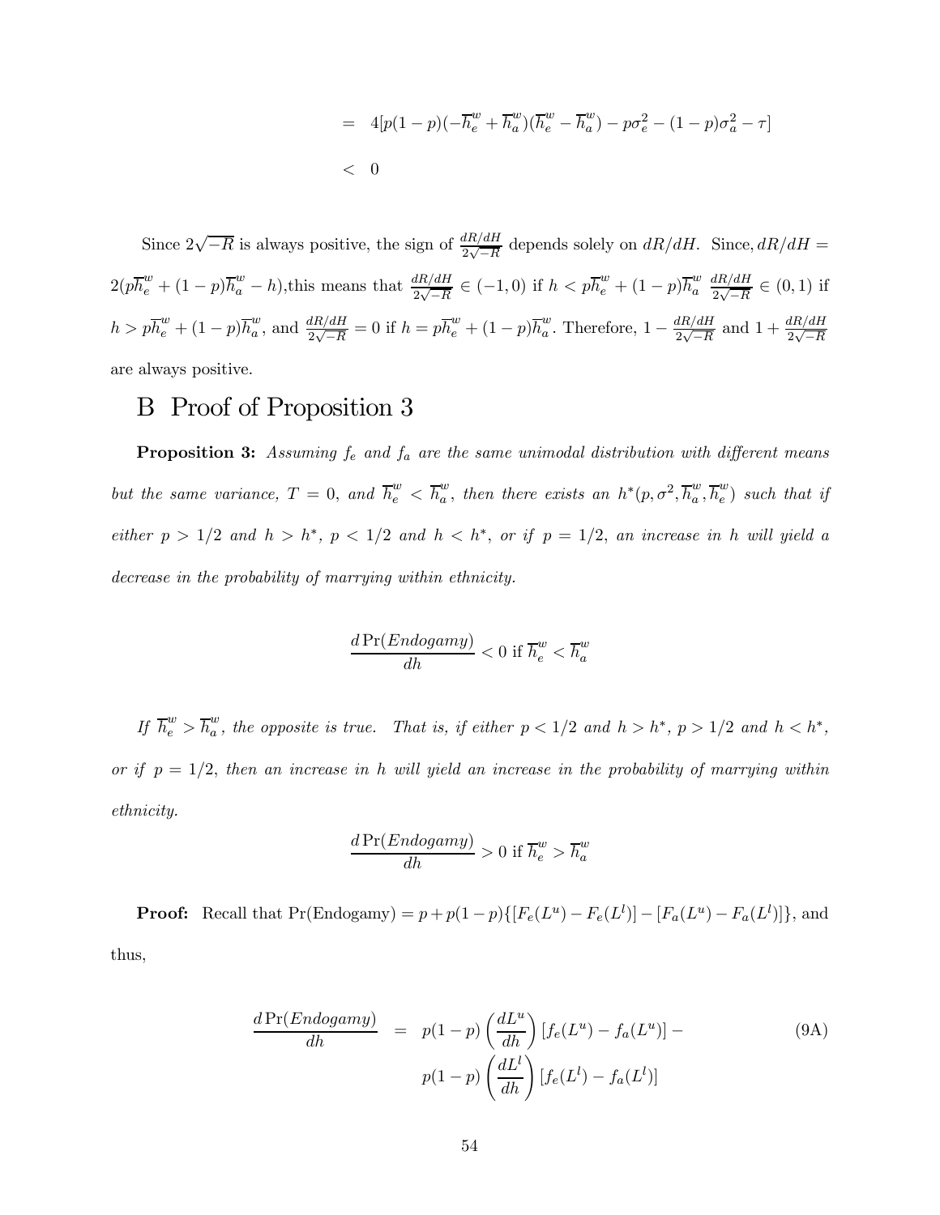$$= \quad 4[p(1-p)(-\overline{h}_e^w + \overline{h}_a^w)(\overline{h}_e^w - \overline{h}_a^w) - p\sigma_e^2 - (1-p)\sigma_a^2 - \tau]$$

$$< \quad 0$$

Since $2\sqrt{-R}$ is always positive, the sign of $\frac{dR/dH}{2\sqrt{-R}}$ depends solely on $dR/dH$. Since, $dR/dH = 2(p\overline{h}_e^w + (1-p)\overline{h}_a^w - h)$,this means that $\frac{dR/dH}{2\sqrt{-R}} \in (-1, 0)$ if $h < p\overline{h}_e^w + (1-p)\overline{h}_a^w$ $\frac{dR/dH}{2\sqrt{-R}} \in (0, 1)$ if $h > p\overline{h}_e^w + (1-p)\overline{h}_a^w$, and $\frac{dR/dH}{2\sqrt{-R}} = 0$ if $h = p\overline{h}_e^w + (1-p)\overline{h}_a^w$. Therefore, $1 - \frac{dR/dH}{2\sqrt{-R}}$ and $1 + \frac{dR/dH}{2\sqrt{-R}}$ are always positive.

# B Proof of Proposition 3

**Proposition 3:** *Assuming $f_e$ and $f_a$ are the same unimodal distribution with different means but the same variance, $T = 0$, and $\overline{h}_e^w < \overline{h}_a^w$, then there exists an $h^*(p, \sigma^2, \overline{h}_a^w, \overline{h}_e^w)$ such that if either $p > 1/2$ and $h > h^*$, $p < 1/2$ and $h < h^*$, or if $p = 1/2$, an increase in $h$ will yield a decrease in the probability of marrying within ethnicity.*

$$\frac{d\Pr(Endogamy)}{dh} < 0 \text{ if } \overline{h}_e^w < \overline{h}_a^w$$

*If $\overline{h}_e^w > \overline{h}_a^w$, the opposite is true. That is, if either $p < 1/2$ and $h > h^*$, $p > 1/2$ and $h < h^*$, or if $p = 1/2$, then an increase in $h$ will yield an increase in the probability of marrying within ethnicity.*

$$\frac{d\Pr(Endogamy)}{dh} > 0 \text{ if } \overline{h}_e^w > \overline{h}_a^w$$

**Proof:** Recall that Pr(Endogamy) $= p + p(1-p)\{[F_e(L^u) - F_e(L^l)] - [F_a(L^u) - F_a(L^l)]\}$, and thus,

$$\begin{aligned}
\frac{d\Pr(Endogamy)}{dh} &= p(1-p)\left(\frac{dL^u}{dh}\right)[f_e(L^u) - f_a(L^u)] - \\
&\quad p(1-p)\left(\frac{dL^l}{dh}\right)[f_e(L^l) - f_a(L^l)]
\end{aligned} \tag{9A}$$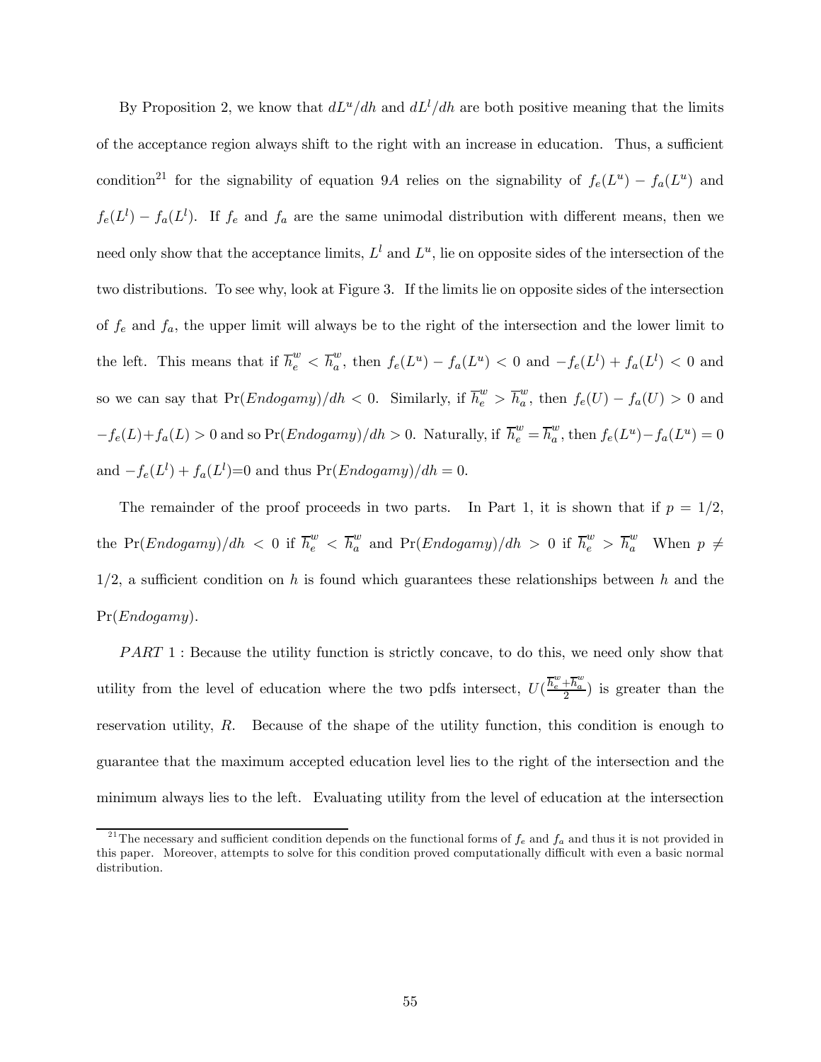By Proposition 2, we know that $dL^u/dh$ and $dL^l/dh$ are both positive meaning that the limits of the acceptance region always shift to the right with an increase in education. Thus, a sufficient condition[21] for the signability of equation 9$A$ relies on the signability of $f_e(L^u) - f_a(L^u)$ and $f_e(L^l) - f_a(L^l)$. If $f_e$ and $f_a$ are the same unimodal distribution with different means, then we need only show that the acceptance limits, $L^l$ and $L^u$, lie on opposite sides of the intersection of the two distributions. To see why, look at Figure 3. If the limits lie on opposite sides of the intersection of $f_e$ and $f_a$, the upper limit will always be to the right of the intersection and the lower limit to the left. This means that if $\overline{h}_e^w < \overline{h}_a^w$, then $f_e(L^u) - f_a(L^u) < 0$ and $-f_e(L^l) + f_a(L^l) < 0$ and so we can say that $\Pr(Endogamy)/dh < 0$. Similarly, if $\overline{h}_e^w > \overline{h}_a^w$, then $f_e(U) - f_a(U) > 0$ and $-f_e(L) + f_a(L) > 0$ and so $\Pr(Endogamy)/dh > 0$. Naturally, if $\overline{h}_e^w = \overline{h}_a^w$, then $f_e(L^u) - f_a(L^u) = 0$ and $-f_e(L^l) + f_a(L^l)$=0 and thus $\Pr(Endogamy)/dh = 0$.

The remainder of the proof proceeds in two parts. In Part 1, it is shown that if $p = 1/2$, the $\Pr(Endogamy)/dh < 0$ if $\overline{h}_e^w < \overline{h}_a^w$ and $\Pr(Endogamy)/dh > 0$ if $\overline{h}_e^w > \overline{h}_a^w$ When $p \neq 1/2$, a sufficient condition on $h$ is found which guarantees these relationships between $h$ and the $\Pr(Endogamy)$.

*PART* 1 : Because the utility function is strictly concave, to do this, we need only show that utility from the level of education where the two pdfs intersect, $U(\frac{\overline{h}_e^w + \overline{h}_a^w}{2})$ is greater than the reservation utility, $R$. Because of the shape of the utility function, this condition is enough to guarantee that the maximum accepted education level lies to the right of the intersection and the minimum always lies to the left. Evaluating utility from the level of education at the intersection

[21] The necessary and sufficient condition depends on the functional forms of $f_e$ and $f_a$ and thus it is not provided in this paper. Moreover, attempts to solve for this condition proved computationally difficult with even a basic normal distribution.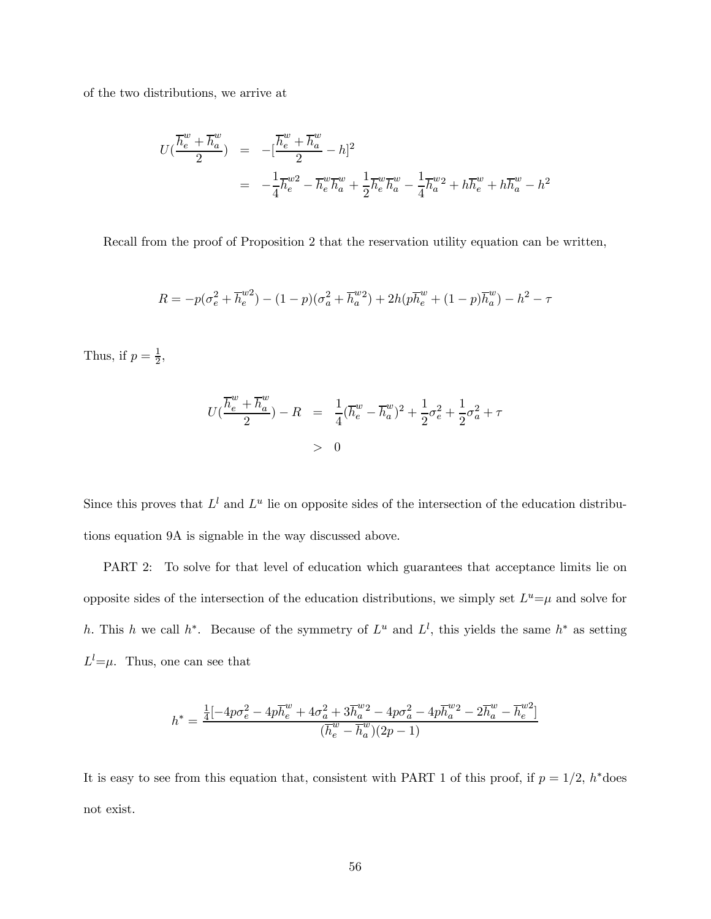of the two distributions, we arrive at

$$
\begin{aligned}
U(\frac{\overline{h}_e^w + \overline{h}_a^w}{2}) &= -[\frac{\overline{h}_e^w + \overline{h}_a^w}{2} - h]^2 \\
&= -\frac{1}{4}\overline{h}_e^{w2} - \overline{h}_e^w \overline{h}_a^w + \frac{1}{2}\overline{h}_e^w \overline{h}_a^w - \frac{1}{4}\overline{h}_a^{w2} + h\overline{h}_e^w + h\overline{h}_a^w - h^2
\end{aligned}
$$

Recall from the proof of Proposition 2 that the reservation utility equation can be written,

$$
R = -p(\sigma_e^2 + \overline{h}_e^{w2}) - (1-p)(\sigma_a^2 + \overline{h}_a^{w2}) + 2h(p\overline{h}_e^w + (1-p)\overline{h}_a^w) - h^2 - \tau
$$

Thus, if $p = \frac{1}{2}$,

$$
\begin{aligned}
U(\frac{\overline{h}_e^w + \overline{h}_a^w}{2}) - R &= \frac{1}{4}(\overline{h}_e^w - \overline{h}_a^w)^2 + \frac{1}{2}\sigma_e^2 + \frac{1}{2}\sigma_a^2 + \tau \\
&> 0
\end{aligned}
$$

Since this proves that $L^l$ and $L^u$ lie on opposite sides of the intersection of the education distributions equation 9A is signable in the way discussed above.

PART 2: To solve for that level of education which guarantees that acceptance limits lie on opposite sides of the intersection of the education distributions, we simply set $L^u = \mu$ and solve for $h$. This $h$ we call $h^*$. Because of the symmetry of $L^u$ and $L^l$, this yields the same $h^*$ as setting $L^l = \mu$. Thus, one can see that

$$
h^* = \frac{\frac{1}{4}[-4p\sigma_e^2 - 4p\overline{h}_e^w + 4\sigma_a^2 + 3\overline{h}_a^{w2} - 4p\sigma_a^2 - 4p\overline{h}_a^{w2} - 2\overline{h}_a^w - \overline{h}_e^{w2}]}{(\overline{h}_e^w - \overline{h}_a^w)(2p-1)}
$$

It is easy to see from this equation that, consistent with PART 1 of this proof, if $p = 1/2$, $h^*$does not exist.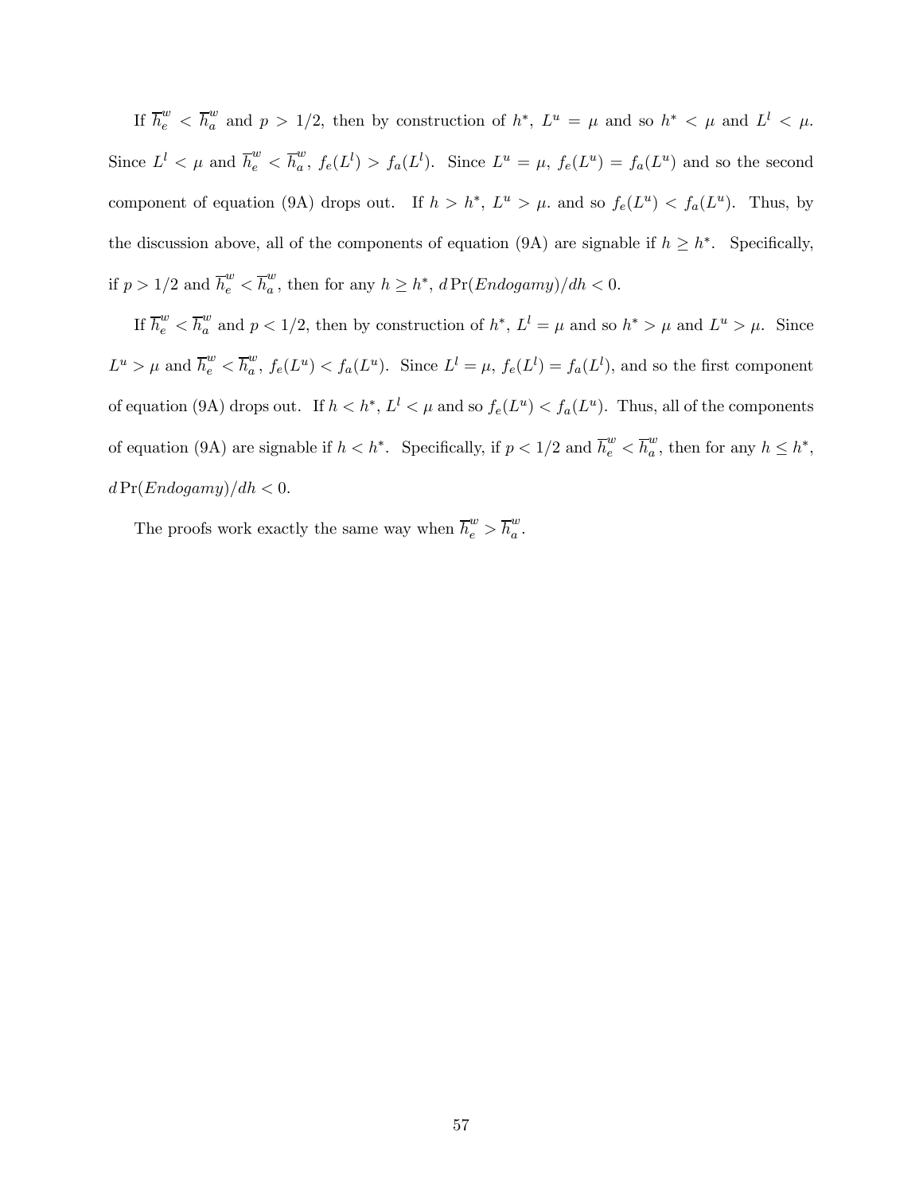If $\overline{h}_e^w < \overline{h}_a^w$ and $p > 1/2$, then by construction of $h^*$, $L^u = \mu$ and so $h^* < \mu$ and $L^l < \mu$. Since $L^l < \mu$ and $\overline{h}_e^w < \overline{h}_a^w$, $f_e(L^l) > f_a(L^l)$. Since $L^u = \mu$, $f_e(L^u) = f_a(L^u)$ and so the second component of equation (9A) drops out. If $h > h^*$, $L^u > \mu$. and so $f_e(L^u) < f_a(L^u)$. Thus, by the discussion above, all of the components of equation (9A) are signable if $h \geq h^*$. Specifically, if $p > 1/2$ and $\overline{h}_e^w < \overline{h}_a^w$, then for any $h \geq h^*$, $d\Pr(Endogamy)/dh < 0$.

If $\overline{h}_e^w < \overline{h}_a^w$ and $p < 1/2$, then by construction of $h^*$, $L^l = \mu$ and so $h^* > \mu$ and $L^u > \mu$. Since $L^u > \mu$ and $\overline{h}_e^w < \overline{h}_a^w$, $f_e(L^u) < f_a(L^u)$. Since $L^l = \mu$, $f_e(L^l) = f_a(L^l)$, and so the first component of equation (9A) drops out. If $h < h^*$, $L^l < \mu$ and so $f_e(L^u) < f_a(L^u)$. Thus, all of the components of equation (9A) are signable if $h < h^*$. Specifically, if $p < 1/2$ and $\overline{h}_e^w < \overline{h}_a^w$, then for any $h \leq h^*$, $d\Pr(Endogamy)/dh < 0$.

The proofs work exactly the same way when $\overline{h}_e^w > \overline{h}_a^w$.